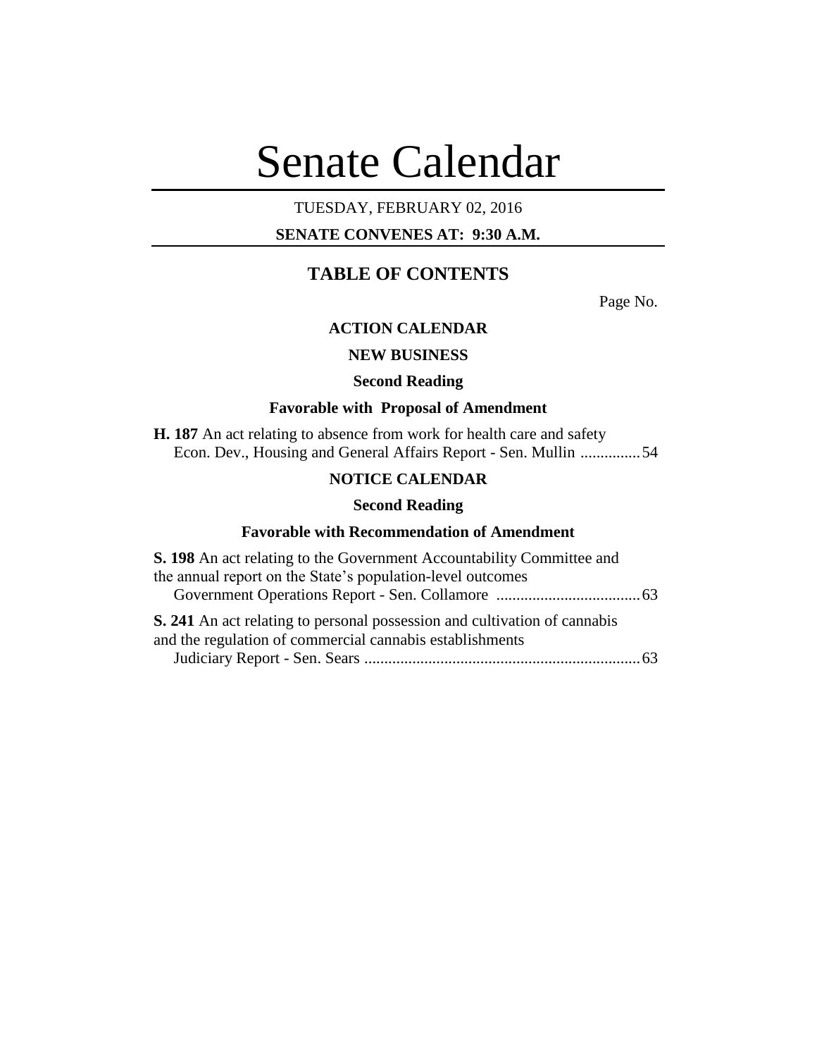# Senate Calendar

TUESDAY, FEBRUARY 02, 2016

**SENATE CONVENES AT: 9:30 A.M.**

## TABLE OF CONTENTS

Page No.

### ACTION CALENDAR

#### NEW BUSINESS

#### Second Reading

#### Favorable with Proposal of Amendment

**H. 187** An act relating to absence from work for health care and safety
Econ. Dev., Housing and General Affairs Report - Sen. Mullin ...............54

### NOTICE CALENDAR

#### Second Reading

#### Favorable with Recommendation of Amendment

**S. 198** An act relating to the Government Accountability Committee and the annual report on the State's population-level outcomes
Government Operations Report - Sen. Collamore ....................................63

**S. 241** An act relating to personal possession and cultivation of cannabis and the regulation of commercial cannabis establishments
Judiciary Report - Sen. Sears .....................................................................63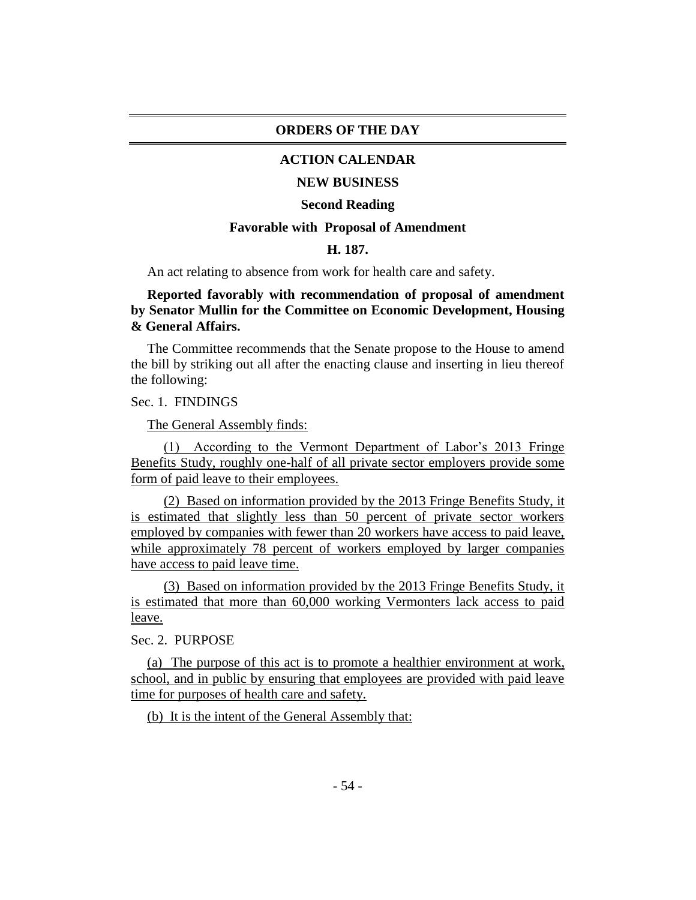## ORDERS OF THE DAY

### ACTION CALENDAR

### NEW BUSINESS

### Second Reading

### Favorable with Proposal of Amendment

### H. 187.

An act relating to absence from work for health care and safety.

**Reported favorably with recommendation of proposal of amendment by Senator Mullin for the Committee on Economic Development, Housing & General Affairs.**

The Committee recommends that the Senate propose to the House to amend the bill by striking out all after the enacting clause and inserting in lieu thereof the following:

Sec. 1. FINDINGS

The General Assembly finds:

(1) According to the Vermont Department of Labor's 2013 Fringe Benefits Study, roughly one-half of all private sector employers provide some form of paid leave to their employees.

(2) Based on information provided by the 2013 Fringe Benefits Study, it is estimated that slightly less than 50 percent of private sector workers employed by companies with fewer than 20 workers have access to paid leave, while approximately 78 percent of workers employed by larger companies have access to paid leave time.

(3) Based on information provided by the 2013 Fringe Benefits Study, it is estimated that more than 60,000 working Vermonters lack access to paid leave.

Sec. 2. PURPOSE

(a) The purpose of this act is to promote a healthier environment at work, school, and in public by ensuring that employees are provided with paid leave time for purposes of health care and safety.

(b) It is the intent of the General Assembly that: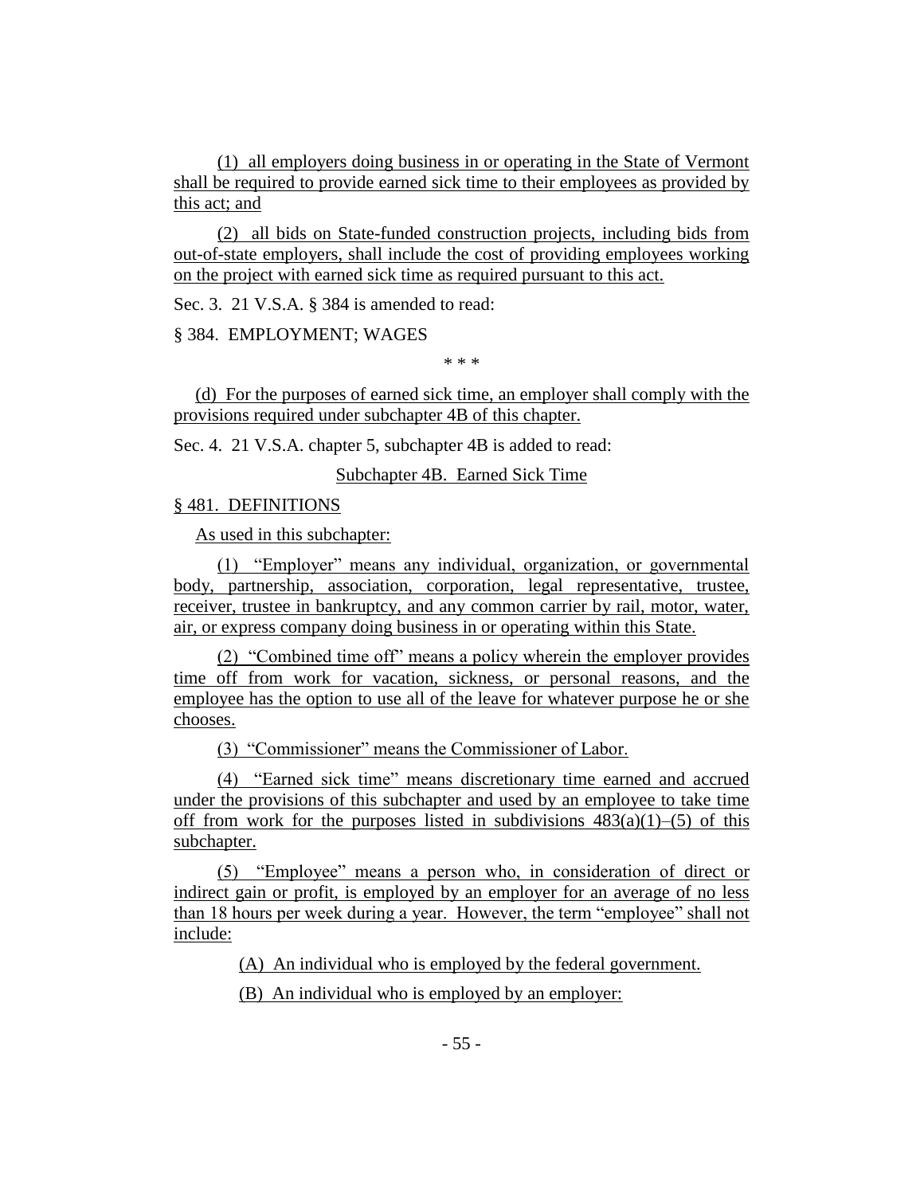(1) all employers doing business in or operating in the State of Vermont shall be required to provide earned sick time to their employees as provided by this act; and

(2) all bids on State-funded construction projects, including bids from out-of-state employers, shall include the cost of providing employees working on the project with earned sick time as required pursuant to this act.

Sec. 3. 21 V.S.A. § 384 is amended to read:

§ 384. EMPLOYMENT; WAGES

\* \* \*

(d) For the purposes of earned sick time, an employer shall comply with the provisions required under subchapter 4B of this chapter.

Sec. 4. 21 V.S.A. chapter 5, subchapter 4B is added to read:

Subchapter 4B. Earned Sick Time

§ 481. DEFINITIONS

As used in this subchapter:

(1) "Employer" means any individual, organization, or governmental body, partnership, association, corporation, legal representative, trustee, receiver, trustee in bankruptcy, and any common carrier by rail, motor, water, air, or express company doing business in or operating within this State.

(2) "Combined time off" means a policy wherein the employer provides time off from work for vacation, sickness, or personal reasons, and the employee has the option to use all of the leave for whatever purpose he or she chooses.

(3) "Commissioner" means the Commissioner of Labor.

(4) "Earned sick time" means discretionary time earned and accrued under the provisions of this subchapter and used by an employee to take time off from work for the purposes listed in subdivisions 483(a)(1)–(5) of this subchapter.

(5) "Employee" means a person who, in consideration of direct or indirect gain or profit, is employed by an employer for an average of no less than 18 hours per week during a year. However, the term "employee" shall not include:

(A) An individual who is employed by the federal government.

(B) An individual who is employed by an employer: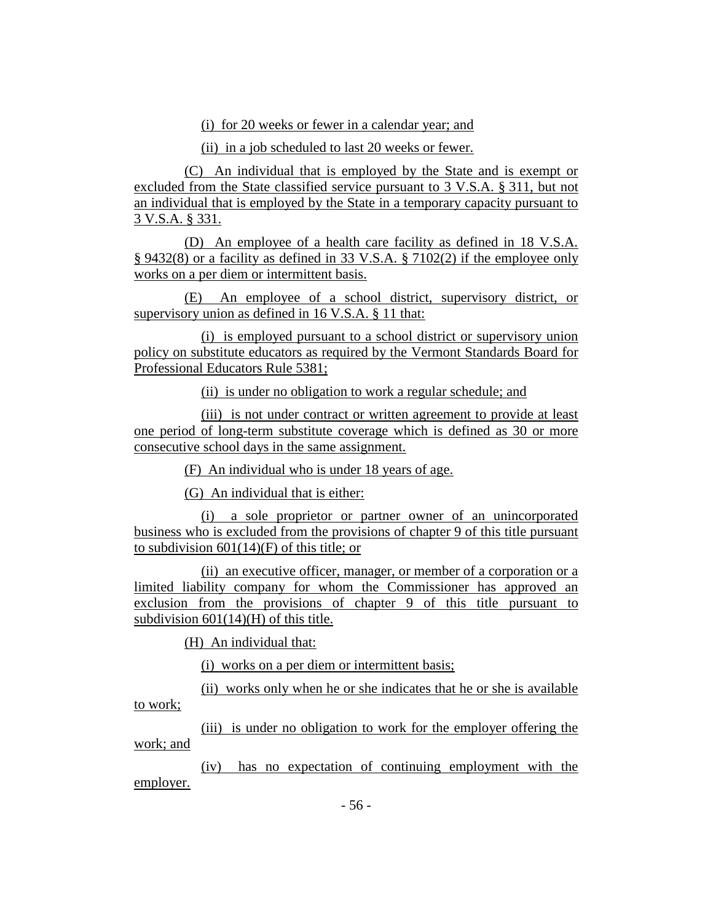(i) for 20 weeks or fewer in a calendar year; and

(ii) in a job scheduled to last 20 weeks or fewer.

(C) An individual that is employed by the State and is exempt or excluded from the State classified service pursuant to 3 V.S.A. § 311, but not an individual that is employed by the State in a temporary capacity pursuant to 3 V.S.A. § 331.

(D) An employee of a health care facility as defined in 18 V.S.A. § 9432(8) or a facility as defined in 33 V.S.A. § 7102(2) if the employee only works on a per diem or intermittent basis.

(E) An employee of a school district, supervisory district, or supervisory union as defined in 16 V.S.A. § 11 that:

(i) is employed pursuant to a school district or supervisory union policy on substitute educators as required by the Vermont Standards Board for Professional Educators Rule 5381;

(ii) is under no obligation to work a regular schedule; and

(iii) is not under contract or written agreement to provide at least one period of long-term substitute coverage which is defined as 30 or more consecutive school days in the same assignment.

(F) An individual who is under 18 years of age.

(G) An individual that is either:

(i) a sole proprietor or partner owner of an unincorporated business who is excluded from the provisions of chapter 9 of this title pursuant to subdivision 601(14)(F) of this title; or

(ii) an executive officer, manager, or member of a corporation or a limited liability company for whom the Commissioner has approved an exclusion from the provisions of chapter 9 of this title pursuant to subdivision 601(14)(H) of this title.

(H) An individual that:

(i) works on a per diem or intermittent basis;

(ii) works only when he or she indicates that he or she is available to work;

(iii) is under no obligation to work for the employer offering the work; and

(iv) has no expectation of continuing employment with the employer.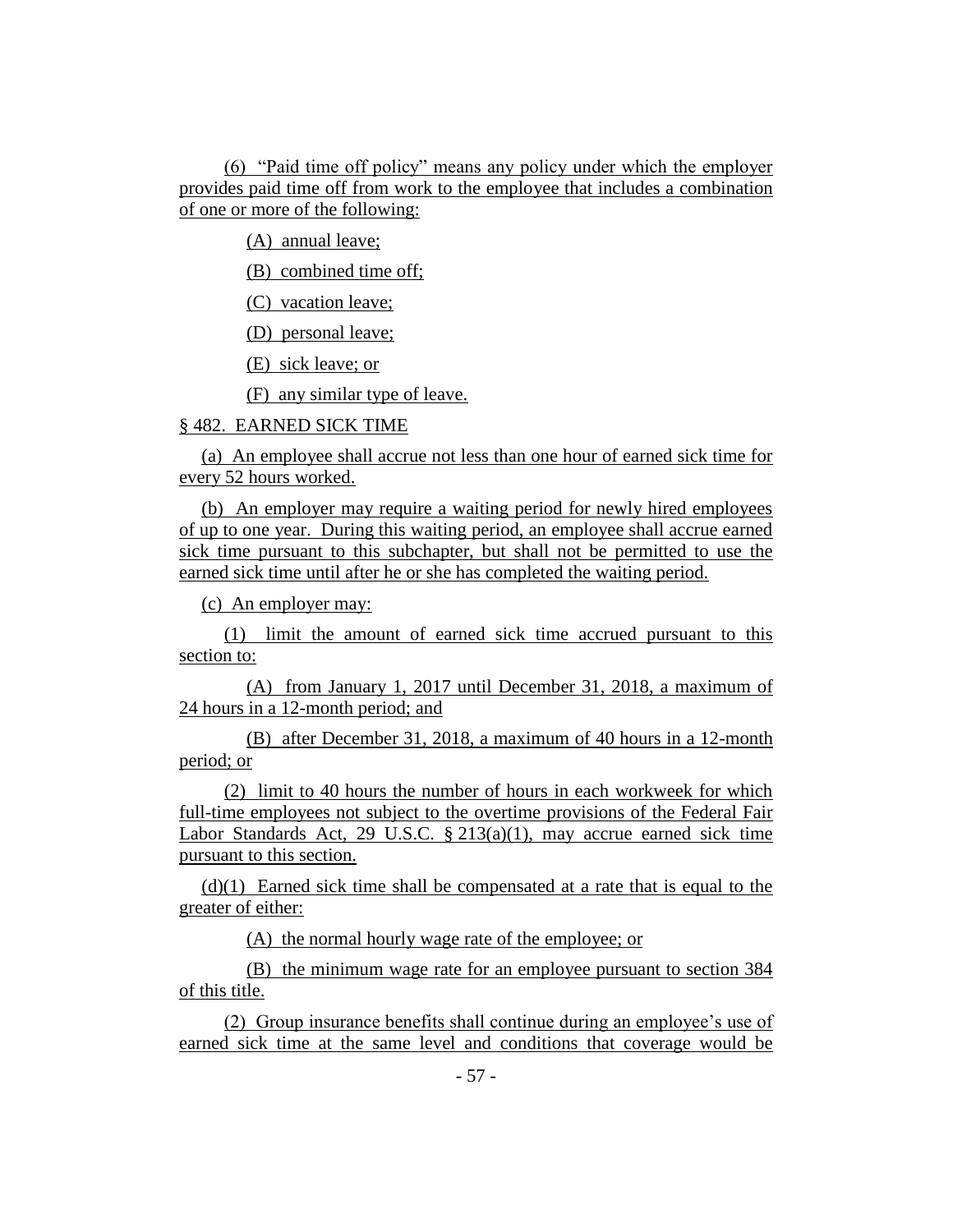(6) "Paid time off policy" means any policy under which the employer provides paid time off from work to the employee that includes a combination of one or more of the following:

(A) annual leave;

(B) combined time off;

(C) vacation leave;

(D) personal leave;

(E) sick leave; or

(F) any similar type of leave.

§ 482. EARNED SICK TIME

(a) An employee shall accrue not less than one hour of earned sick time for every 52 hours worked.

(b) An employer may require a waiting period for newly hired employees of up to one year. During this waiting period, an employee shall accrue earned sick time pursuant to this subchapter, but shall not be permitted to use the earned sick time until after he or she has completed the waiting period.

(c) An employer may:

(1) limit the amount of earned sick time accrued pursuant to this section to:

(A) from January 1, 2017 until December 31, 2018, a maximum of 24 hours in a 12-month period; and

(B) after December 31, 2018, a maximum of 40 hours in a 12-month period; or

(2) limit to 40 hours the number of hours in each workweek for which full-time employees not subject to the overtime provisions of the Federal Fair Labor Standards Act, 29 U.S.C. § 213(a)(1), may accrue earned sick time pursuant to this section.

(d)(1) Earned sick time shall be compensated at a rate that is equal to the greater of either:

(A) the normal hourly wage rate of the employee; or

(B) the minimum wage rate for an employee pursuant to section 384 of this title.

(2) Group insurance benefits shall continue during an employee's use of earned sick time at the same level and conditions that coverage would be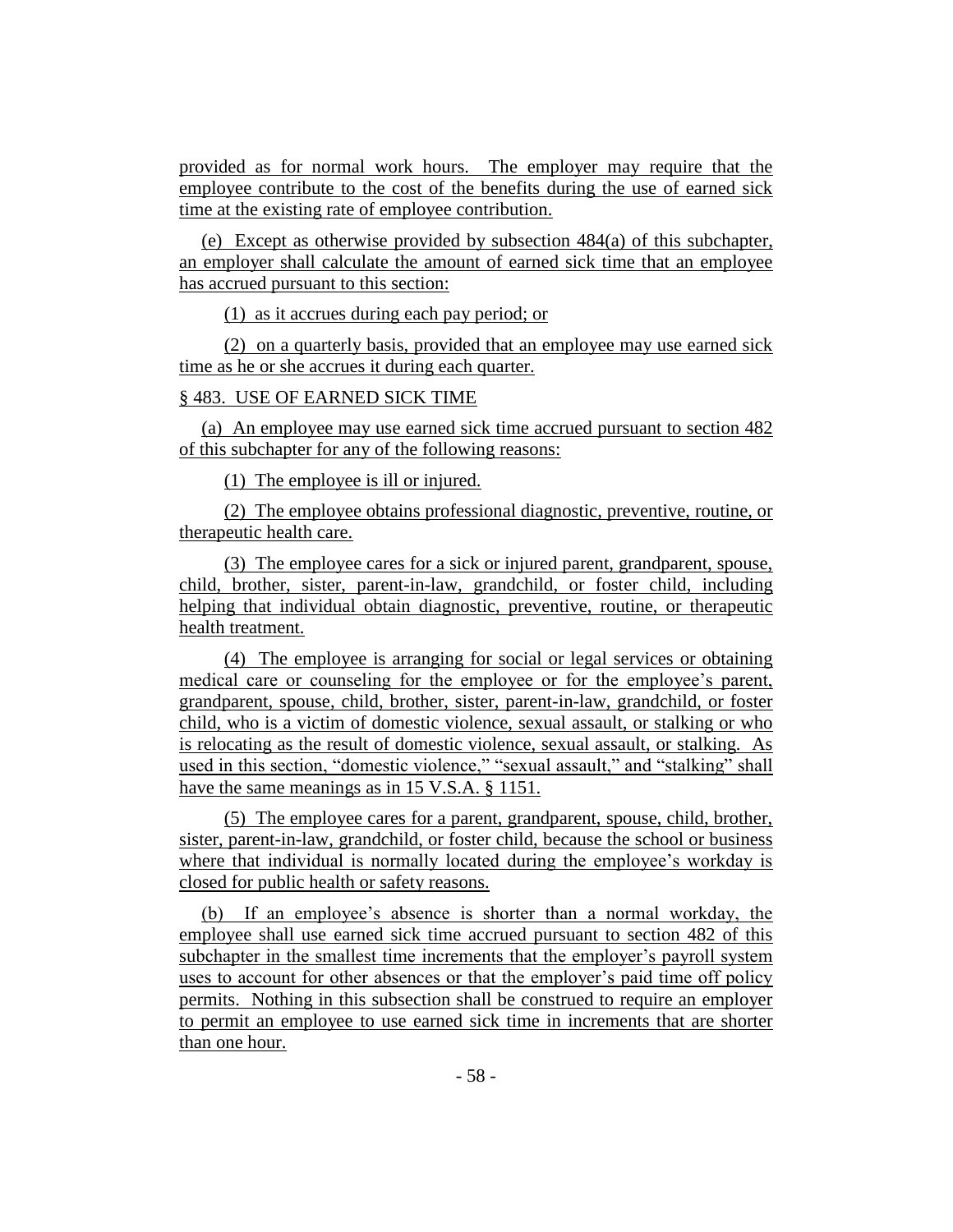provided as for normal work hours. The employer may require that the employee contribute to the cost of the benefits during the use of earned sick time at the existing rate of employee contribution.

(e) Except as otherwise provided by subsection 484(a) of this subchapter, an employer shall calculate the amount of earned sick time that an employee has accrued pursuant to this section:

(1) as it accrues during each pay period; or

(2) on a quarterly basis, provided that an employee may use earned sick time as he or she accrues it during each quarter.

§ 483. USE OF EARNED SICK TIME

(a) An employee may use earned sick time accrued pursuant to section 482 of this subchapter for any of the following reasons:

(1) The employee is ill or injured.

(2) The employee obtains professional diagnostic, preventive, routine, or therapeutic health care.

(3) The employee cares for a sick or injured parent, grandparent, spouse, child, brother, sister, parent-in-law, grandchild, or foster child, including helping that individual obtain diagnostic, preventive, routine, or therapeutic health treatment.

(4) The employee is arranging for social or legal services or obtaining medical care or counseling for the employee or for the employee's parent, grandparent, spouse, child, brother, sister, parent-in-law, grandchild, or foster child, who is a victim of domestic violence, sexual assault, or stalking or who is relocating as the result of domestic violence, sexual assault, or stalking. As used in this section, "domestic violence," "sexual assault," and "stalking" shall have the same meanings as in 15 V.S.A. § 1151.

(5) The employee cares for a parent, grandparent, spouse, child, brother, sister, parent-in-law, grandchild, or foster child, because the school or business where that individual is normally located during the employee's workday is closed for public health or safety reasons.

(b) If an employee's absence is shorter than a normal workday, the employee shall use earned sick time accrued pursuant to section 482 of this subchapter in the smallest time increments that the employer's payroll system uses to account for other absences or that the employer's paid time off policy permits. Nothing in this subsection shall be construed to require an employer to permit an employee to use earned sick time in increments that are shorter than one hour.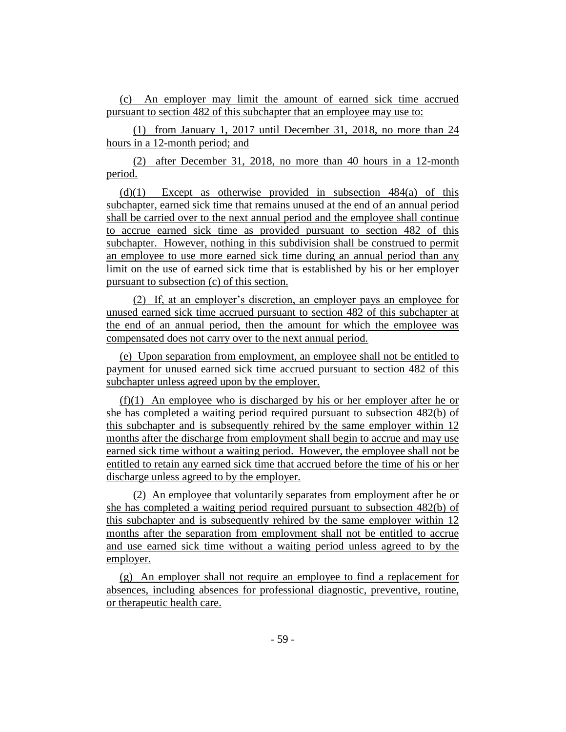(c) An employer may limit the amount of earned sick time accrued pursuant to section 482 of this subchapter that an employee may use to:

(1) from January 1, 2017 until December 31, 2018, no more than 24 hours in a 12-month period; and

(2) after December 31, 2018, no more than 40 hours in a 12-month period.

(d)(1) Except as otherwise provided in subsection 484(a) of this subchapter, earned sick time that remains unused at the end of an annual period shall be carried over to the next annual period and the employee shall continue to accrue earned sick time as provided pursuant to section 482 of this subchapter. However, nothing in this subdivision shall be construed to permit an employee to use more earned sick time during an annual period than any limit on the use of earned sick time that is established by his or her employer pursuant to subsection (c) of this section.

(2) If, at an employer's discretion, an employer pays an employee for unused earned sick time accrued pursuant to section 482 of this subchapter at the end of an annual period, then the amount for which the employee was compensated does not carry over to the next annual period.

(e) Upon separation from employment, an employee shall not be entitled to payment for unused earned sick time accrued pursuant to section 482 of this subchapter unless agreed upon by the employer.

(f)(1) An employee who is discharged by his or her employer after he or she has completed a waiting period required pursuant to subsection 482(b) of this subchapter and is subsequently rehired by the same employer within 12 months after the discharge from employment shall begin to accrue and may use earned sick time without a waiting period. However, the employee shall not be entitled to retain any earned sick time that accrued before the time of his or her discharge unless agreed to by the employer.

(2) An employee that voluntarily separates from employment after he or she has completed a waiting period required pursuant to subsection 482(b) of this subchapter and is subsequently rehired by the same employer within 12 months after the separation from employment shall not be entitled to accrue and use earned sick time without a waiting period unless agreed to by the employer.

(g) An employer shall not require an employee to find a replacement for absences, including absences for professional diagnostic, preventive, routine, or therapeutic health care.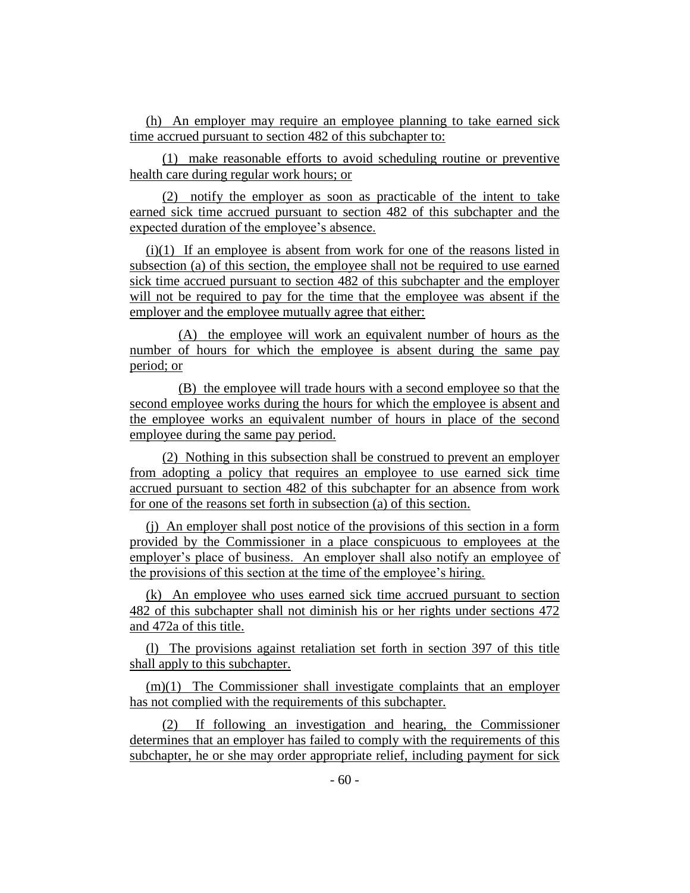(h) An employer may require an employee planning to take earned sick time accrued pursuant to section 482 of this subchapter to:

(1) make reasonable efforts to avoid scheduling routine or preventive health care during regular work hours; or

(2) notify the employer as soon as practicable of the intent to take earned sick time accrued pursuant to section 482 of this subchapter and the expected duration of the employee's absence.

(i)(1) If an employee is absent from work for one of the reasons listed in subsection (a) of this section, the employee shall not be required to use earned sick time accrued pursuant to section 482 of this subchapter and the employer will not be required to pay for the time that the employee was absent if the employer and the employee mutually agree that either:

(A) the employee will work an equivalent number of hours as the number of hours for which the employee is absent during the same pay period; or

(B) the employee will trade hours with a second employee so that the second employee works during the hours for which the employee is absent and the employee works an equivalent number of hours in place of the second employee during the same pay period.

(2) Nothing in this subsection shall be construed to prevent an employer from adopting a policy that requires an employee to use earned sick time accrued pursuant to section 482 of this subchapter for an absence from work for one of the reasons set forth in subsection (a) of this section.

(j) An employer shall post notice of the provisions of this section in a form provided by the Commissioner in a place conspicuous to employees at the employer's place of business. An employer shall also notify an employee of the provisions of this section at the time of the employee's hiring.

(k) An employee who uses earned sick time accrued pursuant to section 482 of this subchapter shall not diminish his or her rights under sections 472 and 472a of this title.

(l) The provisions against retaliation set forth in section 397 of this title shall apply to this subchapter.

(m)(1) The Commissioner shall investigate complaints that an employer has not complied with the requirements of this subchapter.

(2) If following an investigation and hearing, the Commissioner determines that an employer has failed to comply with the requirements of this subchapter, he or she may order appropriate relief, including payment for sick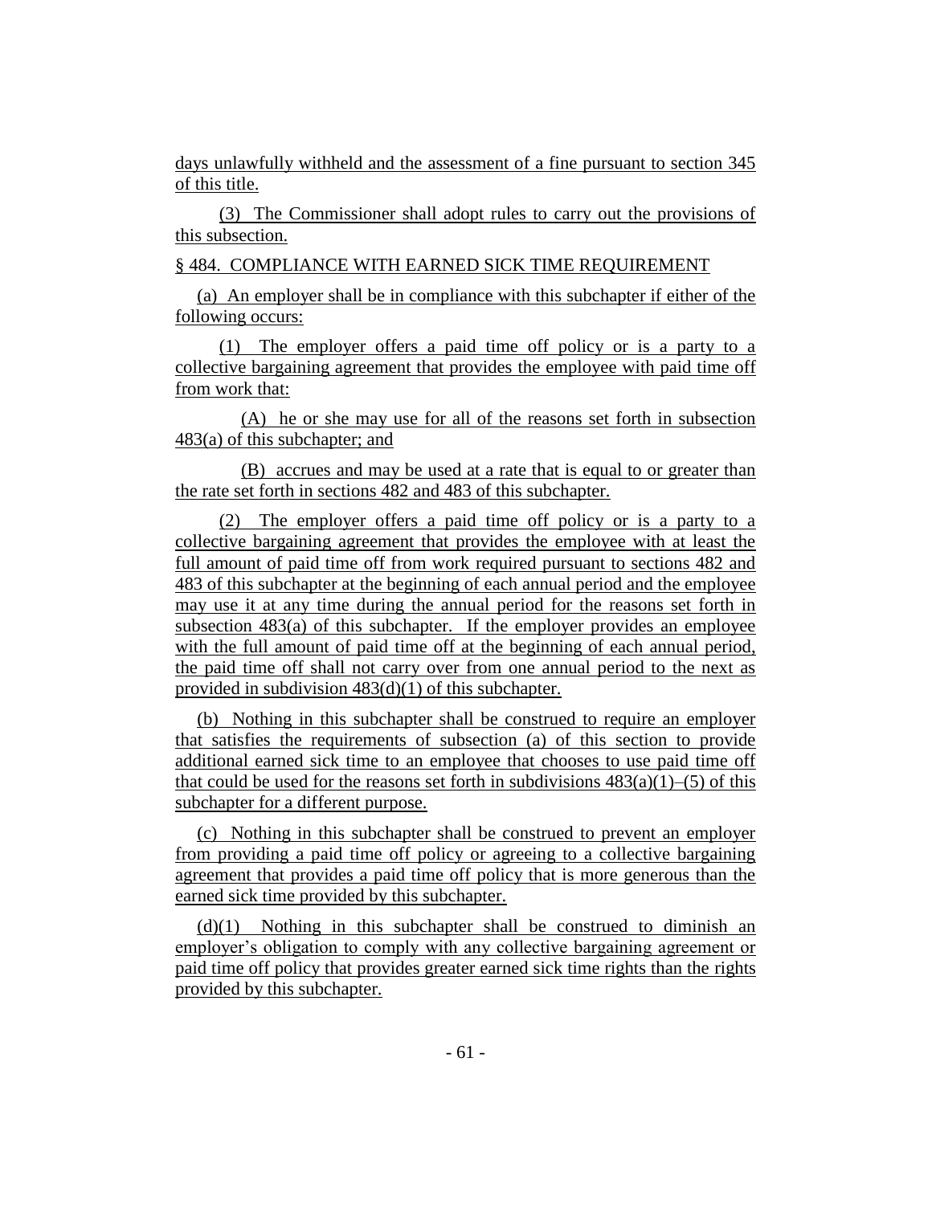days unlawfully withheld and the assessment of a fine pursuant to section 345 of this title.

(3) The Commissioner shall adopt rules to carry out the provisions of this subsection.

§ 484. COMPLIANCE WITH EARNED SICK TIME REQUIREMENT

(a) An employer shall be in compliance with this subchapter if either of the following occurs:

(1) The employer offers a paid time off policy or is a party to a collective bargaining agreement that provides the employee with paid time off from work that:

(A) he or she may use for all of the reasons set forth in subsection 483(a) of this subchapter; and

(B) accrues and may be used at a rate that is equal to or greater than the rate set forth in sections 482 and 483 of this subchapter.

(2) The employer offers a paid time off policy or is a party to a collective bargaining agreement that provides the employee with at least the full amount of paid time off from work required pursuant to sections 482 and 483 of this subchapter at the beginning of each annual period and the employee may use it at any time during the annual period for the reasons set forth in subsection 483(a) of this subchapter. If the employer provides an employee with the full amount of paid time off at the beginning of each annual period, the paid time off shall not carry over from one annual period to the next as provided in subdivision 483(d)(1) of this subchapter.

(b) Nothing in this subchapter shall be construed to require an employer that satisfies the requirements of subsection (a) of this section to provide additional earned sick time to an employee that chooses to use paid time off that could be used for the reasons set forth in subdivisions 483(a)(1)–(5) of this subchapter for a different purpose.

(c) Nothing in this subchapter shall be construed to prevent an employer from providing a paid time off policy or agreeing to a collective bargaining agreement that provides a paid time off policy that is more generous than the earned sick time provided by this subchapter.

(d)(1) Nothing in this subchapter shall be construed to diminish an employer's obligation to comply with any collective bargaining agreement or paid time off policy that provides greater earned sick time rights than the rights provided by this subchapter.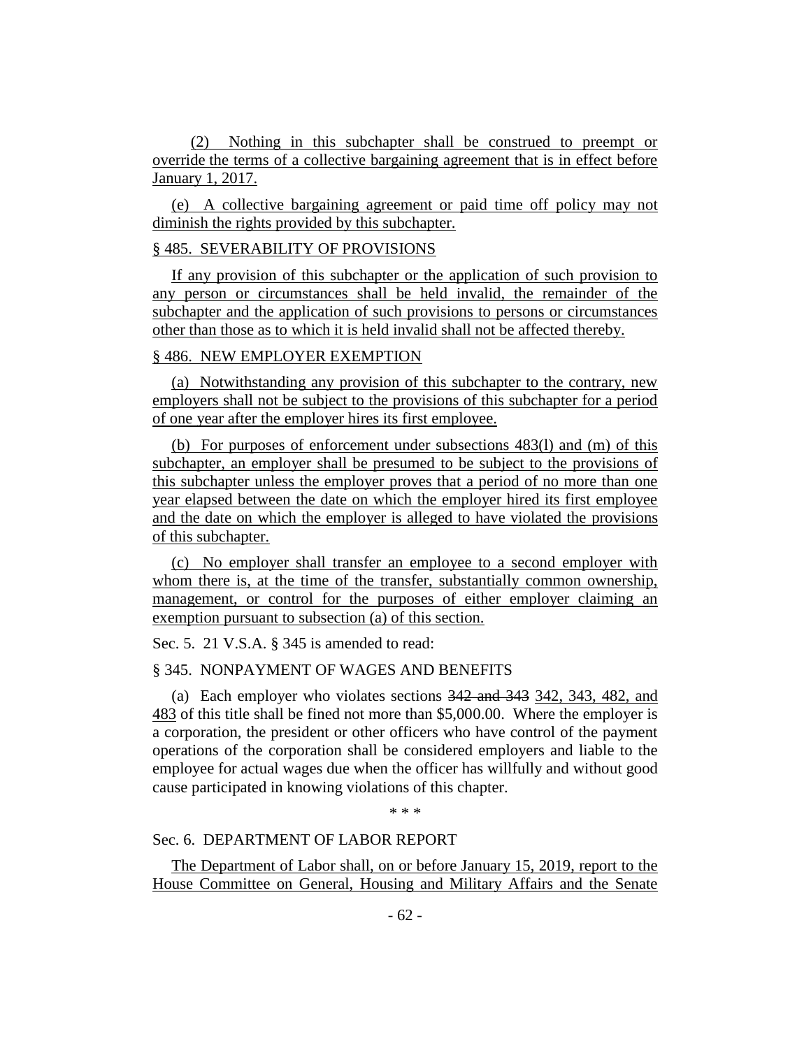(2) Nothing in this subchapter shall be construed to preempt or override the terms of a collective bargaining agreement that is in effect before January 1, 2017.

(e) A collective bargaining agreement or paid time off policy may not diminish the rights provided by this subchapter.

§ 485. SEVERABILITY OF PROVISIONS

If any provision of this subchapter or the application of such provision to any person or circumstances shall be held invalid, the remainder of the subchapter and the application of such provisions to persons or circumstances other than those as to which it is held invalid shall not be affected thereby.

§ 486. NEW EMPLOYER EXEMPTION

(a) Notwithstanding any provision of this subchapter to the contrary, new employers shall not be subject to the provisions of this subchapter for a period of one year after the employer hires its first employee.

(b) For purposes of enforcement under subsections 483(l) and (m) of this subchapter, an employer shall be presumed to be subject to the provisions of this subchapter unless the employer proves that a period of no more than one year elapsed between the date on which the employer hired its first employee and the date on which the employer is alleged to have violated the provisions of this subchapter.

(c) No employer shall transfer an employee to a second employer with whom there is, at the time of the transfer, substantially common ownership, management, or control for the purposes of either employer claiming an exemption pursuant to subsection (a) of this section.

Sec. 5. 21 V.S.A. § 345 is amended to read:

§ 345. NONPAYMENT OF WAGES AND BENEFITS

(a) Each employer who violates sections ~~342 and 343~~ 342, 343, 482, and 483 of this title shall be fined not more than $5,000.00. Where the employer is a corporation, the president or other officers who have control of the payment operations of the corporation shall be considered employers and liable to the employee for actual wages due when the officer has willfully and without good cause participated in knowing violations of this chapter.

\* \* \*

Sec. 6. DEPARTMENT OF LABOR REPORT

The Department of Labor shall, on or before January 15, 2019, report to the House Committee on General, Housing and Military Affairs and the Senate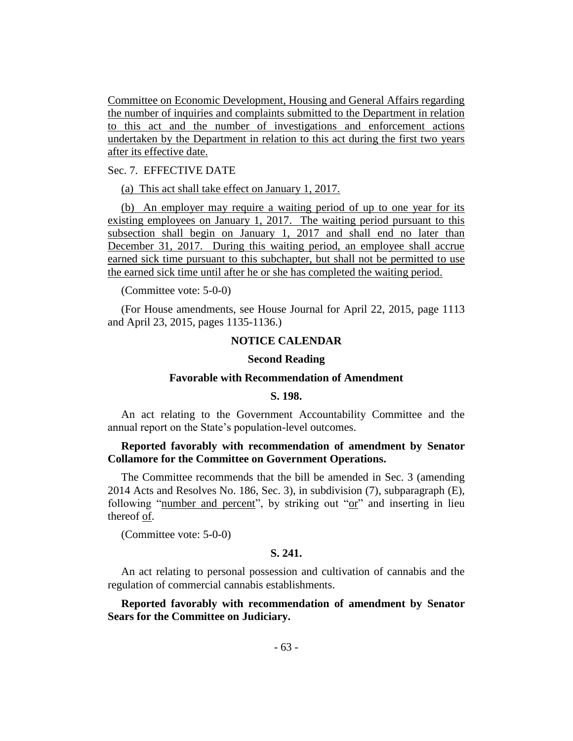Committee on Economic Development, Housing and General Affairs regarding the number of inquiries and complaints submitted to the Department in relation to this act and the number of investigations and enforcement actions undertaken by the Department in relation to this act during the first two years after its effective date.

Sec. 7. EFFECTIVE DATE

(a) This act shall take effect on January 1, 2017.

(b) An employer may require a waiting period of up to one year for its existing employees on January 1, 2017. The waiting period pursuant to this subsection shall begin on January 1, 2017 and shall end no later than December 31, 2017. During this waiting period, an employee shall accrue earned sick time pursuant to this subchapter, but shall not be permitted to use the earned sick time until after he or she has completed the waiting period.

(Committee vote: 5-0-0)

(For House amendments, see House Journal for April 22, 2015, page 1113 and April 23, 2015, pages 1135-1136.)

## NOTICE CALENDAR

### Second Reading

### Favorable with Recommendation of Amendment

#### S. 198.

An act relating to the Government Accountability Committee and the annual report on the State's population-level outcomes.

**Reported favorably with recommendation of amendment by Senator Collamore for the Committee on Government Operations.**

The Committee recommends that the bill be amended in Sec. 3 (amending 2014 Acts and Resolves No. 186, Sec. 3), in subdivision (7), subparagraph (E), following "number and percent", by striking out "or" and inserting in lieu thereof of.

(Committee vote: 5-0-0)

#### S. 241.

An act relating to personal possession and cultivation of cannabis and the regulation of commercial cannabis establishments.

**Reported favorably with recommendation of amendment by Senator Sears for the Committee on Judiciary.**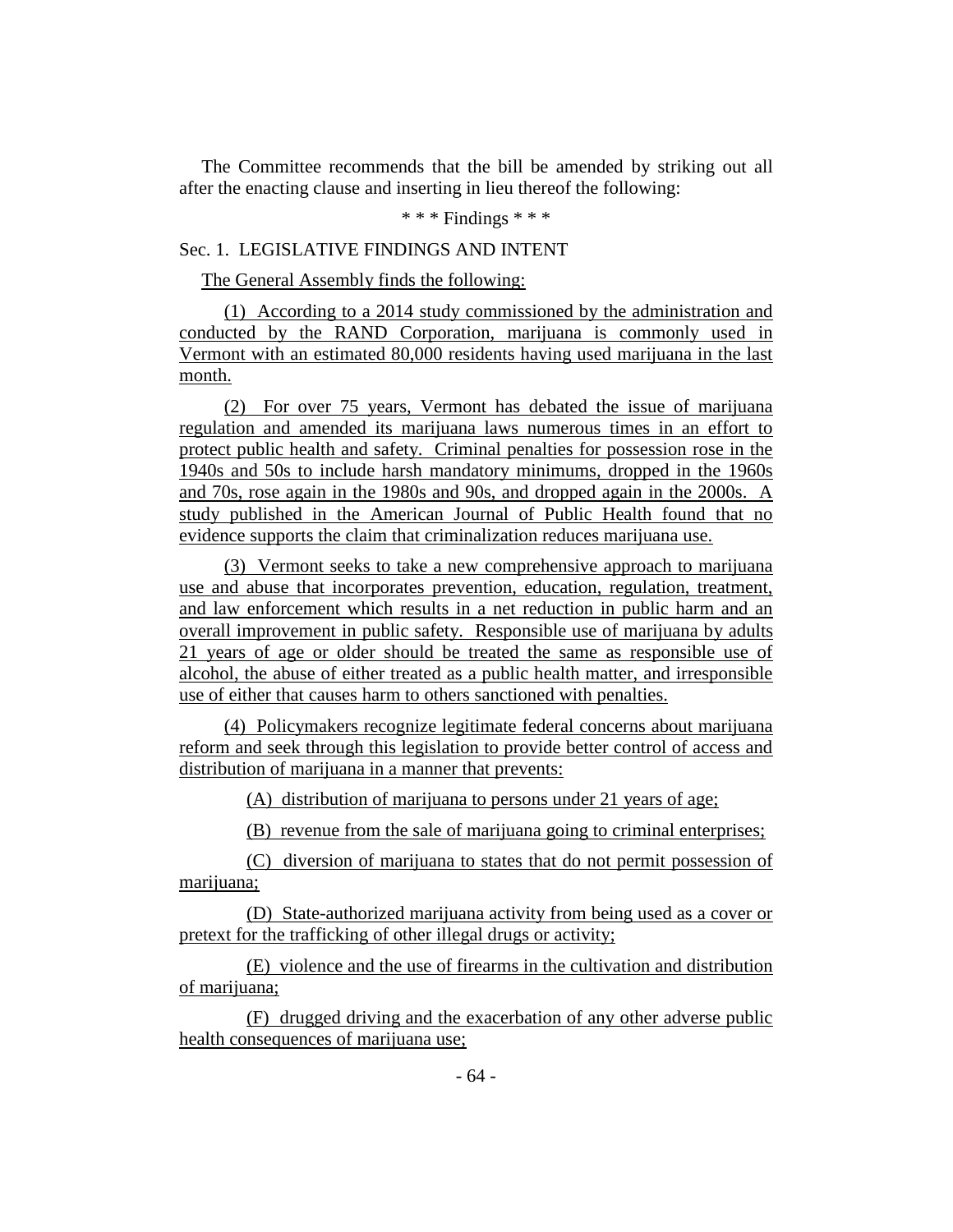The Committee recommends that the bill be amended by striking out all after the enacting clause and inserting in lieu thereof the following:

\* \* \* Findings \* \* \*

Sec. 1. LEGISLATIVE FINDINGS AND INTENT

The General Assembly finds the following:

(1) According to a 2014 study commissioned by the administration and conducted by the RAND Corporation, marijuana is commonly used in Vermont with an estimated 80,000 residents having used marijuana in the last month.

(2) For over 75 years, Vermont has debated the issue of marijuana regulation and amended its marijuana laws numerous times in an effort to protect public health and safety. Criminal penalties for possession rose in the 1940s and 50s to include harsh mandatory minimums, dropped in the 1960s and 70s, rose again in the 1980s and 90s, and dropped again in the 2000s. A study published in the American Journal of Public Health found that no evidence supports the claim that criminalization reduces marijuana use.

(3) Vermont seeks to take a new comprehensive approach to marijuana use and abuse that incorporates prevention, education, regulation, treatment, and law enforcement which results in a net reduction in public harm and an overall improvement in public safety. Responsible use of marijuana by adults 21 years of age or older should be treated the same as responsible use of alcohol, the abuse of either treated as a public health matter, and irresponsible use of either that causes harm to others sanctioned with penalties.

(4) Policymakers recognize legitimate federal concerns about marijuana reform and seek through this legislation to provide better control of access and distribution of marijuana in a manner that prevents:

(A) distribution of marijuana to persons under 21 years of age;

(B) revenue from the sale of marijuana going to criminal enterprises;

(C) diversion of marijuana to states that do not permit possession of marijuana;

(D) State-authorized marijuana activity from being used as a cover or pretext for the trafficking of other illegal drugs or activity;

(E) violence and the use of firearms in the cultivation and distribution of marijuana;

(F) drugged driving and the exacerbation of any other adverse public health consequences of marijuana use;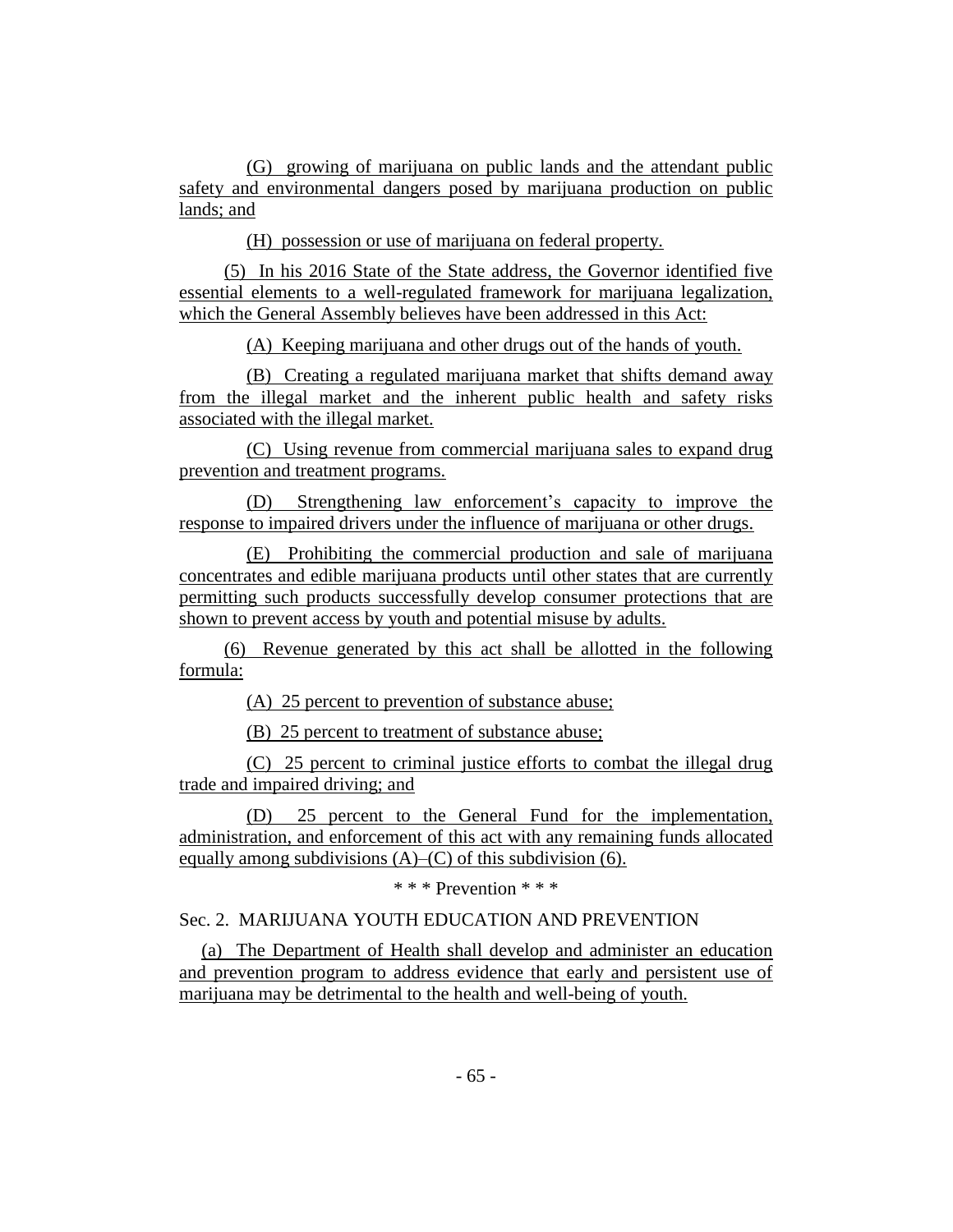(G) growing of marijuana on public lands and the attendant public safety and environmental dangers posed by marijuana production on public lands; and

(H) possession or use of marijuana on federal property.

(5) In his 2016 State of the State address, the Governor identified five essential elements to a well-regulated framework for marijuana legalization, which the General Assembly believes have been addressed in this Act:

(A) Keeping marijuana and other drugs out of the hands of youth.

(B) Creating a regulated marijuana market that shifts demand away from the illegal market and the inherent public health and safety risks associated with the illegal market.

(C) Using revenue from commercial marijuana sales to expand drug prevention and treatment programs.

(D) Strengthening law enforcement's capacity to improve the response to impaired drivers under the influence of marijuana or other drugs.

(E) Prohibiting the commercial production and sale of marijuana concentrates and edible marijuana products until other states that are currently permitting such products successfully develop consumer protections that are shown to prevent access by youth and potential misuse by adults.

(6) Revenue generated by this act shall be allotted in the following formula:

(A) 25 percent to prevention of substance abuse;

(B) 25 percent to treatment of substance abuse;

(C) 25 percent to criminal justice efforts to combat the illegal drug trade and impaired driving; and

(D) 25 percent to the General Fund for the implementation, administration, and enforcement of this act with any remaining funds allocated equally among subdivisions (A)–(C) of this subdivision (6).

\* \* \* Prevention \* \* \*

Sec. 2. MARIJUANA YOUTH EDUCATION AND PREVENTION

(a) The Department of Health shall develop and administer an education and prevention program to address evidence that early and persistent use of marijuana may be detrimental to the health and well-being of youth.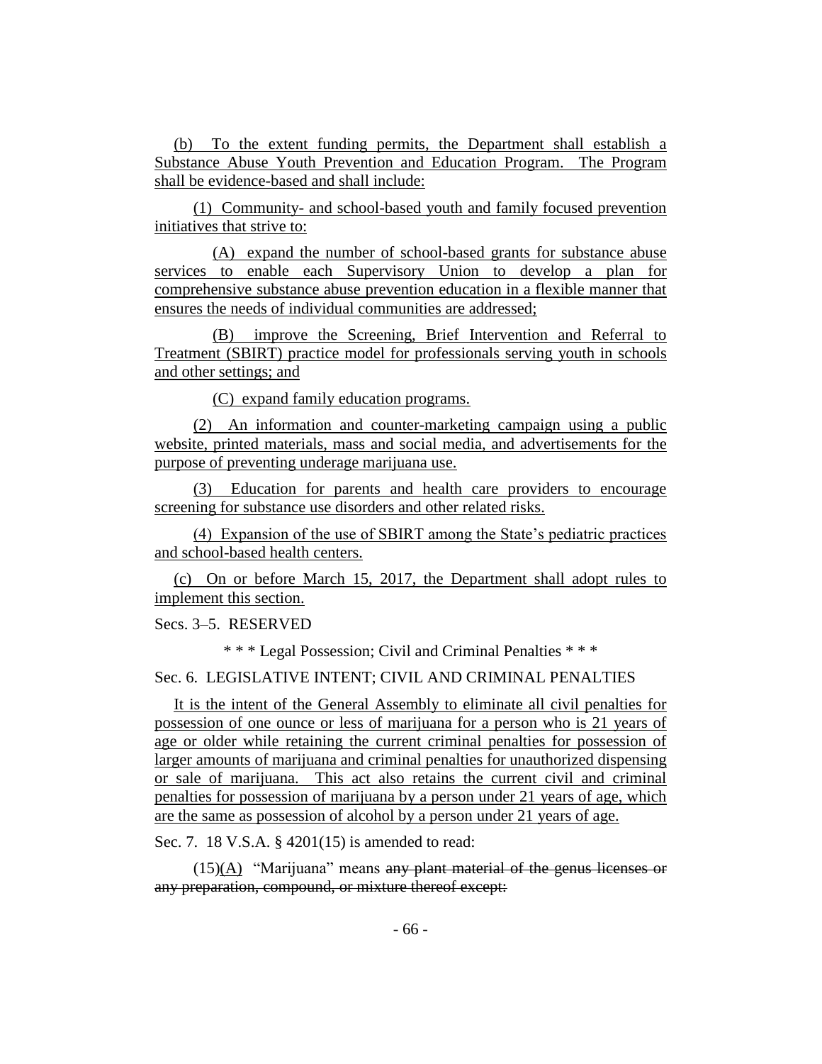(b) To the extent funding permits, the Department shall establish a Substance Abuse Youth Prevention and Education Program. The Program shall be evidence-based and shall include:

(1) Community- and school-based youth and family focused prevention initiatives that strive to:

(A) expand the number of school-based grants for substance abuse services to enable each Supervisory Union to develop a plan for comprehensive substance abuse prevention education in a flexible manner that ensures the needs of individual communities are addressed;

(B) improve the Screening, Brief Intervention and Referral to Treatment (SBIRT) practice model for professionals serving youth in schools and other settings; and

(C) expand family education programs.

(2) An information and counter-marketing campaign using a public website, printed materials, mass and social media, and advertisements for the purpose of preventing underage marijuana use.

(3) Education for parents and health care providers to encourage screening for substance use disorders and other related risks.

(4) Expansion of the use of SBIRT among the State's pediatric practices and school-based health centers.

(c) On or before March 15, 2017, the Department shall adopt rules to implement this section.

Secs. 3–5. RESERVED

\* \* \* Legal Possession; Civil and Criminal Penalties \* \* \*

Sec. 6. LEGISLATIVE INTENT; CIVIL AND CRIMINAL PENALTIES

It is the intent of the General Assembly to eliminate all civil penalties for possession of one ounce or less of marijuana for a person who is 21 years of age or older while retaining the current criminal penalties for possession of larger amounts of marijuana and criminal penalties for unauthorized dispensing or sale of marijuana. This act also retains the current civil and criminal penalties for possession of marijuana by a person under 21 years of age, which are the same as possession of alcohol by a person under 21 years of age.

Sec. 7. 18 V.S.A. § 4201(15) is amended to read:

(15)(A) "Marijuana" means ~~any plant material of the genus licenses or any preparation, compound, or mixture thereof except:~~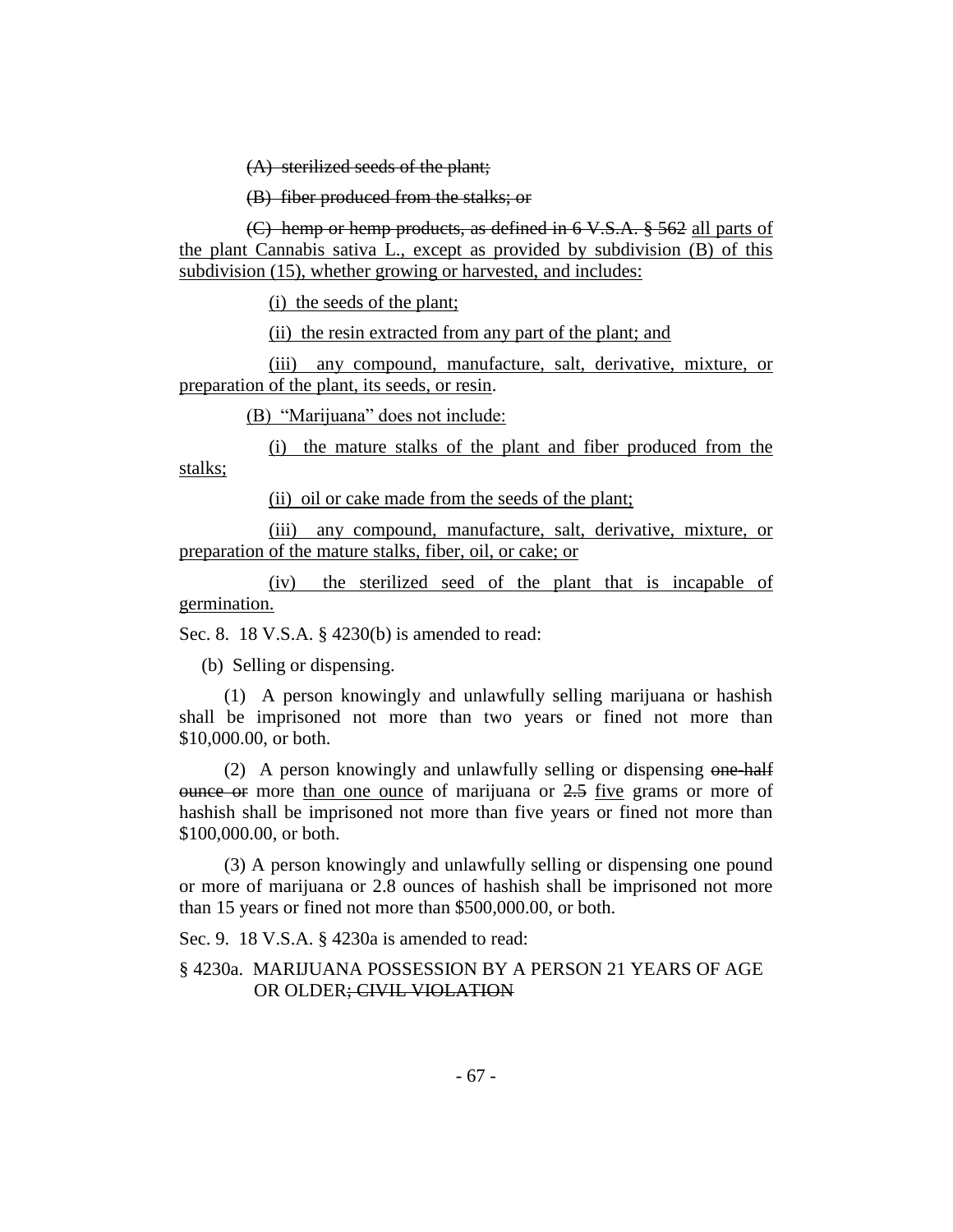~~(A) sterilized seeds of the plant;~~

~~(B) fiber produced from the stalks; or~~

~~(C) hemp or hemp products, as defined in 6 V.S.A. § 562~~ <u>all parts of the plant Cannabis sativa L., except as provided by subdivision (B) of this subdivision (15), whether growing or harvested, and includes:</u>

<u>(i) the seeds of the plant;</u>

<u>(ii) the resin extracted from any part of the plant; and</u>

<u>(iii) any compound, manufacture, salt, derivative, mixture, or preparation of the plant, its seeds, or resin</u>.

<u>(B) "Marijuana" does not include:</u>

<u>(i) the mature stalks of the plant and fiber produced from the stalks;</u>

<u>(ii) oil or cake made from the seeds of the plant;</u>

<u>(iii) any compound, manufacture, salt, derivative, mixture, or preparation of the mature stalks, fiber, oil, or cake; or</u>

<u>(iv) the sterilized seed of the plant that is incapable of germination.</u>

Sec. 8. 18 V.S.A. § 4230(b) is amended to read:

(b) Selling or dispensing.

(1) A person knowingly and unlawfully selling marijuana or hashish shall be imprisoned not more than two years or fined not more than $10,000.00, or both.

(2) A person knowingly and unlawfully selling or dispensing ~~one-half ounce or~~ more <u>than one ounce</u> of marijuana or ~~2.5~~ <u>five</u> grams or more of hashish shall be imprisoned not more than five years or fined not more than $100,000.00, or both.

(3) A person knowingly and unlawfully selling or dispensing one pound or more of marijuana or 2.8 ounces of hashish shall be imprisoned not more than 15 years or fined not more than $500,000.00, or both.

Sec. 9. 18 V.S.A. § 4230a is amended to read:

§ 4230a. MARIJUANA POSSESSION BY A PERSON 21 YEARS OF AGE OR OLDER~~; CIVIL VIOLATION~~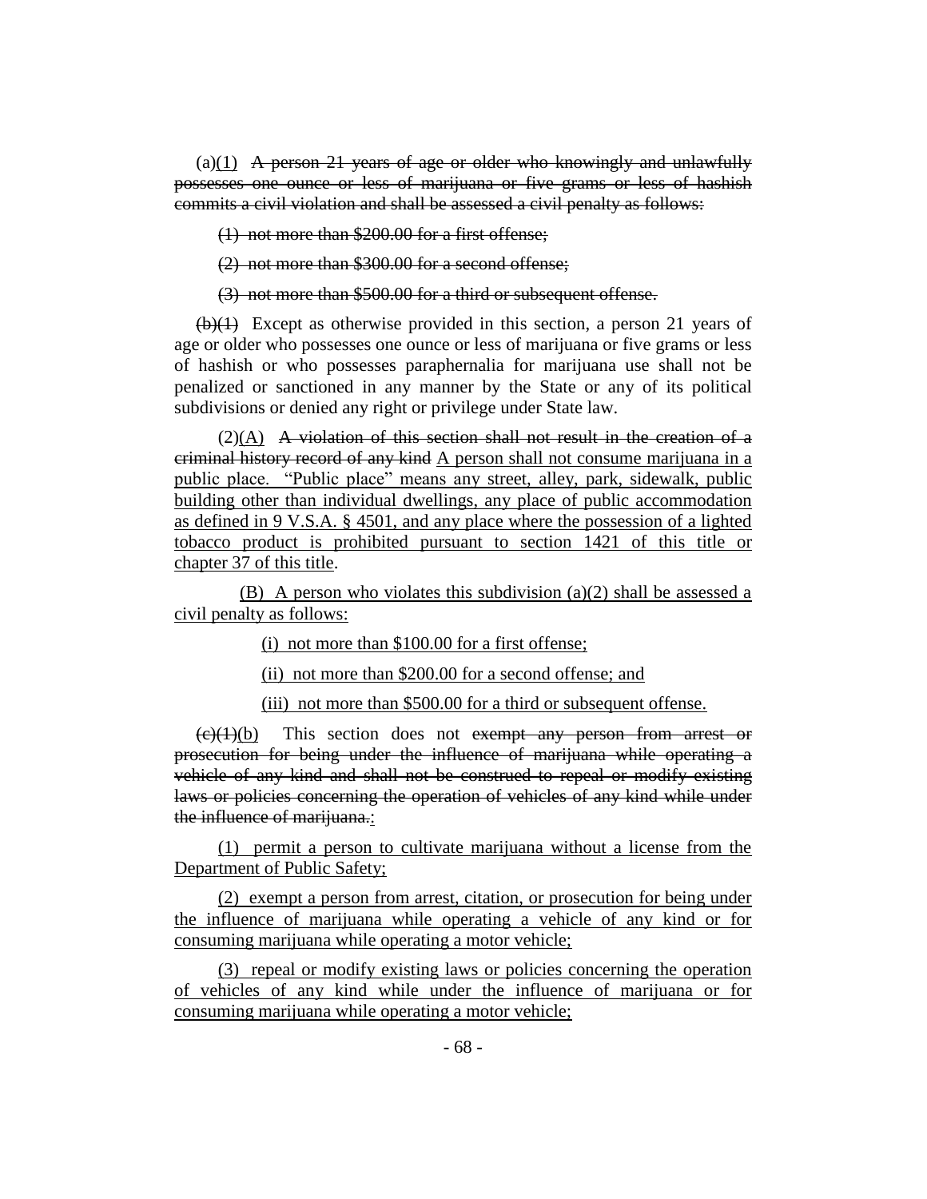(a)(1) ~~A person 21 years of age or older who knowingly and unlawfully possesses one ounce or less of marijuana or five grams or less of hashish commits a civil violation and shall be assessed a civil penalty as follows:~~

~~(1) not more than $200.00 for a first offense;~~

~~(2) not more than $300.00 for a second offense;~~

~~(3) not more than $500.00 for a third or subsequent offense.~~

~~(b)(1)~~ Except as otherwise provided in this section, a person 21 years of age or older who possesses one ounce or less of marijuana or five grams or less of hashish or who possesses paraphernalia for marijuana use shall not be penalized or sanctioned in any manner by the State or any of its political subdivisions or denied any right or privilege under State law.

(2)(A) ~~A violation of this section shall not result in the creation of a criminal history record of any kind~~ A person shall not consume marijuana in a public place. "Public place" means any street, alley, park, sidewalk, public building other than individual dwellings, any place of public accommodation as defined in 9 V.S.A. § 4501, and any place where the possession of a lighted tobacco product is prohibited pursuant to section 1421 of this title or chapter 37 of this title.

(B) A person who violates this subdivision (a)(2) shall be assessed a civil penalty as follows:

(i) not more than $100.00 for a first offense;

(ii) not more than $200.00 for a second offense; and

(iii) not more than $500.00 for a third or subsequent offense.

~~(c)(1)~~(b) This section does not ~~exempt any person from arrest or prosecution for being under the influence of marijuana while operating a vehicle of any kind and shall not be construed to repeal or modify existing laws or policies concerning the operation of vehicles of any kind while under the influence of marijuana.~~:

(1) permit a person to cultivate marijuana without a license from the Department of Public Safety;

(2) exempt a person from arrest, citation, or prosecution for being under the influence of marijuana while operating a vehicle of any kind or for consuming marijuana while operating a motor vehicle;

(3) repeal or modify existing laws or policies concerning the operation of vehicles of any kind while under the influence of marijuana or for consuming marijuana while operating a motor vehicle;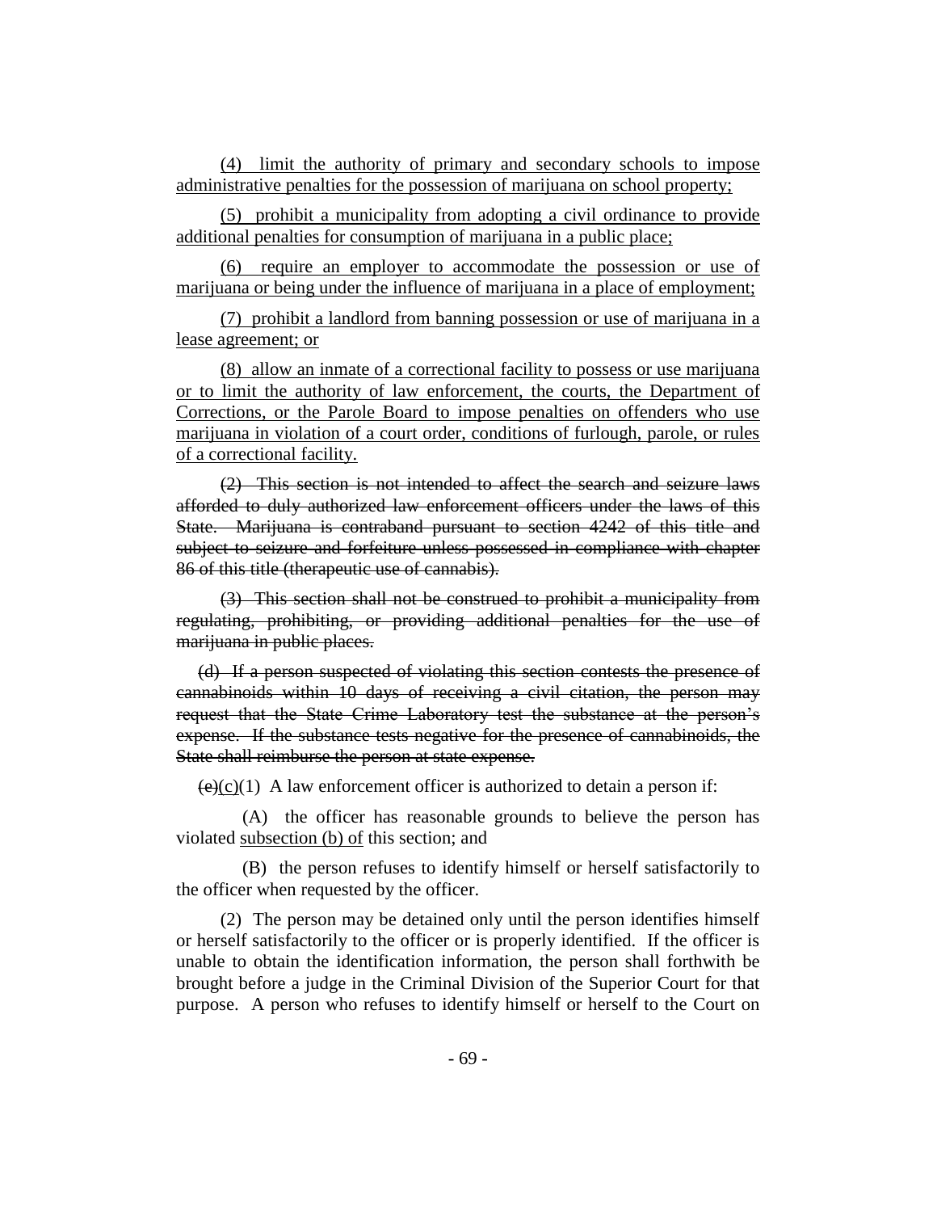(4) limit the authority of primary and secondary schools to impose administrative penalties for the possession of marijuana on school property;

(5) prohibit a municipality from adopting a civil ordinance to provide additional penalties for consumption of marijuana in a public place;

(6) require an employer to accommodate the possession or use of marijuana or being under the influence of marijuana in a place of employment;

(7) prohibit a landlord from banning possession or use of marijuana in a lease agreement; or

(8) allow an inmate of a correctional facility to possess or use marijuana or to limit the authority of law enforcement, the courts, the Department of Corrections, or the Parole Board to impose penalties on offenders who use marijuana in violation of a court order, conditions of furlough, parole, or rules of a correctional facility.

~~(2) This section is not intended to affect the search and seizure laws afforded to duly authorized law enforcement officers under the laws of this State. Marijuana is contraband pursuant to section 4242 of this title and subject to seizure and forfeiture unless possessed in compliance with chapter 86 of this title (therapeutic use of cannabis).~~

~~(3) This section shall not be construed to prohibit a municipality from regulating, prohibiting, or providing additional penalties for the use of marijuana in public places.~~

~~(d) If a person suspected of violating this section contests the presence of cannabinoids within 10 days of receiving a civil citation, the person may request that the State Crime Laboratory test the substance at the person's expense. If the substance tests negative for the presence of cannabinoids, the State shall reimburse the person at state expense.~~

~~(e)~~(c)(1) A law enforcement officer is authorized to detain a person if:

(A) the officer has reasonable grounds to believe the person has violated subsection (b) of this section; and

(B) the person refuses to identify himself or herself satisfactorily to the officer when requested by the officer.

(2) The person may be detained only until the person identifies himself or herself satisfactorily to the officer or is properly identified. If the officer is unable to obtain the identification information, the person shall forthwith be brought before a judge in the Criminal Division of the Superior Court for that purpose. A person who refuses to identify himself or herself to the Court on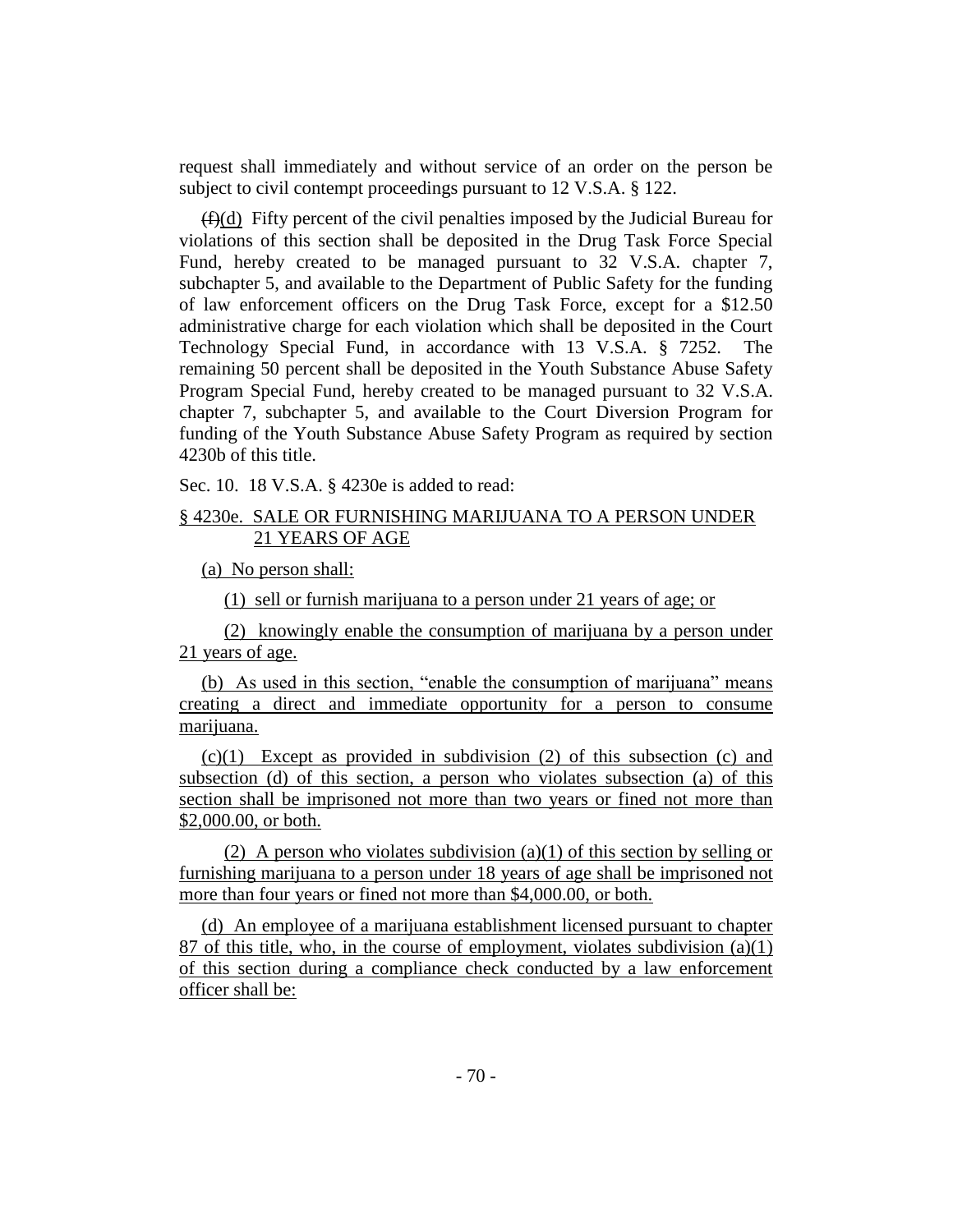request shall immediately and without service of an order on the person be subject to civil contempt proceedings pursuant to 12 V.S.A. § 122.

~~(f)~~(d) Fifty percent of the civil penalties imposed by the Judicial Bureau for violations of this section shall be deposited in the Drug Task Force Special Fund, hereby created to be managed pursuant to 32 V.S.A. chapter 7, subchapter 5, and available to the Department of Public Safety for the funding of law enforcement officers on the Drug Task Force, except for a $12.50 administrative charge for each violation which shall be deposited in the Court Technology Special Fund, in accordance with 13 V.S.A. § 7252. The remaining 50 percent shall be deposited in the Youth Substance Abuse Safety Program Special Fund, hereby created to be managed pursuant to 32 V.S.A. chapter 7, subchapter 5, and available to the Court Diversion Program for funding of the Youth Substance Abuse Safety Program as required by section 4230b of this title.

Sec. 10. 18 V.S.A. § 4230e is added to read:

§ 4230e. SALE OR FURNISHING MARIJUANA TO A PERSON UNDER 21 YEARS OF AGE

(a) No person shall:

(1) sell or furnish marijuana to a person under 21 years of age; or

(2) knowingly enable the consumption of marijuana by a person under 21 years of age.

(b) As used in this section, "enable the consumption of marijuana" means creating a direct and immediate opportunity for a person to consume marijuana.

(c)(1) Except as provided in subdivision (2) of this subsection (c) and subsection (d) of this section, a person who violates subsection (a) of this section shall be imprisoned not more than two years or fined not more than $2,000.00, or both.

(2) A person who violates subdivision (a)(1) of this section by selling or furnishing marijuana to a person under 18 years of age shall be imprisoned not more than four years or fined not more than $4,000.00, or both.

(d) An employee of a marijuana establishment licensed pursuant to chapter 87 of this title, who, in the course of employment, violates subdivision (a)(1) of this section during a compliance check conducted by a law enforcement officer shall be: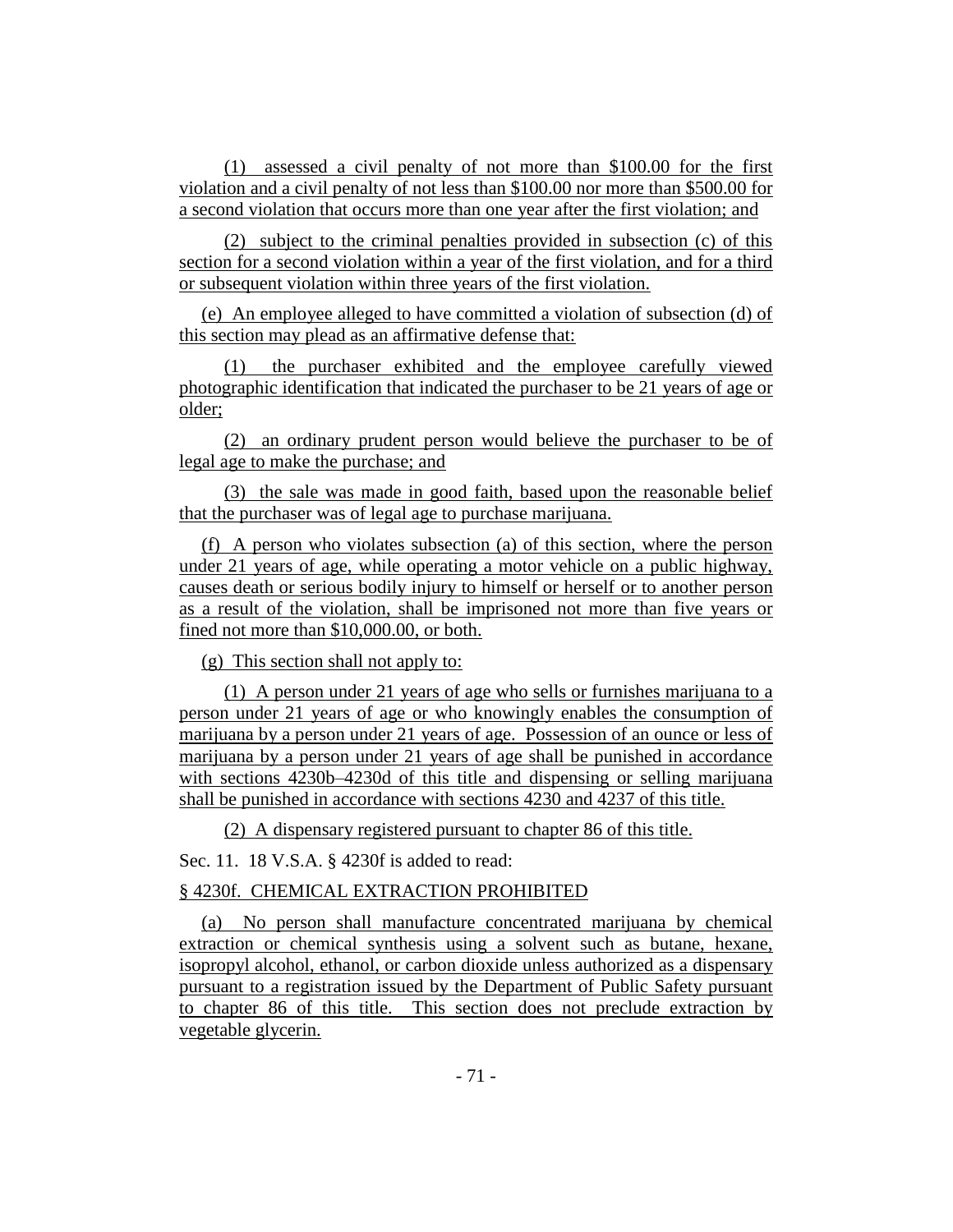(1) assessed a civil penalty of not more than $100.00 for the first violation and a civil penalty of not less than $100.00 nor more than $500.00 for a second violation that occurs more than one year after the first violation; and

(2) subject to the criminal penalties provided in subsection (c) of this section for a second violation within a year of the first violation, and for a third or subsequent violation within three years of the first violation.

(e) An employee alleged to have committed a violation of subsection (d) of this section may plead as an affirmative defense that:

(1) the purchaser exhibited and the employee carefully viewed photographic identification that indicated the purchaser to be 21 years of age or older;

(2) an ordinary prudent person would believe the purchaser to be of legal age to make the purchase; and

(3) the sale was made in good faith, based upon the reasonable belief that the purchaser was of legal age to purchase marijuana.

(f) A person who violates subsection (a) of this section, where the person under 21 years of age, while operating a motor vehicle on a public highway, causes death or serious bodily injury to himself or herself or to another person as a result of the violation, shall be imprisoned not more than five years or fined not more than $10,000.00, or both.

(g) This section shall not apply to:

(1) A person under 21 years of age who sells or furnishes marijuana to a person under 21 years of age or who knowingly enables the consumption of marijuana by a person under 21 years of age. Possession of an ounce or less of marijuana by a person under 21 years of age shall be punished in accordance with sections 4230b–4230d of this title and dispensing or selling marijuana shall be punished in accordance with sections 4230 and 4237 of this title.

(2) A dispensary registered pursuant to chapter 86 of this title.

Sec. 11. 18 V.S.A. § 4230f is added to read:

§ 4230f. CHEMICAL EXTRACTION PROHIBITED

(a) No person shall manufacture concentrated marijuana by chemical extraction or chemical synthesis using a solvent such as butane, hexane, isopropyl alcohol, ethanol, or carbon dioxide unless authorized as a dispensary pursuant to a registration issued by the Department of Public Safety pursuant to chapter 86 of this title. This section does not preclude extraction by vegetable glycerin.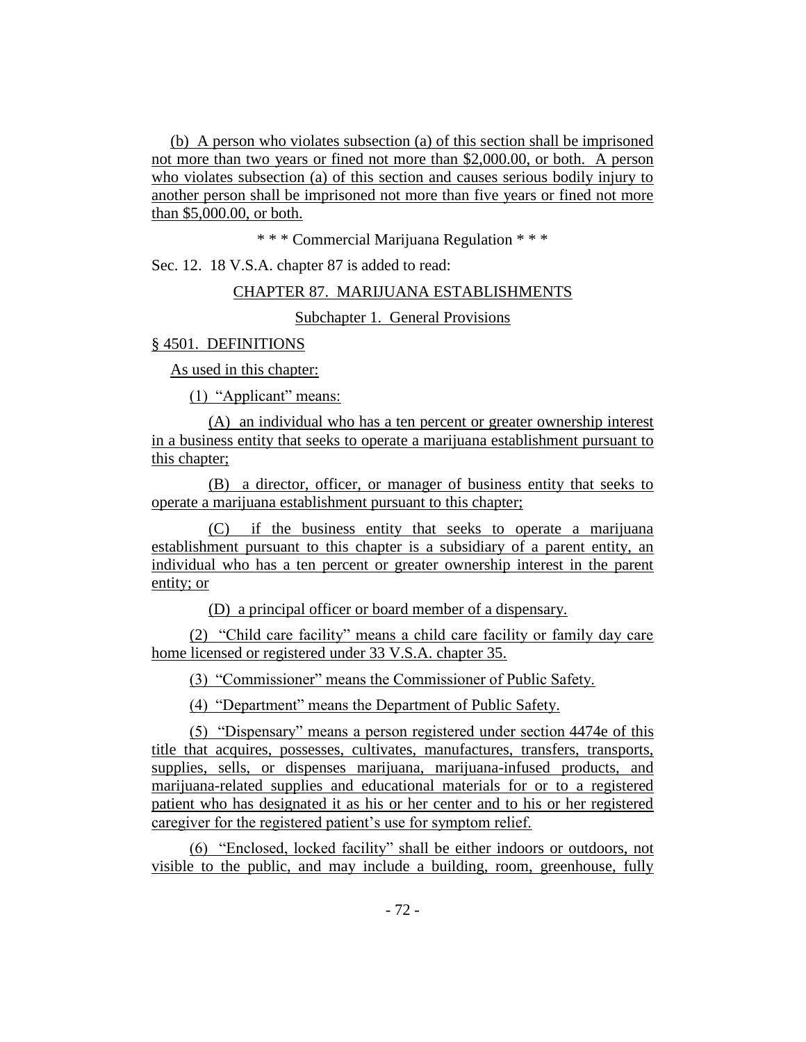(b) A person who violates subsection (a) of this section shall be imprisoned not more than two years or fined not more than $2,000.00, or both. A person who violates subsection (a) of this section and causes serious bodily injury to another person shall be imprisoned not more than five years or fined not more than $5,000.00, or both.

\* \* \* Commercial Marijuana Regulation \* \* \*

Sec. 12. 18 V.S.A. chapter 87 is added to read:

CHAPTER 87. MARIJUANA ESTABLISHMENTS

Subchapter 1. General Provisions

§ 4501. DEFINITIONS

As used in this chapter:

(1) "Applicant" means:

(A) an individual who has a ten percent or greater ownership interest in a business entity that seeks to operate a marijuana establishment pursuant to this chapter;

(B) a director, officer, or manager of business entity that seeks to operate a marijuana establishment pursuant to this chapter;

(C) if the business entity that seeks to operate a marijuana establishment pursuant to this chapter is a subsidiary of a parent entity, an individual who has a ten percent or greater ownership interest in the parent entity; or

(D) a principal officer or board member of a dispensary.

(2) "Child care facility" means a child care facility or family day care home licensed or registered under 33 V.S.A. chapter 35.

(3) "Commissioner" means the Commissioner of Public Safety.

(4) "Department" means the Department of Public Safety.

(5) "Dispensary" means a person registered under section 4474e of this title that acquires, possesses, cultivates, manufactures, transfers, transports, supplies, sells, or dispenses marijuana, marijuana-infused products, and marijuana-related supplies and educational materials for or to a registered patient who has designated it as his or her center and to his or her registered caregiver for the registered patient's use for symptom relief.

(6) "Enclosed, locked facility" shall be either indoors or outdoors, not visible to the public, and may include a building, room, greenhouse, fully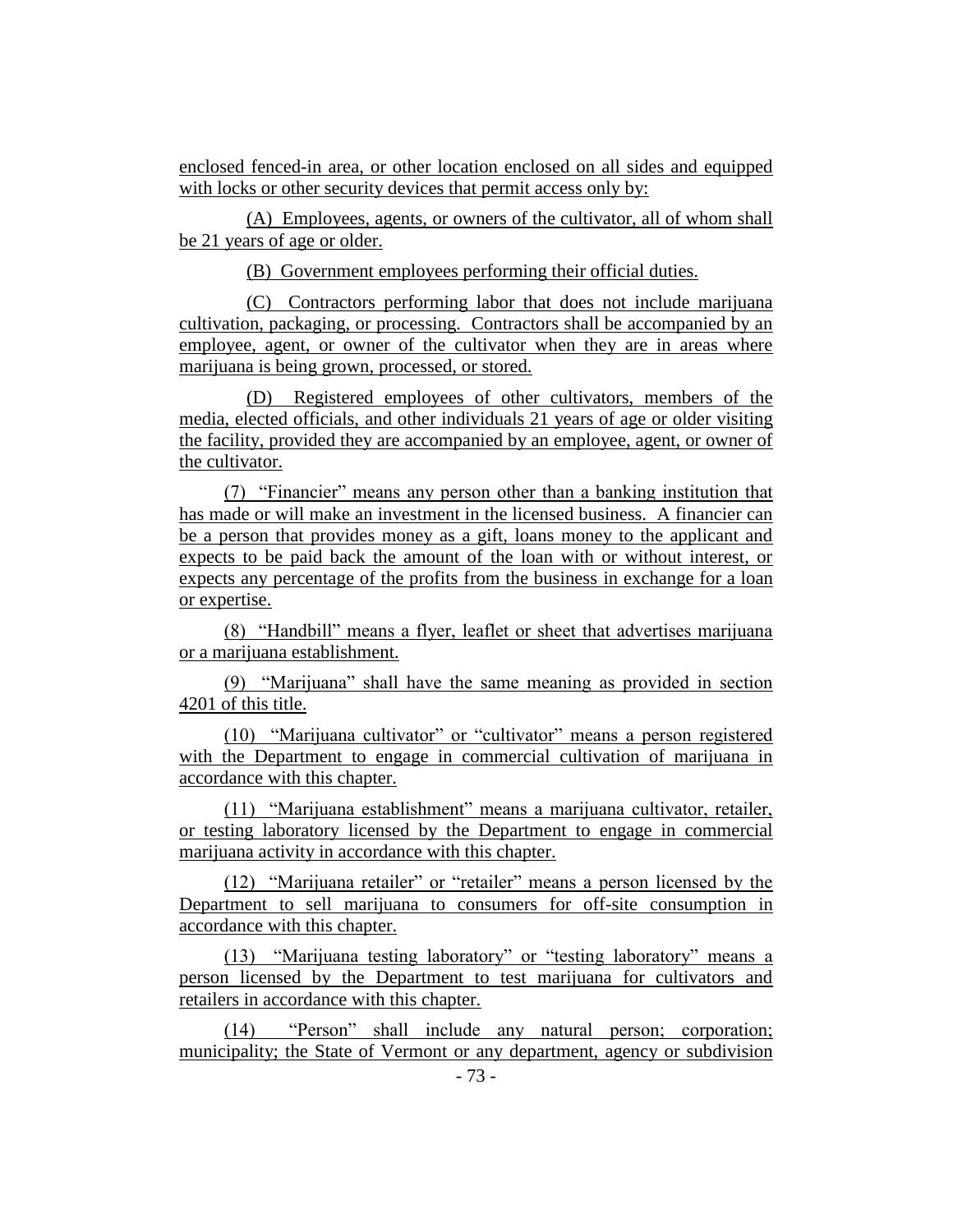enclosed fenced-in area, or other location enclosed on all sides and equipped with locks or other security devices that permit access only by:

(A) Employees, agents, or owners of the cultivator, all of whom shall be 21 years of age or older.

(B) Government employees performing their official duties.

(C) Contractors performing labor that does not include marijuana cultivation, packaging, or processing. Contractors shall be accompanied by an employee, agent, or owner of the cultivator when they are in areas where marijuana is being grown, processed, or stored.

(D) Registered employees of other cultivators, members of the media, elected officials, and other individuals 21 years of age or older visiting the facility, provided they are accompanied by an employee, agent, or owner of the cultivator.

(7) "Financier" means any person other than a banking institution that has made or will make an investment in the licensed business. A financier can be a person that provides money as a gift, loans money to the applicant and expects to be paid back the amount of the loan with or without interest, or expects any percentage of the profits from the business in exchange for a loan or expertise.

(8) "Handbill" means a flyer, leaflet or sheet that advertises marijuana or a marijuana establishment.

(9) "Marijuana" shall have the same meaning as provided in section 4201 of this title.

(10) "Marijuana cultivator" or "cultivator" means a person registered with the Department to engage in commercial cultivation of marijuana in accordance with this chapter.

(11) "Marijuana establishment" means a marijuana cultivator, retailer, or testing laboratory licensed by the Department to engage in commercial marijuana activity in accordance with this chapter.

(12) "Marijuana retailer" or "retailer" means a person licensed by the Department to sell marijuana to consumers for off-site consumption in accordance with this chapter.

(13) "Marijuana testing laboratory" or "testing laboratory" means a person licensed by the Department to test marijuana for cultivators and retailers in accordance with this chapter.

(14) "Person" shall include any natural person; corporation; municipality; the State of Vermont or any department, agency or subdivision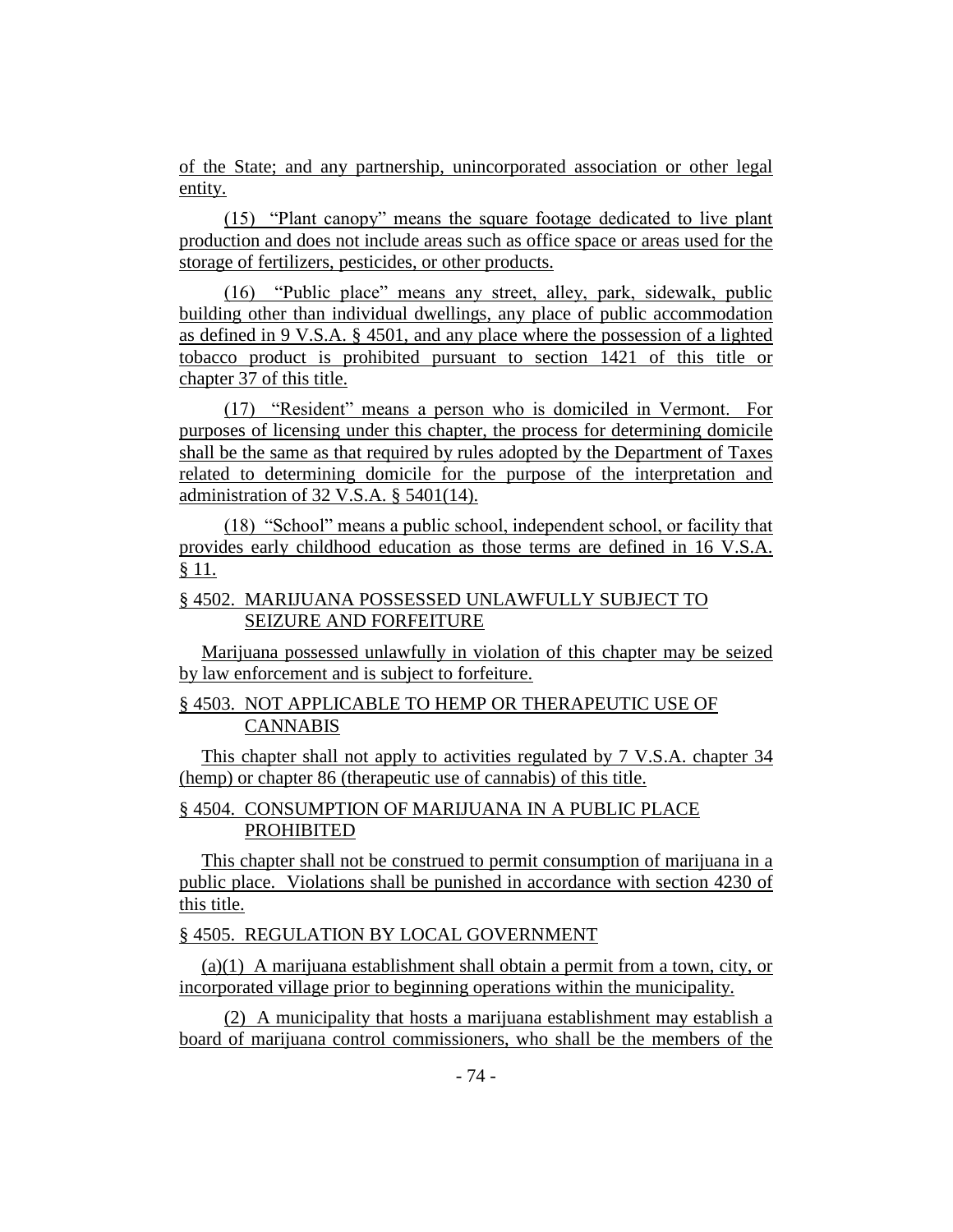of the State; and any partnership, unincorporated association or other legal entity.

(15) "Plant canopy" means the square footage dedicated to live plant production and does not include areas such as office space or areas used for the storage of fertilizers, pesticides, or other products.

(16) "Public place" means any street, alley, park, sidewalk, public building other than individual dwellings, any place of public accommodation as defined in 9 V.S.A. § 4501, and any place where the possession of a lighted tobacco product is prohibited pursuant to section 1421 of this title or chapter 37 of this title.

(17) "Resident" means a person who is domiciled in Vermont. For purposes of licensing under this chapter, the process for determining domicile shall be the same as that required by rules adopted by the Department of Taxes related to determining domicile for the purpose of the interpretation and administration of 32 V.S.A. § 5401(14).

(18) "School" means a public school, independent school, or facility that provides early childhood education as those terms are defined in 16 V.S.A. § 11.

§ 4502. MARIJUANA POSSESSED UNLAWFULLY SUBJECT TO SEIZURE AND FORFEITURE

Marijuana possessed unlawfully in violation of this chapter may be seized by law enforcement and is subject to forfeiture.

§ 4503. NOT APPLICABLE TO HEMP OR THERAPEUTIC USE OF CANNABIS

This chapter shall not apply to activities regulated by 7 V.S.A. chapter 34 (hemp) or chapter 86 (therapeutic use of cannabis) of this title.

§ 4504. CONSUMPTION OF MARIJUANA IN A PUBLIC PLACE PROHIBITED

This chapter shall not be construed to permit consumption of marijuana in a public place. Violations shall be punished in accordance with section 4230 of this title.

§ 4505. REGULATION BY LOCAL GOVERNMENT

(a)(1) A marijuana establishment shall obtain a permit from a town, city, or incorporated village prior to beginning operations within the municipality.

(2) A municipality that hosts a marijuana establishment may establish a board of marijuana control commissioners, who shall be the members of the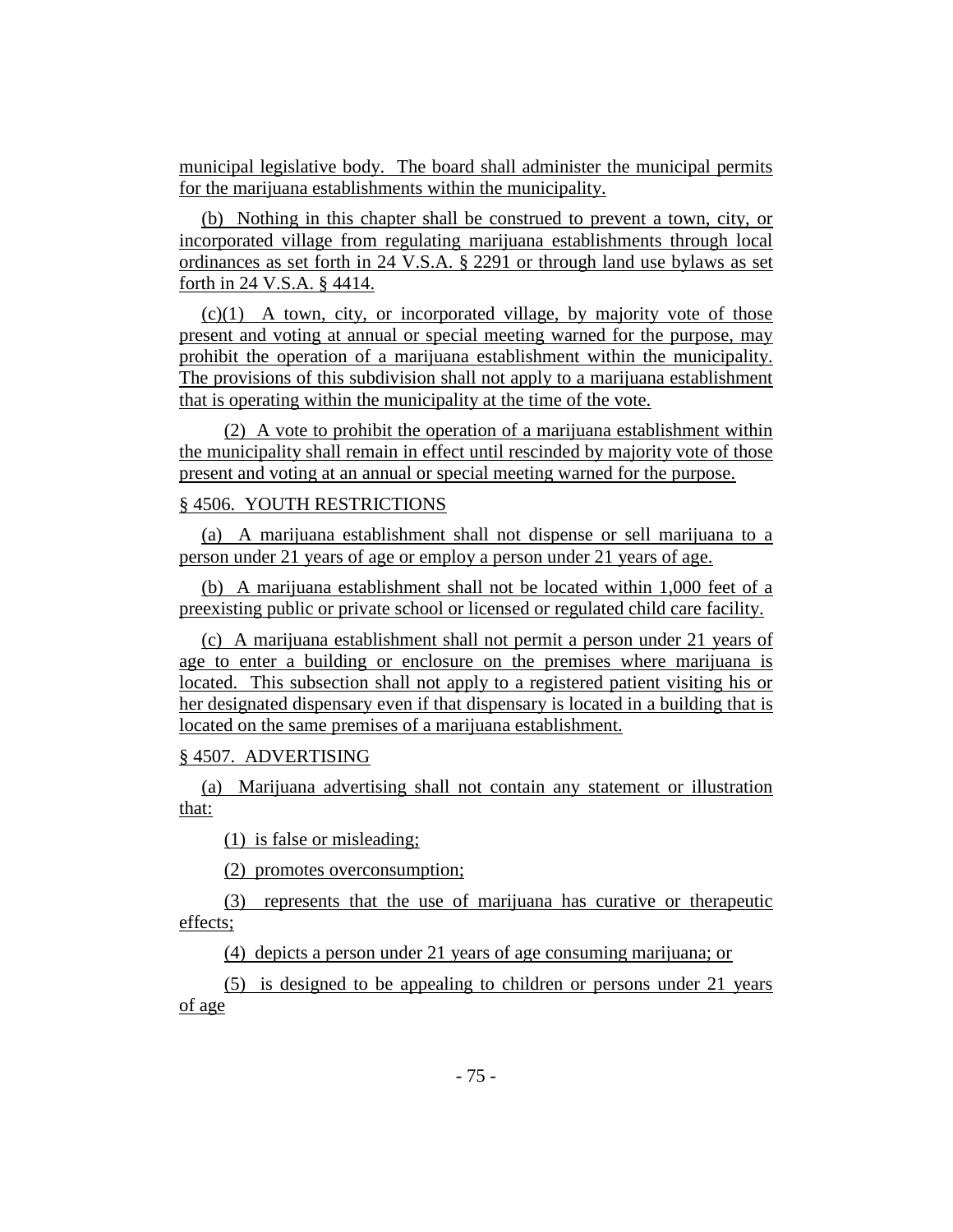municipal legislative body. The board shall administer the municipal permits for the marijuana establishments within the municipality.

(b) Nothing in this chapter shall be construed to prevent a town, city, or incorporated village from regulating marijuana establishments through local ordinances as set forth in 24 V.S.A. § 2291 or through land use bylaws as set forth in 24 V.S.A. § 4414.

(c)(1) A town, city, or incorporated village, by majority vote of those present and voting at annual or special meeting warned for the purpose, may prohibit the operation of a marijuana establishment within the municipality. The provisions of this subdivision shall not apply to a marijuana establishment that is operating within the municipality at the time of the vote.

(2) A vote to prohibit the operation of a marijuana establishment within the municipality shall remain in effect until rescinded by majority vote of those present and voting at an annual or special meeting warned for the purpose.

§ 4506. YOUTH RESTRICTIONS

(a) A marijuana establishment shall not dispense or sell marijuana to a person under 21 years of age or employ a person under 21 years of age.

(b) A marijuana establishment shall not be located within 1,000 feet of a preexisting public or private school or licensed or regulated child care facility.

(c) A marijuana establishment shall not permit a person under 21 years of age to enter a building or enclosure on the premises where marijuana is located. This subsection shall not apply to a registered patient visiting his or her designated dispensary even if that dispensary is located in a building that is located on the same premises of a marijuana establishment.

§ 4507. ADVERTISING

(a) Marijuana advertising shall not contain any statement or illustration that:

(1) is false or misleading;

(2) promotes overconsumption;

(3) represents that the use of marijuana has curative or therapeutic effects;

(4) depicts a person under 21 years of age consuming marijuana; or

(5) is designed to be appealing to children or persons under 21 years of age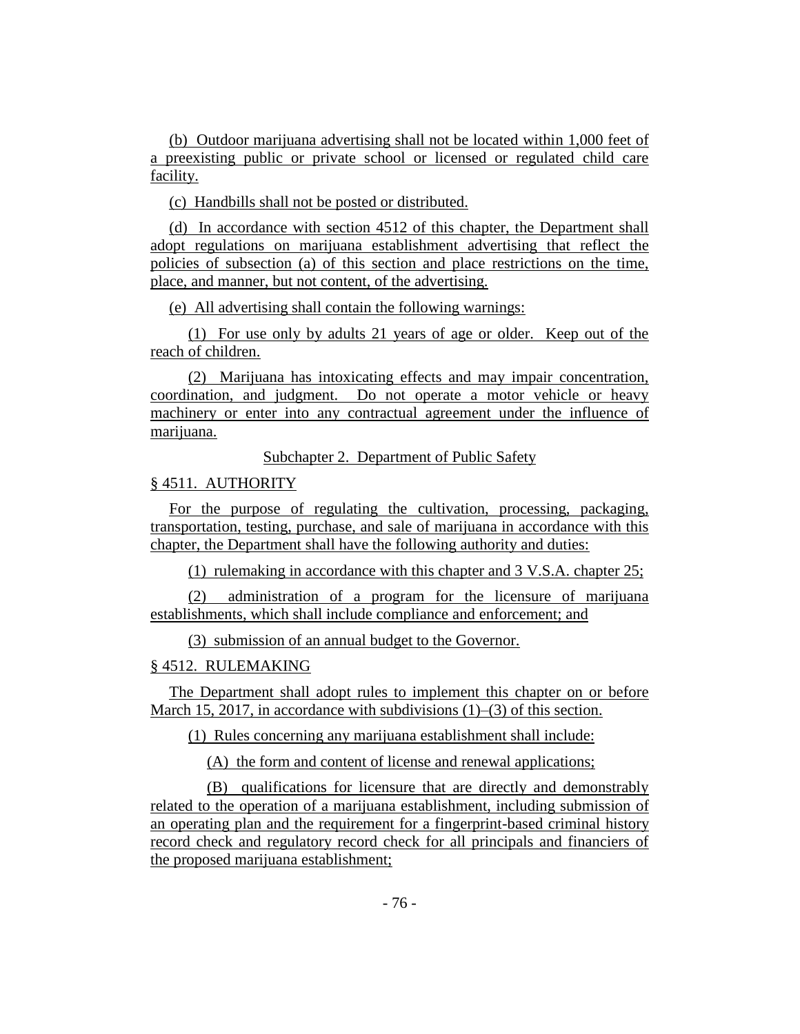(b) Outdoor marijuana advertising shall not be located within 1,000 feet of a preexisting public or private school or licensed or regulated child care facility.

(c) Handbills shall not be posted or distributed.

(d) In accordance with section 4512 of this chapter, the Department shall adopt regulations on marijuana establishment advertising that reflect the policies of subsection (a) of this section and place restrictions on the time, place, and manner, but not content, of the advertising.

(e) All advertising shall contain the following warnings:

(1) For use only by adults 21 years of age or older. Keep out of the reach of children.

(2) Marijuana has intoxicating effects and may impair concentration, coordination, and judgment. Do not operate a motor vehicle or heavy machinery or enter into any contractual agreement under the influence of marijuana.

Subchapter 2. Department of Public Safety

§ 4511. AUTHORITY

For the purpose of regulating the cultivation, processing, packaging, transportation, testing, purchase, and sale of marijuana in accordance with this chapter, the Department shall have the following authority and duties:

(1) rulemaking in accordance with this chapter and 3 V.S.A. chapter 25;

(2) administration of a program for the licensure of marijuana establishments, which shall include compliance and enforcement; and

(3) submission of an annual budget to the Governor.

§ 4512. RULEMAKING

The Department shall adopt rules to implement this chapter on or before March 15, 2017, in accordance with subdivisions (1)–(3) of this section.

(1) Rules concerning any marijuana establishment shall include:

(A) the form and content of license and renewal applications;

(B) qualifications for licensure that are directly and demonstrably related to the operation of a marijuana establishment, including submission of an operating plan and the requirement for a fingerprint-based criminal history record check and regulatory record check for all principals and financiers of the proposed marijuana establishment;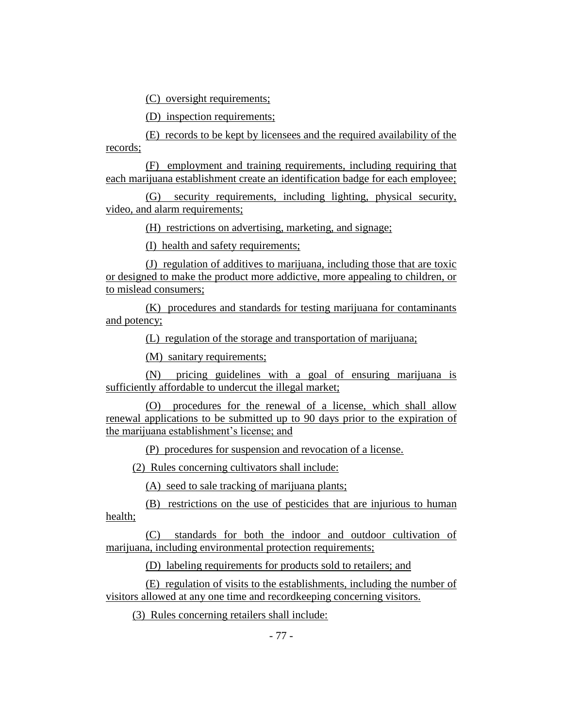(C) oversight requirements;

(D) inspection requirements;

(E) records to be kept by licensees and the required availability of the records;

(F) employment and training requirements, including requiring that each marijuana establishment create an identification badge for each employee;

(G) security requirements, including lighting, physical security, video, and alarm requirements;

(H) restrictions on advertising, marketing, and signage;

(I) health and safety requirements;

(J) regulation of additives to marijuana, including those that are toxic or designed to make the product more addictive, more appealing to children, or to mislead consumers;

(K) procedures and standards for testing marijuana for contaminants and potency;

(L) regulation of the storage and transportation of marijuana;

(M) sanitary requirements;

(N) pricing guidelines with a goal of ensuring marijuana is sufficiently affordable to undercut the illegal market;

(O) procedures for the renewal of a license, which shall allow renewal applications to be submitted up to 90 days prior to the expiration of the marijuana establishment's license; and

(P) procedures for suspension and revocation of a license.

(2) Rules concerning cultivators shall include:

(A) seed to sale tracking of marijuana plants;

(B) restrictions on the use of pesticides that are injurious to human health;

(C) standards for both the indoor and outdoor cultivation of marijuana, including environmental protection requirements;

(D) labeling requirements for products sold to retailers; and

(E) regulation of visits to the establishments, including the number of visitors allowed at any one time and recordkeeping concerning visitors.

(3) Rules concerning retailers shall include: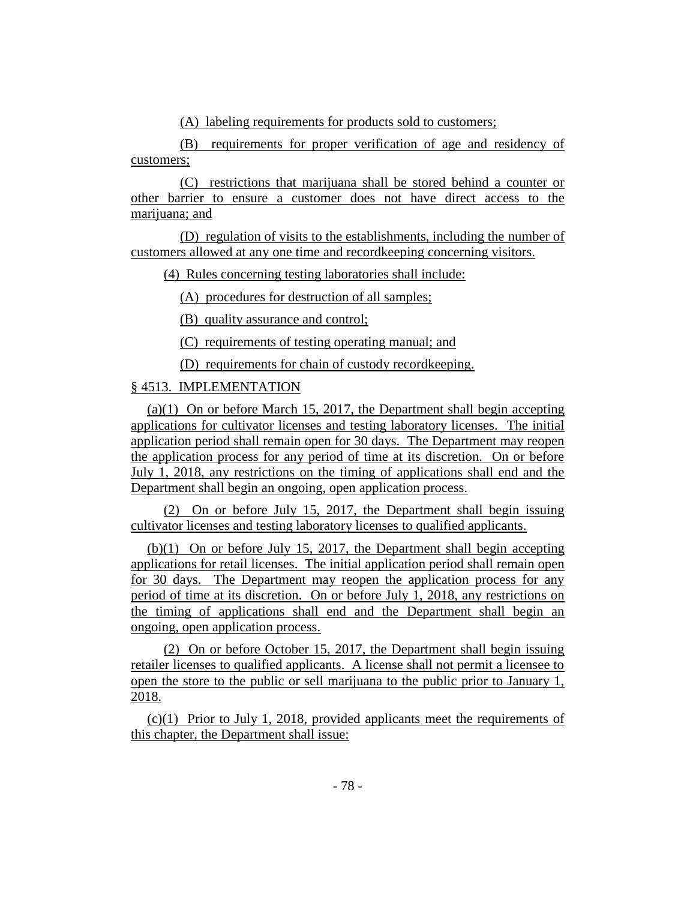(A) labeling requirements for products sold to customers;

(B) requirements for proper verification of age and residency of customers;

(C) restrictions that marijuana shall be stored behind a counter or other barrier to ensure a customer does not have direct access to the marijuana; and

(D) regulation of visits to the establishments, including the number of customers allowed at any one time and recordkeeping concerning visitors.

(4) Rules concerning testing laboratories shall include:

(A) procedures for destruction of all samples;

(B) quality assurance and control;

(C) requirements of testing operating manual; and

(D) requirements for chain of custody recordkeeping.

§ 4513. IMPLEMENTATION

(a)(1) On or before March 15, 2017, the Department shall begin accepting applications for cultivator licenses and testing laboratory licenses. The initial application period shall remain open for 30 days. The Department may reopen the application process for any period of time at its discretion. On or before July 1, 2018, any restrictions on the timing of applications shall end and the Department shall begin an ongoing, open application process.

(2) On or before July 15, 2017, the Department shall begin issuing cultivator licenses and testing laboratory licenses to qualified applicants.

(b)(1) On or before July 15, 2017, the Department shall begin accepting applications for retail licenses. The initial application period shall remain open for 30 days. The Department may reopen the application process for any period of time at its discretion. On or before July 1, 2018, any restrictions on the timing of applications shall end and the Department shall begin an ongoing, open application process.

(2) On or before October 15, 2017, the Department shall begin issuing retailer licenses to qualified applicants. A license shall not permit a licensee to open the store to the public or sell marijuana to the public prior to January 1, 2018.

(c)(1) Prior to July 1, 2018, provided applicants meet the requirements of this chapter, the Department shall issue: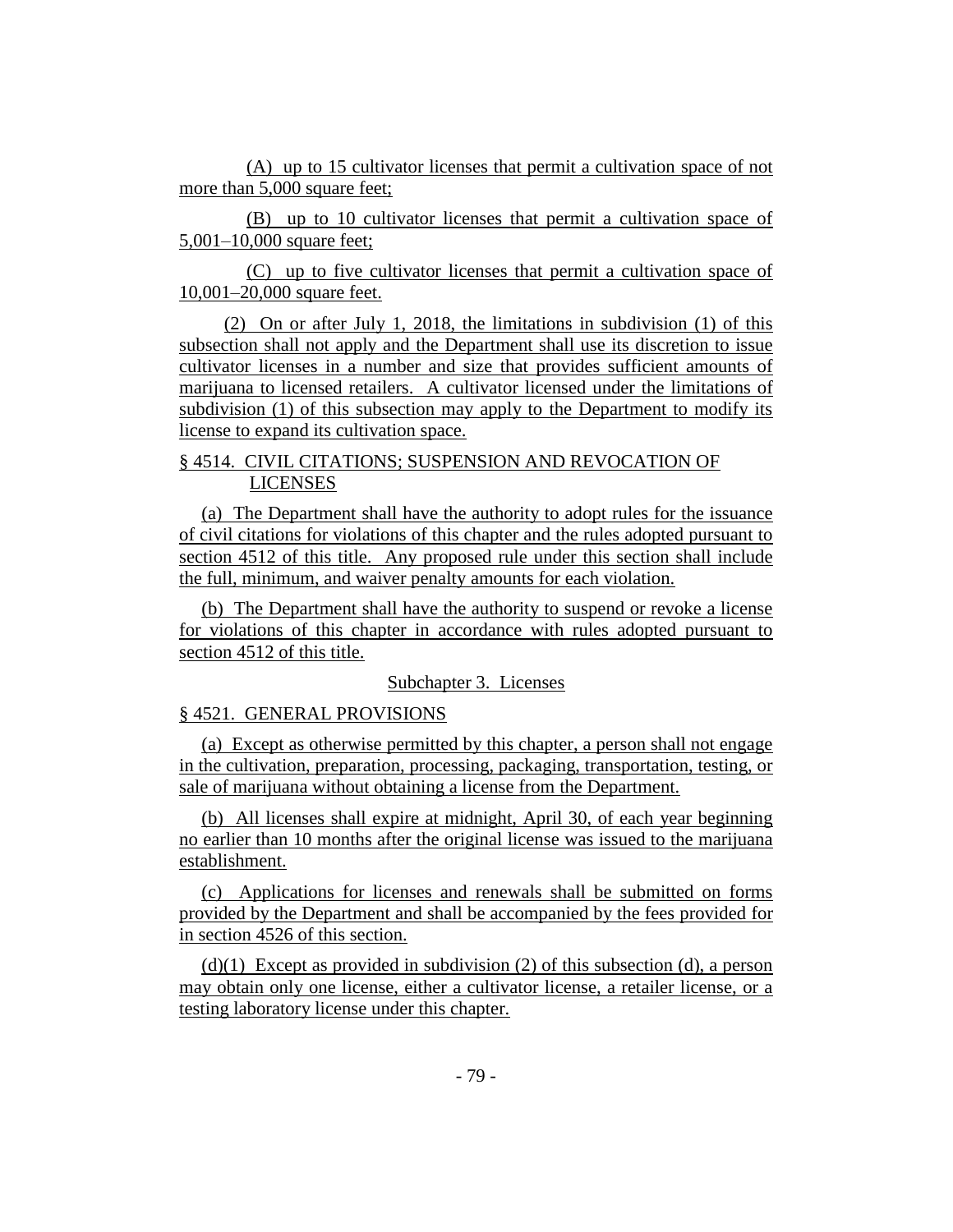(A) up to 15 cultivator licenses that permit a cultivation space of not more than 5,000 square feet;

(B) up to 10 cultivator licenses that permit a cultivation space of 5,001–10,000 square feet;

(C) up to five cultivator licenses that permit a cultivation space of 10,001–20,000 square feet.

(2) On or after July 1, 2018, the limitations in subdivision (1) of this subsection shall not apply and the Department shall use its discretion to issue cultivator licenses in a number and size that provides sufficient amounts of marijuana to licensed retailers. A cultivator licensed under the limitations of subdivision (1) of this subsection may apply to the Department to modify its license to expand its cultivation space.

§ 4514. CIVIL CITATIONS; SUSPENSION AND REVOCATION OF LICENSES

(a) The Department shall have the authority to adopt rules for the issuance of civil citations for violations of this chapter and the rules adopted pursuant to section 4512 of this title. Any proposed rule under this section shall include the full, minimum, and waiver penalty amounts for each violation.

(b) The Department shall have the authority to suspend or revoke a license for violations of this chapter in accordance with rules adopted pursuant to section 4512 of this title.

Subchapter 3. Licenses

§ 4521. GENERAL PROVISIONS

(a) Except as otherwise permitted by this chapter, a person shall not engage in the cultivation, preparation, processing, packaging, transportation, testing, or sale of marijuana without obtaining a license from the Department.

(b) All licenses shall expire at midnight, April 30, of each year beginning no earlier than 10 months after the original license was issued to the marijuana establishment.

(c) Applications for licenses and renewals shall be submitted on forms provided by the Department and shall be accompanied by the fees provided for in section 4526 of this section.

(d)(1) Except as provided in subdivision (2) of this subsection (d), a person may obtain only one license, either a cultivator license, a retailer license, or a testing laboratory license under this chapter.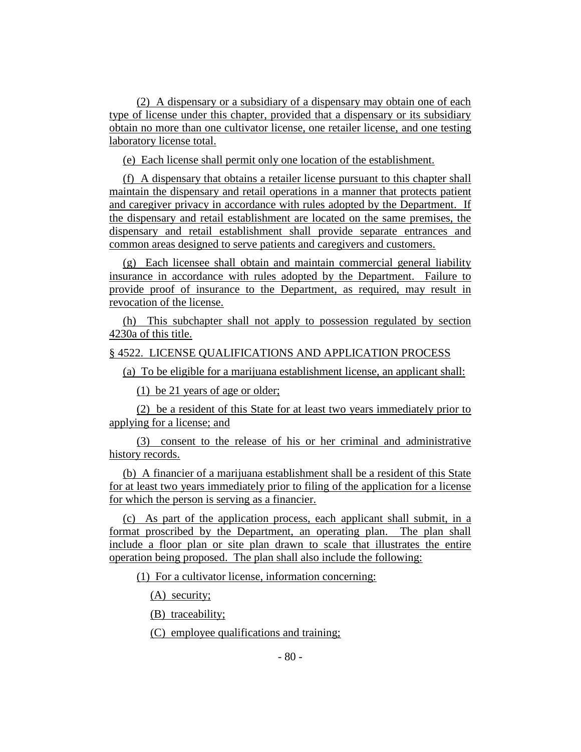(2) A dispensary or a subsidiary of a dispensary may obtain one of each type of license under this chapter, provided that a dispensary or its subsidiary obtain no more than one cultivator license, one retailer license, and one testing laboratory license total.

(e) Each license shall permit only one location of the establishment.

(f) A dispensary that obtains a retailer license pursuant to this chapter shall maintain the dispensary and retail operations in a manner that protects patient and caregiver privacy in accordance with rules adopted by the Department. If the dispensary and retail establishment are located on the same premises, the dispensary and retail establishment shall provide separate entrances and common areas designed to serve patients and caregivers and customers.

(g) Each licensee shall obtain and maintain commercial general liability insurance in accordance with rules adopted by the Department. Failure to provide proof of insurance to the Department, as required, may result in revocation of the license.

(h) This subchapter shall not apply to possession regulated by section 4230a of this title.

§ 4522. LICENSE QUALIFICATIONS AND APPLICATION PROCESS

(a) To be eligible for a marijuana establishment license, an applicant shall:

(1) be 21 years of age or older;

(2) be a resident of this State for at least two years immediately prior to applying for a license; and

(3) consent to the release of his or her criminal and administrative history records.

(b) A financier of a marijuana establishment shall be a resident of this State for at least two years immediately prior to filing of the application for a license for which the person is serving as a financier.

(c) As part of the application process, each applicant shall submit, in a format proscribed by the Department, an operating plan. The plan shall include a floor plan or site plan drawn to scale that illustrates the entire operation being proposed. The plan shall also include the following:

(1) For a cultivator license, information concerning:

(A) security;

(B) traceability;

(C) employee qualifications and training;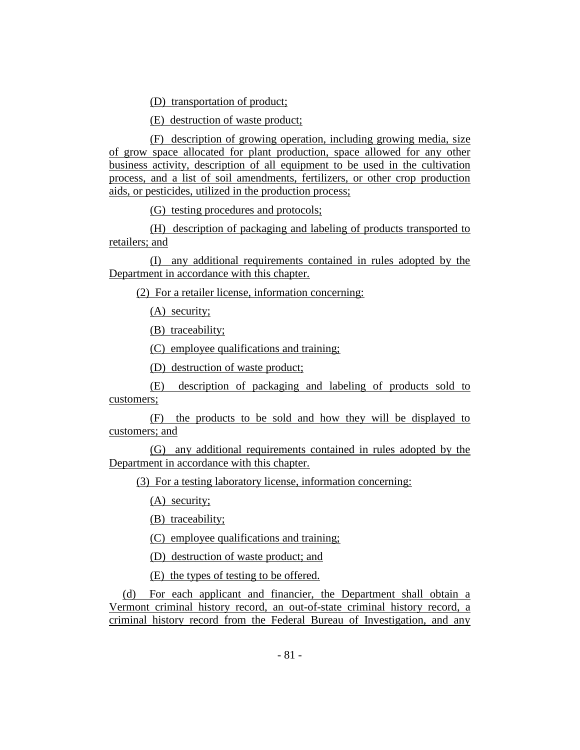(D) transportation of product;

(E) destruction of waste product;

(F) description of growing operation, including growing media, size of grow space allocated for plant production, space allowed for any other business activity, description of all equipment to be used in the cultivation process, and a list of soil amendments, fertilizers, or other crop production aids, or pesticides, utilized in the production process;

(G) testing procedures and protocols;

(H) description of packaging and labeling of products transported to retailers; and

(I) any additional requirements contained in rules adopted by the Department in accordance with this chapter.

(2) For a retailer license, information concerning:

(A) security;

(B) traceability;

(C) employee qualifications and training;

(D) destruction of waste product;

(E) description of packaging and labeling of products sold to customers;

(F) the products to be sold and how they will be displayed to customers; and

(G) any additional requirements contained in rules adopted by the Department in accordance with this chapter.

(3) For a testing laboratory license, information concerning:

(A) security;

(B) traceability;

(C) employee qualifications and training;

(D) destruction of waste product; and

(E) the types of testing to be offered.

(d) For each applicant and financier, the Department shall obtain a Vermont criminal history record, an out-of-state criminal history record, a criminal history record from the Federal Bureau of Investigation, and any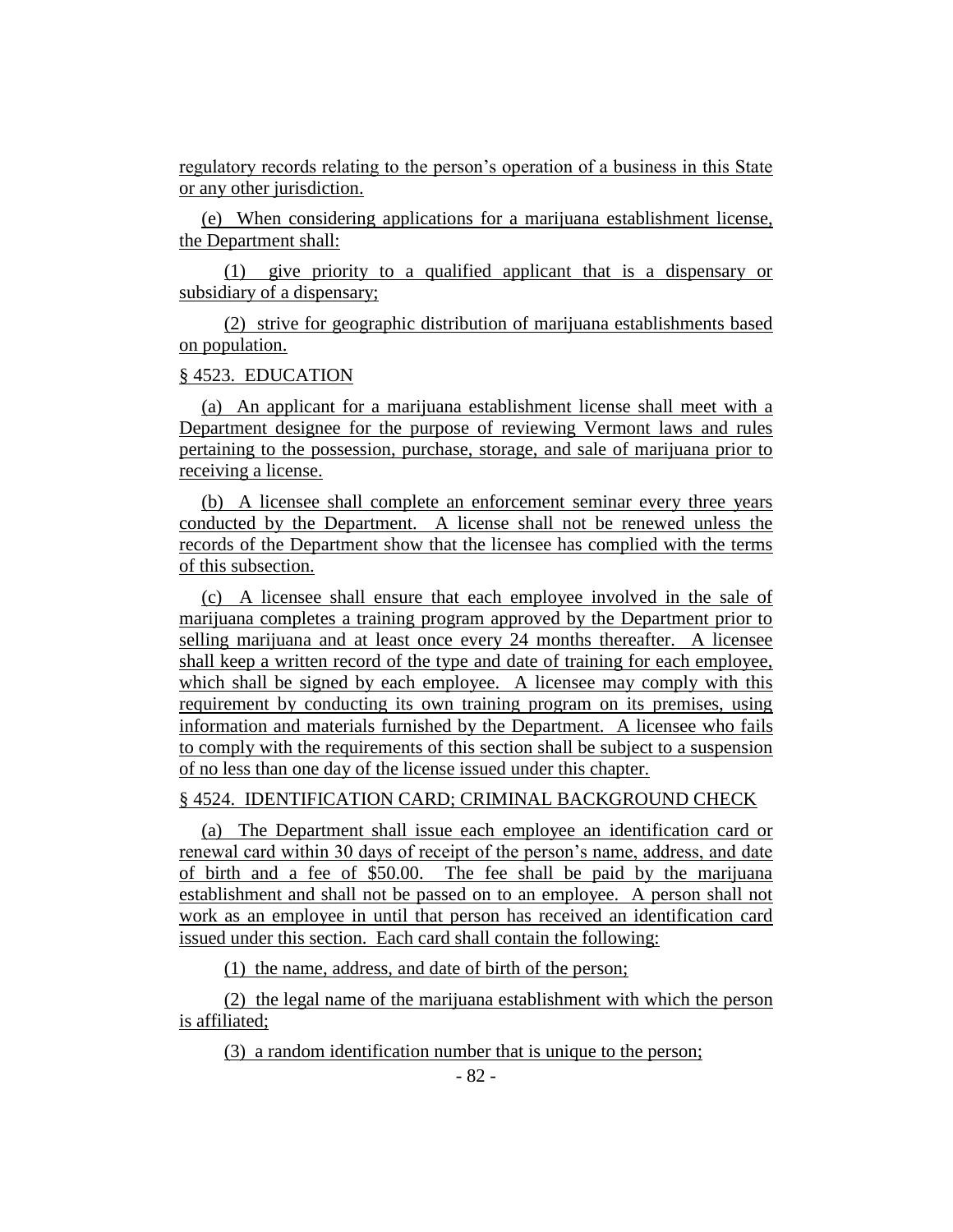regulatory records relating to the person's operation of a business in this State or any other jurisdiction.

(e) When considering applications for a marijuana establishment license, the Department shall:

(1) give priority to a qualified applicant that is a dispensary or subsidiary of a dispensary;

(2) strive for geographic distribution of marijuana establishments based on population.

§ 4523. EDUCATION

(a) An applicant for a marijuana establishment license shall meet with a Department designee for the purpose of reviewing Vermont laws and rules pertaining to the possession, purchase, storage, and sale of marijuana prior to receiving a license.

(b) A licensee shall complete an enforcement seminar every three years conducted by the Department. A license shall not be renewed unless the records of the Department show that the licensee has complied with the terms of this subsection.

(c) A licensee shall ensure that each employee involved in the sale of marijuana completes a training program approved by the Department prior to selling marijuana and at least once every 24 months thereafter. A licensee shall keep a written record of the type and date of training for each employee, which shall be signed by each employee. A licensee may comply with this requirement by conducting its own training program on its premises, using information and materials furnished by the Department. A licensee who fails to comply with the requirements of this section shall be subject to a suspension of no less than one day of the license issued under this chapter.

§ 4524. IDENTIFICATION CARD; CRIMINAL BACKGROUND CHECK

(a) The Department shall issue each employee an identification card or renewal card within 30 days of receipt of the person's name, address, and date of birth and a fee of $50.00. The fee shall be paid by the marijuana establishment and shall not be passed on to an employee. A person shall not work as an employee in until that person has received an identification card issued under this section. Each card shall contain the following:

(1) the name, address, and date of birth of the person;

(2) the legal name of the marijuana establishment with which the person is affiliated;

(3) a random identification number that is unique to the person;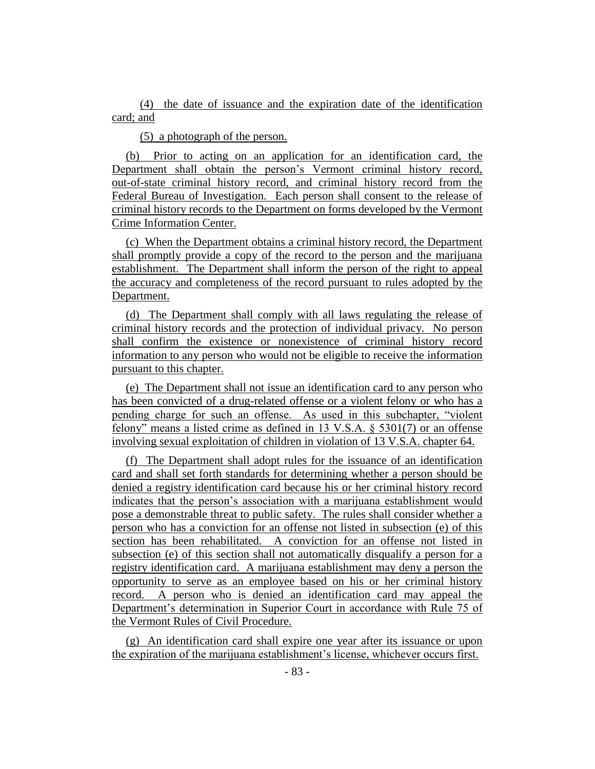(4) the date of issuance and the expiration date of the identification card; and

(5) a photograph of the person.

(b) Prior to acting on an application for an identification card, the Department shall obtain the person's Vermont criminal history record, out-of-state criminal history record, and criminal history record from the Federal Bureau of Investigation. Each person shall consent to the release of criminal history records to the Department on forms developed by the Vermont Crime Information Center.

(c) When the Department obtains a criminal history record, the Department shall promptly provide a copy of the record to the person and the marijuana establishment. The Department shall inform the person of the right to appeal the accuracy and completeness of the record pursuant to rules adopted by the Department.

(d) The Department shall comply with all laws regulating the release of criminal history records and the protection of individual privacy. No person shall confirm the existence or nonexistence of criminal history record information to any person who would not be eligible to receive the information pursuant to this chapter.

(e) The Department shall not issue an identification card to any person who has been convicted of a drug-related offense or a violent felony or who has a pending charge for such an offense. As used in this subchapter, "violent felony" means a listed crime as defined in 13 V.S.A. § 5301(7) or an offense involving sexual exploitation of children in violation of 13 V.S.A. chapter 64.

(f) The Department shall adopt rules for the issuance of an identification card and shall set forth standards for determining whether a person should be denied a registry identification card because his or her criminal history record indicates that the person's association with a marijuana establishment would pose a demonstrable threat to public safety. The rules shall consider whether a person who has a conviction for an offense not listed in subsection (e) of this section has been rehabilitated. A conviction for an offense not listed in subsection (e) of this section shall not automatically disqualify a person for a registry identification card. A marijuana establishment may deny a person the opportunity to serve as an employee based on his or her criminal history record. A person who is denied an identification card may appeal the Department's determination in Superior Court in accordance with Rule 75 of the Vermont Rules of Civil Procedure.

(g) An identification card shall expire one year after its issuance or upon the expiration of the marijuana establishment's license, whichever occurs first.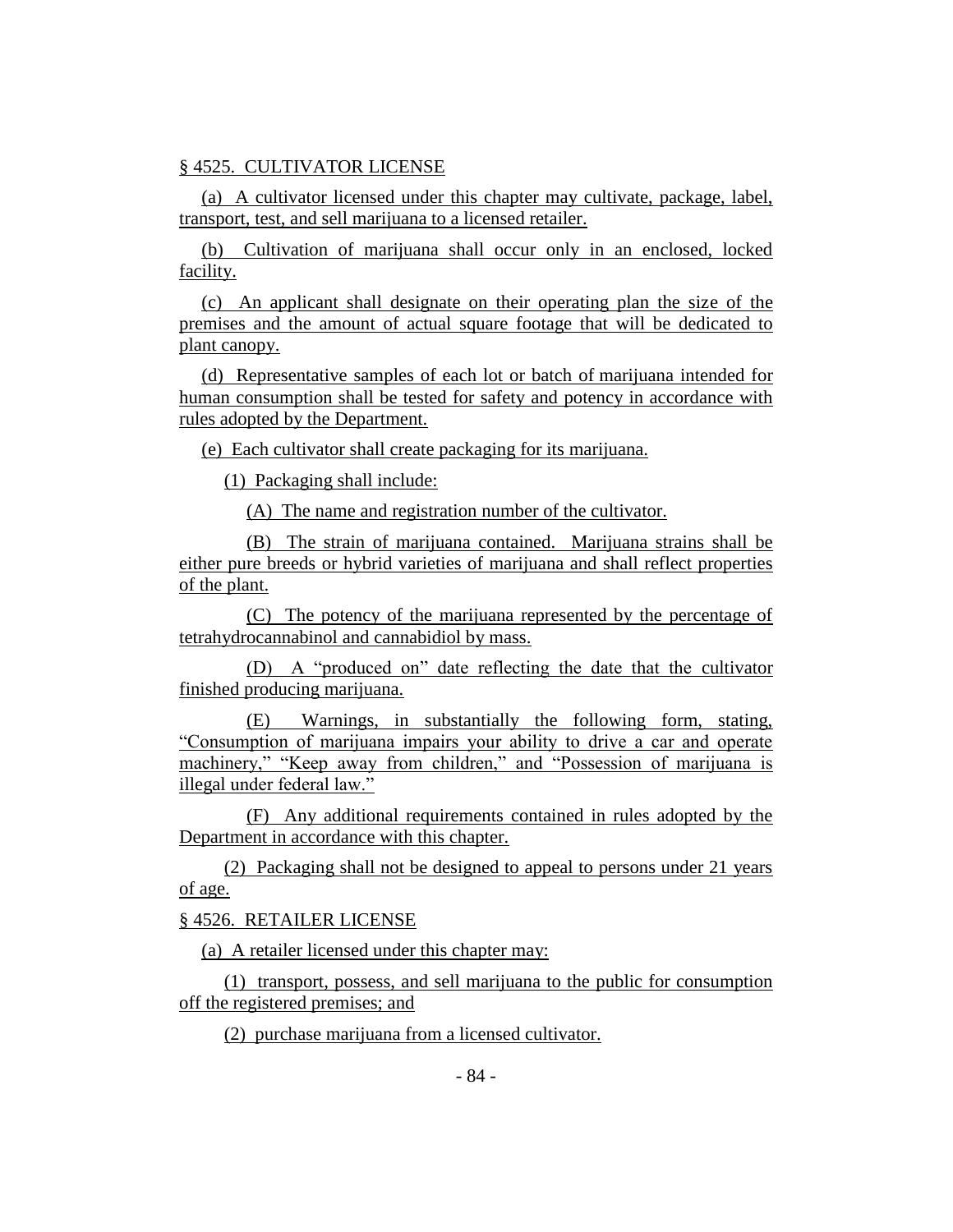§ 4525. CULTIVATOR LICENSE

(a) A cultivator licensed under this chapter may cultivate, package, label, transport, test, and sell marijuana to a licensed retailer.

(b) Cultivation of marijuana shall occur only in an enclosed, locked facility.

(c) An applicant shall designate on their operating plan the size of the premises and the amount of actual square footage that will be dedicated to plant canopy.

(d) Representative samples of each lot or batch of marijuana intended for human consumption shall be tested for safety and potency in accordance with rules adopted by the Department.

(e) Each cultivator shall create packaging for its marijuana.

(1) Packaging shall include:

(A) The name and registration number of the cultivator.

(B) The strain of marijuana contained. Marijuana strains shall be either pure breeds or hybrid varieties of marijuana and shall reflect properties of the plant.

(C) The potency of the marijuana represented by the percentage of tetrahydrocannabinol and cannabidiol by mass.

(D) A "produced on" date reflecting the date that the cultivator finished producing marijuana.

(E) Warnings, in substantially the following form, stating, "Consumption of marijuana impairs your ability to drive a car and operate machinery," "Keep away from children," and "Possession of marijuana is illegal under federal law."

(F) Any additional requirements contained in rules adopted by the Department in accordance with this chapter.

(2) Packaging shall not be designed to appeal to persons under 21 years of age.

§ 4526. RETAILER LICENSE

(a) A retailer licensed under this chapter may:

(1) transport, possess, and sell marijuana to the public for consumption off the registered premises; and

(2) purchase marijuana from a licensed cultivator.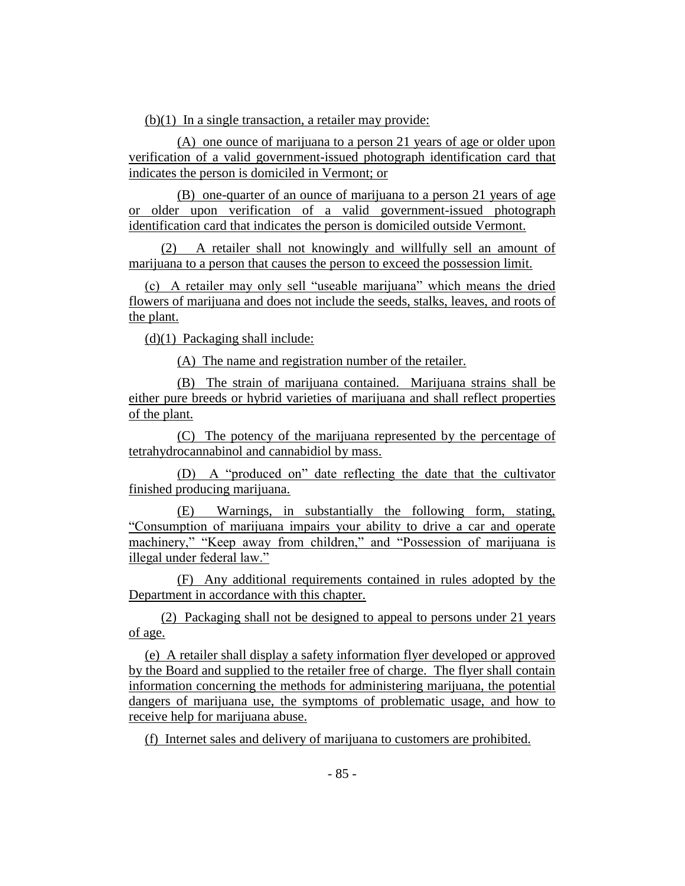(b)(1) In a single transaction, a retailer may provide:

(A) one ounce of marijuana to a person 21 years of age or older upon verification of a valid government-issued photograph identification card that indicates the person is domiciled in Vermont; or

(B) one-quarter of an ounce of marijuana to a person 21 years of age or older upon verification of a valid government-issued photograph identification card that indicates the person is domiciled outside Vermont.

(2) A retailer shall not knowingly and willfully sell an amount of marijuana to a person that causes the person to exceed the possession limit.

(c) A retailer may only sell "useable marijuana" which means the dried flowers of marijuana and does not include the seeds, stalks, leaves, and roots of the plant.

(d)(1) Packaging shall include:

(A) The name and registration number of the retailer.

(B) The strain of marijuana contained. Marijuana strains shall be either pure breeds or hybrid varieties of marijuana and shall reflect properties of the plant.

(C) The potency of the marijuana represented by the percentage of tetrahydrocannabinol and cannabidiol by mass.

(D) A "produced on" date reflecting the date that the cultivator finished producing marijuana.

(E) Warnings, in substantially the following form, stating, "Consumption of marijuana impairs your ability to drive a car and operate machinery," "Keep away from children," and "Possession of marijuana is illegal under federal law."

(F) Any additional requirements contained in rules adopted by the Department in accordance with this chapter.

(2) Packaging shall not be designed to appeal to persons under 21 years of age.

(e) A retailer shall display a safety information flyer developed or approved by the Board and supplied to the retailer free of charge. The flyer shall contain information concerning the methods for administering marijuana, the potential dangers of marijuana use, the symptoms of problematic usage, and how to receive help for marijuana abuse.

(f) Internet sales and delivery of marijuana to customers are prohibited.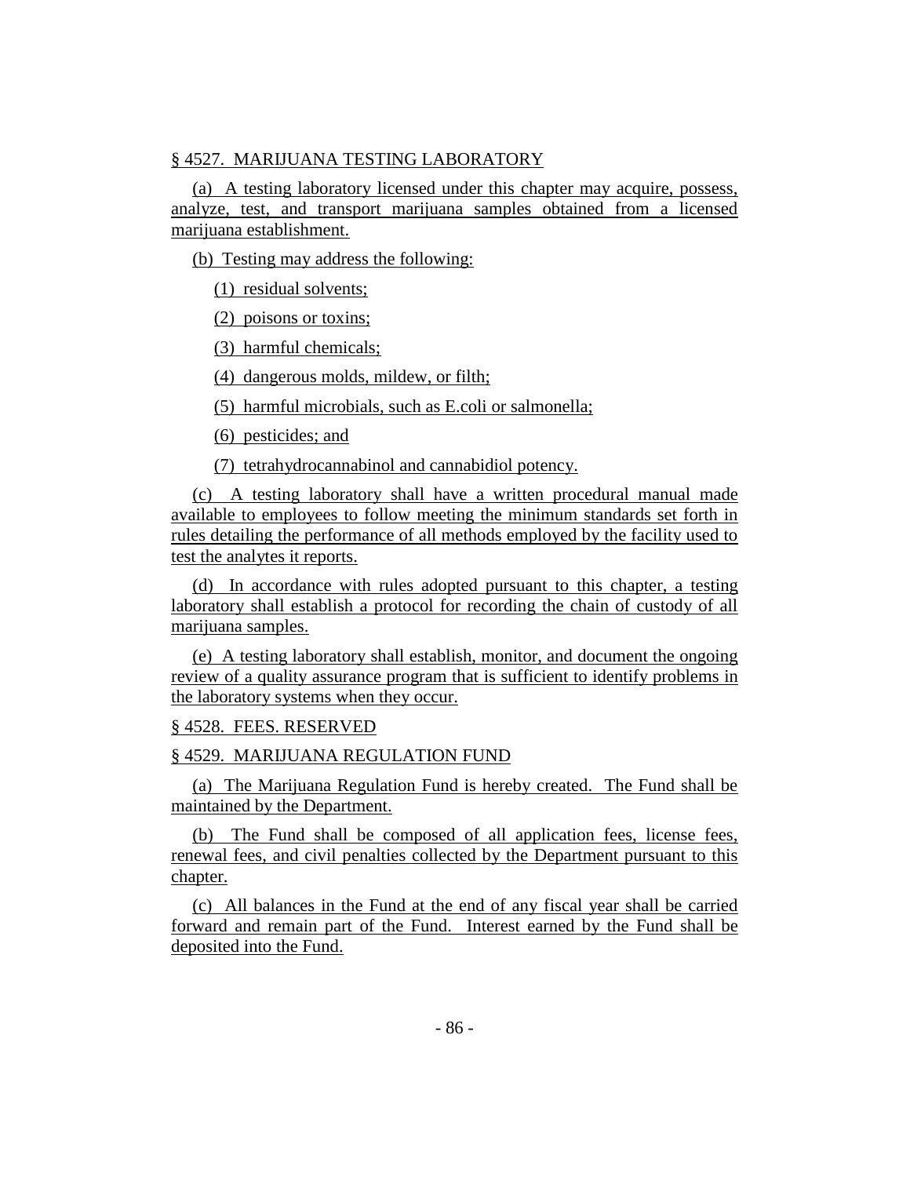§ 4527. MARIJUANA TESTING LABORATORY

(a) A testing laboratory licensed under this chapter may acquire, possess, analyze, test, and transport marijuana samples obtained from a licensed marijuana establishment.

(b) Testing may address the following:

(1) residual solvents;

(2) poisons or toxins;

(3) harmful chemicals;

(4) dangerous molds, mildew, or filth;

(5) harmful microbials, such as E.coli or salmonella;

(6) pesticides; and

(7) tetrahydrocannabinol and cannabidiol potency.

(c) A testing laboratory shall have a written procedural manual made available to employees to follow meeting the minimum standards set forth in rules detailing the performance of all methods employed by the facility used to test the analytes it reports.

(d) In accordance with rules adopted pursuant to this chapter, a testing laboratory shall establish a protocol for recording the chain of custody of all marijuana samples.

(e) A testing laboratory shall establish, monitor, and document the ongoing review of a quality assurance program that is sufficient to identify problems in the laboratory systems when they occur.

§ 4528. FEES. RESERVED

§ 4529. MARIJUANA REGULATION FUND

(a) The Marijuana Regulation Fund is hereby created. The Fund shall be maintained by the Department.

(b) The Fund shall be composed of all application fees, license fees, renewal fees, and civil penalties collected by the Department pursuant to this chapter.

(c) All balances in the Fund at the end of any fiscal year shall be carried forward and remain part of the Fund. Interest earned by the Fund shall be deposited into the Fund.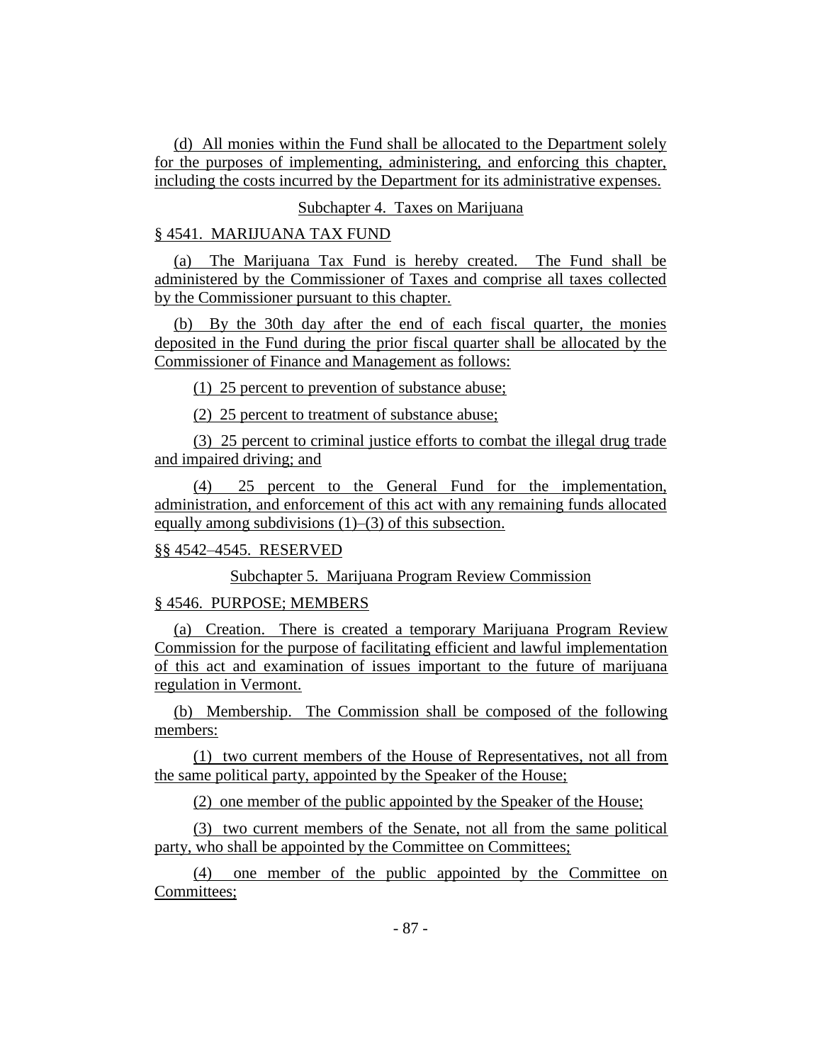(d) All monies within the Fund shall be allocated to the Department solely for the purposes of implementing, administering, and enforcing this chapter, including the costs incurred by the Department for its administrative expenses.

Subchapter 4. Taxes on Marijuana

§ 4541. MARIJUANA TAX FUND

(a) The Marijuana Tax Fund is hereby created. The Fund shall be administered by the Commissioner of Taxes and comprise all taxes collected by the Commissioner pursuant to this chapter.

(b) By the 30th day after the end of each fiscal quarter, the monies deposited in the Fund during the prior fiscal quarter shall be allocated by the Commissioner of Finance and Management as follows:

(1) 25 percent to prevention of substance abuse;

(2) 25 percent to treatment of substance abuse;

(3) 25 percent to criminal justice efforts to combat the illegal drug trade and impaired driving; and

(4) 25 percent to the General Fund for the implementation, administration, and enforcement of this act with any remaining funds allocated equally among subdivisions (1)–(3) of this subsection.

§§ 4542–4545. RESERVED

Subchapter 5. Marijuana Program Review Commission

§ 4546. PURPOSE; MEMBERS

(a) Creation. There is created a temporary Marijuana Program Review Commission for the purpose of facilitating efficient and lawful implementation of this act and examination of issues important to the future of marijuana regulation in Vermont.

(b) Membership. The Commission shall be composed of the following members:

(1) two current members of the House of Representatives, not all from the same political party, appointed by the Speaker of the House;

(2) one member of the public appointed by the Speaker of the House;

(3) two current members of the Senate, not all from the same political party, who shall be appointed by the Committee on Committees;

(4) one member of the public appointed by the Committee on Committees;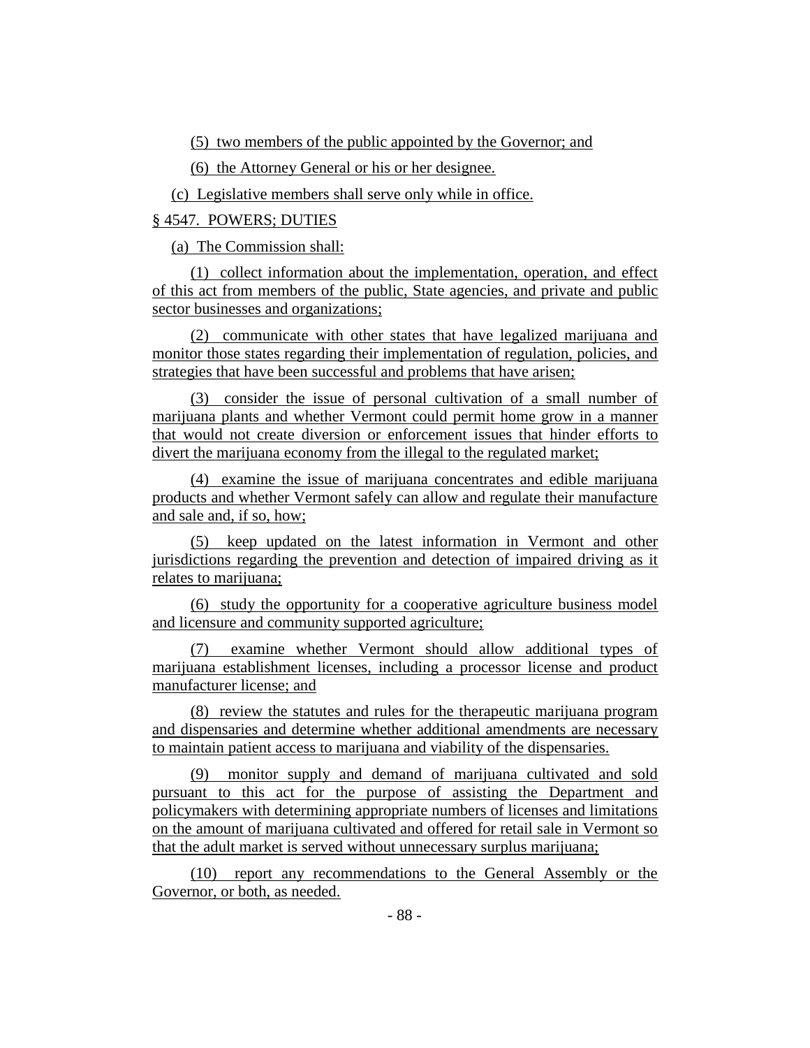(5) two members of the public appointed by the Governor; and

(6) the Attorney General or his or her designee.

(c) Legislative members shall serve only while in office.

§ 4547. POWERS; DUTIES

(a) The Commission shall:

(1) collect information about the implementation, operation, and effect of this act from members of the public, State agencies, and private and public sector businesses and organizations;

(2) communicate with other states that have legalized marijuana and monitor those states regarding their implementation of regulation, policies, and strategies that have been successful and problems that have arisen;

(3) consider the issue of personal cultivation of a small number of marijuana plants and whether Vermont could permit home grow in a manner that would not create diversion or enforcement issues that hinder efforts to divert the marijuana economy from the illegal to the regulated market;

(4) examine the issue of marijuana concentrates and edible marijuana products and whether Vermont safely can allow and regulate their manufacture and sale and, if so, how;

(5) keep updated on the latest information in Vermont and other jurisdictions regarding the prevention and detection of impaired driving as it relates to marijuana;

(6) study the opportunity for a cooperative agriculture business model and licensure and community supported agriculture;

(7) examine whether Vermont should allow additional types of marijuana establishment licenses, including a processor license and product manufacturer license; and

(8) review the statutes and rules for the therapeutic marijuana program and dispensaries and determine whether additional amendments are necessary to maintain patient access to marijuana and viability of the dispensaries.

(9) monitor supply and demand of marijuana cultivated and sold pursuant to this act for the purpose of assisting the Department and policymakers with determining appropriate numbers of licenses and limitations on the amount of marijuana cultivated and offered for retail sale in Vermont so that the adult market is served without unnecessary surplus marijuana;

(10) report any recommendations to the General Assembly or the Governor, or both, as needed.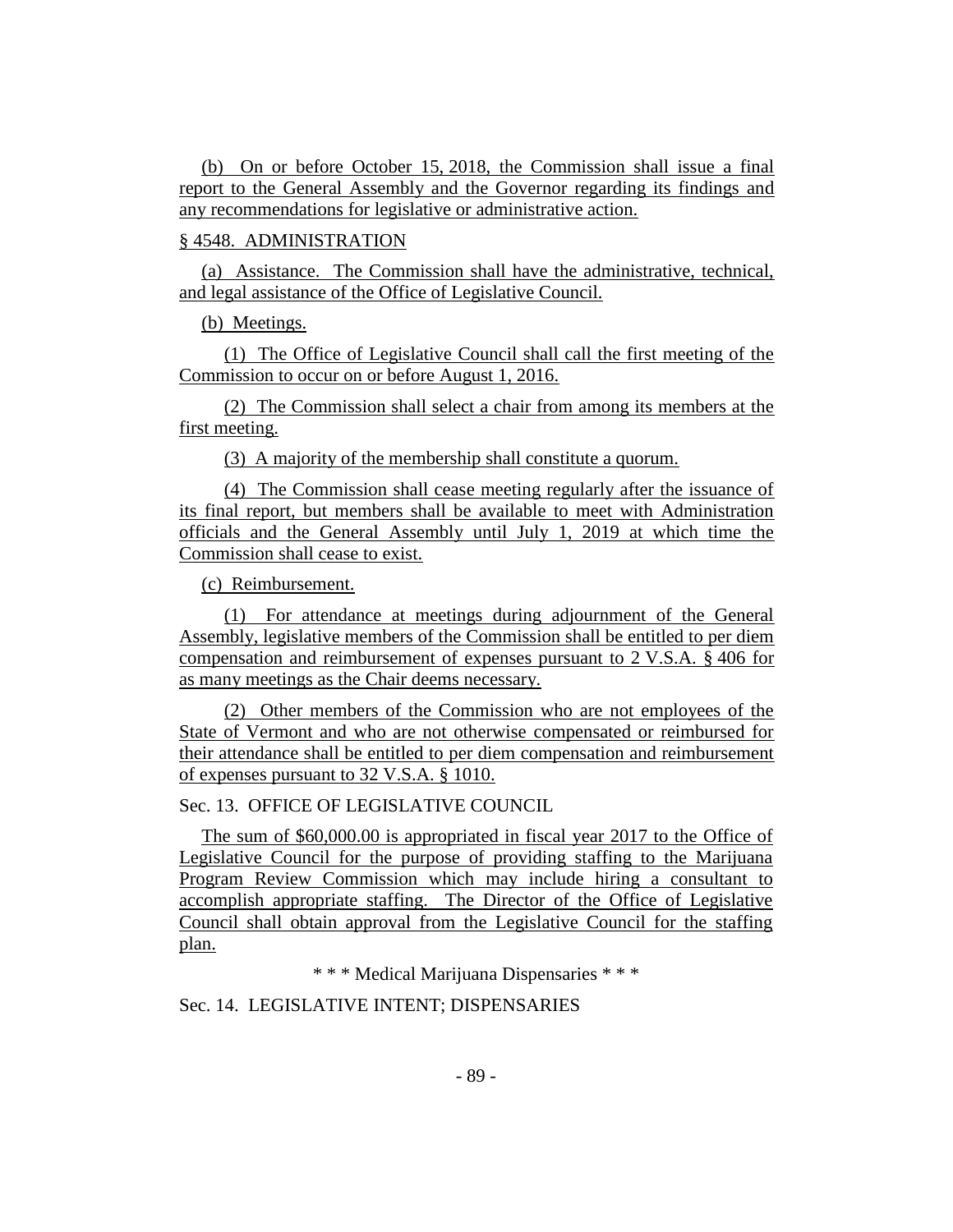(b) On or before October 15, 2018, the Commission shall issue a final report to the General Assembly and the Governor regarding its findings and any recommendations for legislative or administrative action.

§ 4548. ADMINISTRATION

(a) Assistance. The Commission shall have the administrative, technical, and legal assistance of the Office of Legislative Council.

(b) Meetings.

(1) The Office of Legislative Council shall call the first meeting of the Commission to occur on or before August 1, 2016.

(2) The Commission shall select a chair from among its members at the first meeting.

(3) A majority of the membership shall constitute a quorum.

(4) The Commission shall cease meeting regularly after the issuance of its final report, but members shall be available to meet with Administration officials and the General Assembly until July 1, 2019 at which time the Commission shall cease to exist.

(c) Reimbursement.

(1) For attendance at meetings during adjournment of the General Assembly, legislative members of the Commission shall be entitled to per diem compensation and reimbursement of expenses pursuant to 2 V.S.A. § 406 for as many meetings as the Chair deems necessary.

(2) Other members of the Commission who are not employees of the State of Vermont and who are not otherwise compensated or reimbursed for their attendance shall be entitled to per diem compensation and reimbursement of expenses pursuant to 32 V.S.A. § 1010.

Sec. 13. OFFICE OF LEGISLATIVE COUNCIL

The sum of $60,000.00 is appropriated in fiscal year 2017 to the Office of Legislative Council for the purpose of providing staffing to the Marijuana Program Review Commission which may include hiring a consultant to accomplish appropriate staffing. The Director of the Office of Legislative Council shall obtain approval from the Legislative Council for the staffing plan.

\* \* \* Medical Marijuana Dispensaries \* \* \*

Sec. 14. LEGISLATIVE INTENT; DISPENSARIES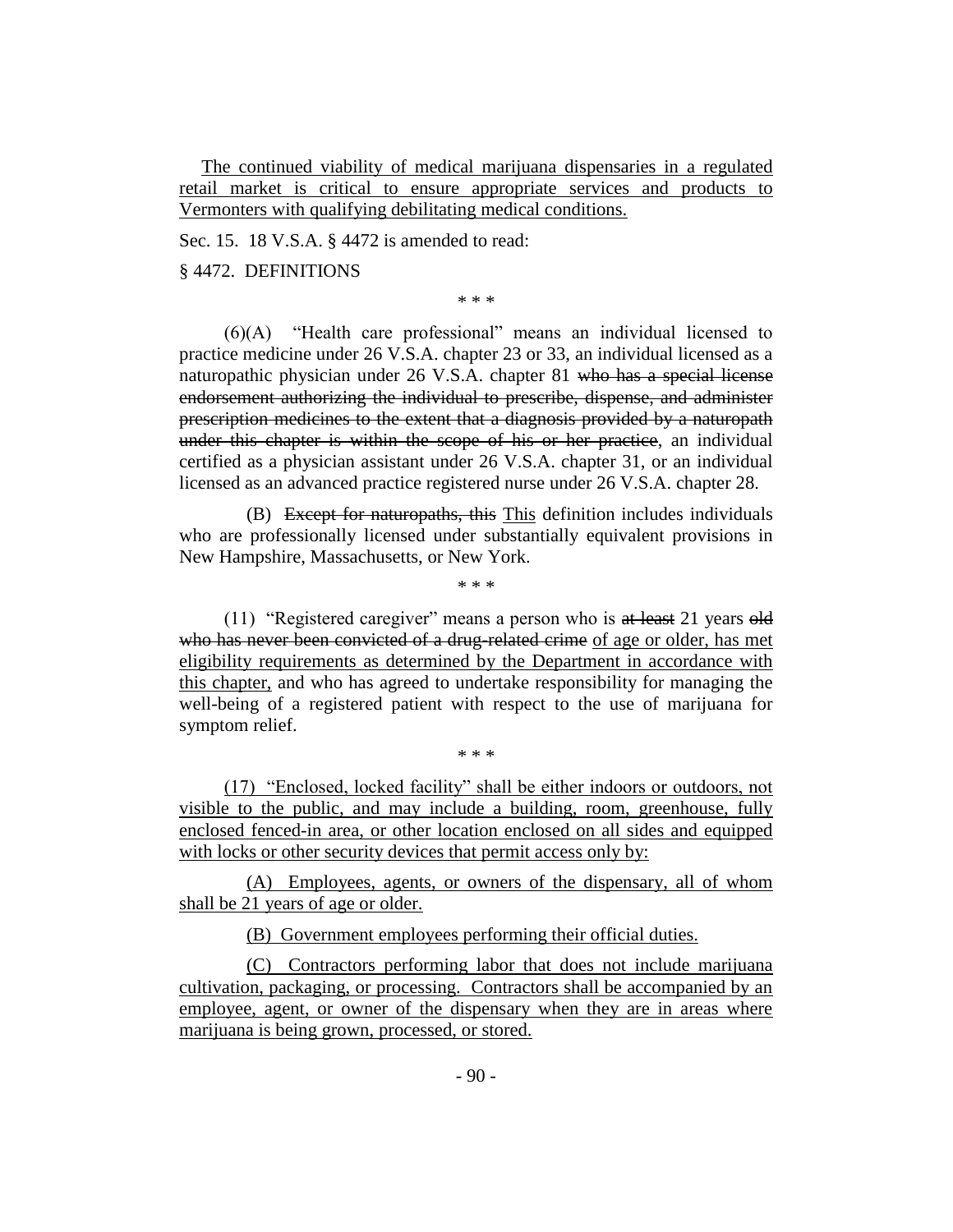The continued viability of medical marijuana dispensaries in a regulated retail market is critical to ensure appropriate services and products to Vermonters with qualifying debilitating medical conditions.

Sec. 15. 18 V.S.A. § 4472 is amended to read:

§ 4472. DEFINITIONS

\* \* \*

(6)(A) "Health care professional" means an individual licensed to practice medicine under 26 V.S.A. chapter 23 or 33, an individual licensed as a naturopathic physician under 26 V.S.A. chapter 81 ~~who has a special license endorsement authorizing the individual to prescribe, dispense, and administer prescription medicines to the extent that a diagnosis provided by a naturopath under this chapter is within the scope of his or her practice~~, an individual certified as a physician assistant under 26 V.S.A. chapter 31, or an individual licensed as an advanced practice registered nurse under 26 V.S.A. chapter 28.

(B) ~~Except for naturopaths, this~~ This definition includes individuals who are professionally licensed under substantially equivalent provisions in New Hampshire, Massachusetts, or New York.

\* \* \*

(11) "Registered caregiver" means a person who is ~~at least~~ 21 years ~~old who has never been convicted of a drug-related crime~~ of age or older, has met eligibility requirements as determined by the Department in accordance with this chapter, and who has agreed to undertake responsibility for managing the well-being of a registered patient with respect to the use of marijuana for symptom relief.

\* \* \*

(17) "Enclosed, locked facility" shall be either indoors or outdoors, not visible to the public, and may include a building, room, greenhouse, fully enclosed fenced-in area, or other location enclosed on all sides and equipped with locks or other security devices that permit access only by:

(A) Employees, agents, or owners of the dispensary, all of whom shall be 21 years of age or older.

(B) Government employees performing their official duties.

(C) Contractors performing labor that does not include marijuana cultivation, packaging, or processing. Contractors shall be accompanied by an employee, agent, or owner of the dispensary when they are in areas where marijuana is being grown, processed, or stored.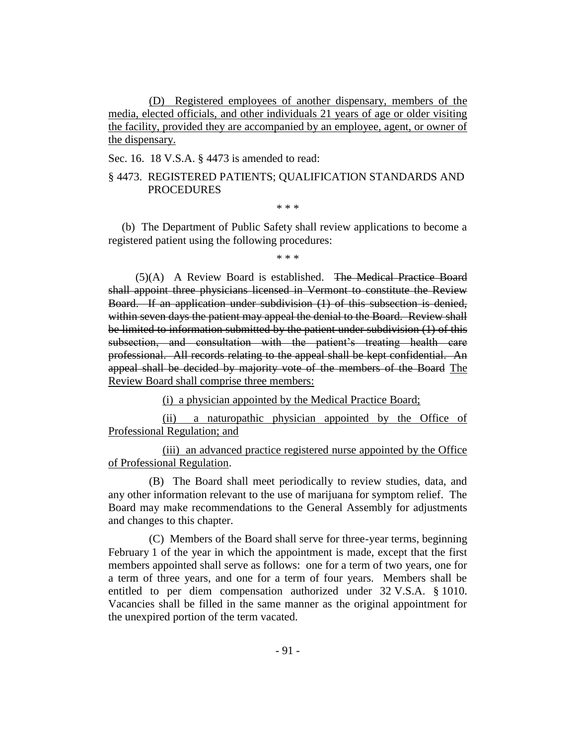(D) Registered employees of another dispensary, members of the media, elected officials, and other individuals 21 years of age or older visiting the facility, provided they are accompanied by an employee, agent, or owner of the dispensary.

Sec. 16. 18 V.S.A. § 4473 is amended to read:

§ 4473. REGISTERED PATIENTS; QUALIFICATION STANDARDS AND PROCEDURES

\* \* \*

(b) The Department of Public Safety shall review applications to become a registered patient using the following procedures:

\* \* \*

(5)(A) A Review Board is established. ~~The Medical Practice Board shall appoint three physicians licensed in Vermont to constitute the Review Board. If an application under subdivision (1) of this subsection is denied, within seven days the patient may appeal the denial to the Board. Review shall be limited to information submitted by the patient under subdivision (1) of this subsection, and consultation with the patient's treating health care professional. All records relating to the appeal shall be kept confidential. An appeal shall be decided by majority vote of the members of the Board~~ The Review Board shall comprise three members:

(i) a physician appointed by the Medical Practice Board;

(ii) a naturopathic physician appointed by the Office of Professional Regulation; and

(iii) an advanced practice registered nurse appointed by the Office of Professional Regulation.

(B) The Board shall meet periodically to review studies, data, and any other information relevant to the use of marijuana for symptom relief. The Board may make recommendations to the General Assembly for adjustments and changes to this chapter.

(C) Members of the Board shall serve for three-year terms, beginning February 1 of the year in which the appointment is made, except that the first members appointed shall serve as follows: one for a term of two years, one for a term of three years, and one for a term of four years. Members shall be entitled to per diem compensation authorized under 32 V.S.A. § 1010. Vacancies shall be filled in the same manner as the original appointment for the unexpired portion of the term vacated.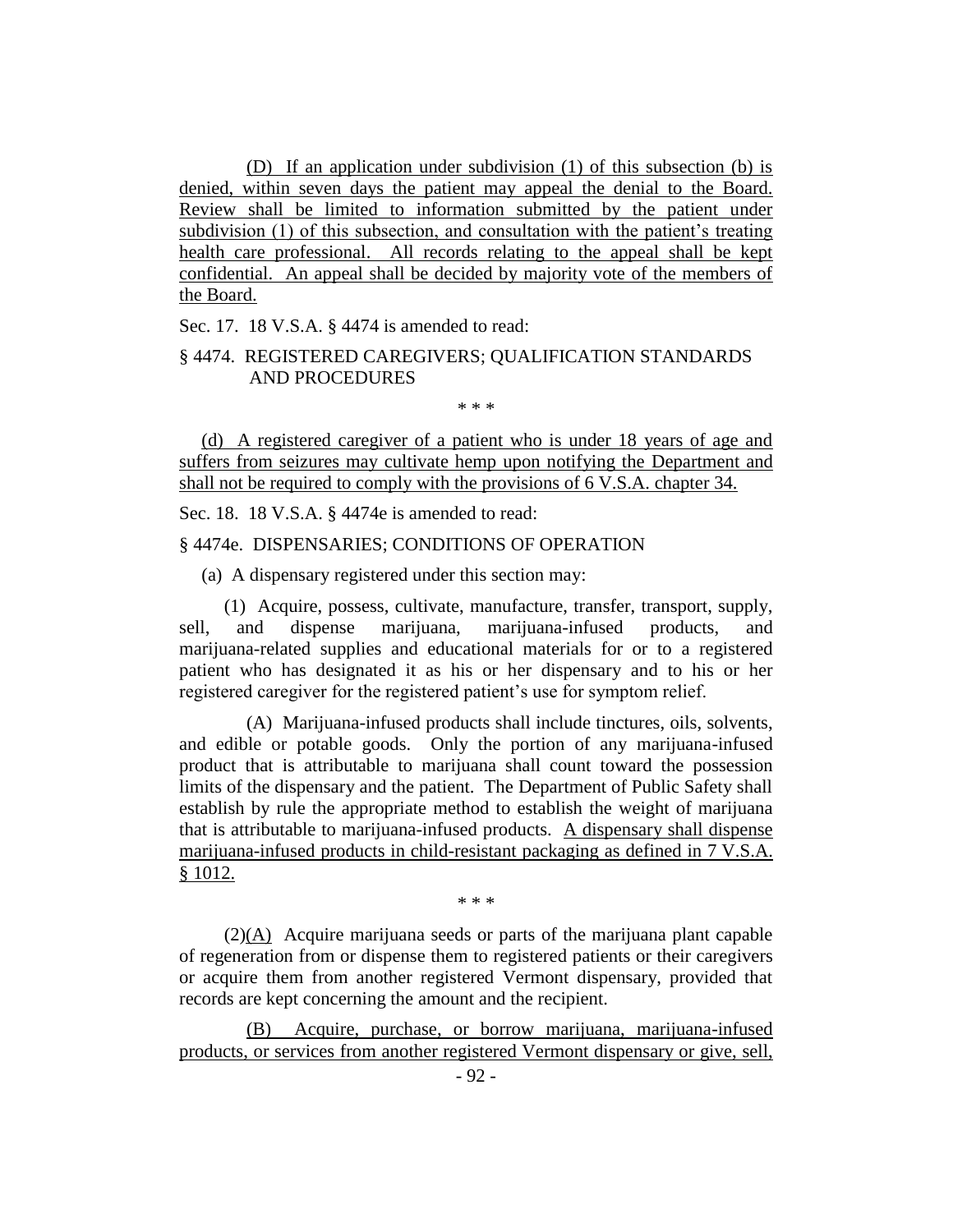(D) If an application under subdivision (1) of this subsection (b) is denied, within seven days the patient may appeal the denial to the Board. Review shall be limited to information submitted by the patient under subdivision (1) of this subsection, and consultation with the patient's treating health care professional. All records relating to the appeal shall be kept confidential. An appeal shall be decided by majority vote of the members of the Board.

Sec. 17. 18 V.S.A. § 4474 is amended to read:

§ 4474. REGISTERED CAREGIVERS; QUALIFICATION STANDARDS AND PROCEDURES

\* \* \*

(d) A registered caregiver of a patient who is under 18 years of age and suffers from seizures may cultivate hemp upon notifying the Department and shall not be required to comply with the provisions of 6 V.S.A. chapter 34.

Sec. 18. 18 V.S.A. § 4474e is amended to read:

§ 4474e. DISPENSARIES; CONDITIONS OF OPERATION

(a) A dispensary registered under this section may:

(1) Acquire, possess, cultivate, manufacture, transfer, transport, supply, sell, and dispense marijuana, marijuana-infused products, and marijuana-related supplies and educational materials for or to a registered patient who has designated it as his or her dispensary and to his or her registered caregiver for the registered patient's use for symptom relief.

(A) Marijuana-infused products shall include tinctures, oils, solvents, and edible or potable goods. Only the portion of any marijuana-infused product that is attributable to marijuana shall count toward the possession limits of the dispensary and the patient. The Department of Public Safety shall establish by rule the appropriate method to establish the weight of marijuana that is attributable to marijuana-infused products. A dispensary shall dispense marijuana-infused products in child-resistant packaging as defined in 7 V.S.A. § 1012.

\* \* \*

(2)(A) Acquire marijuana seeds or parts of the marijuana plant capable of regeneration from or dispense them to registered patients or their caregivers or acquire them from another registered Vermont dispensary, provided that records are kept concerning the amount and the recipient.

(B) Acquire, purchase, or borrow marijuana, marijuana-infused products, or services from another registered Vermont dispensary or give, sell,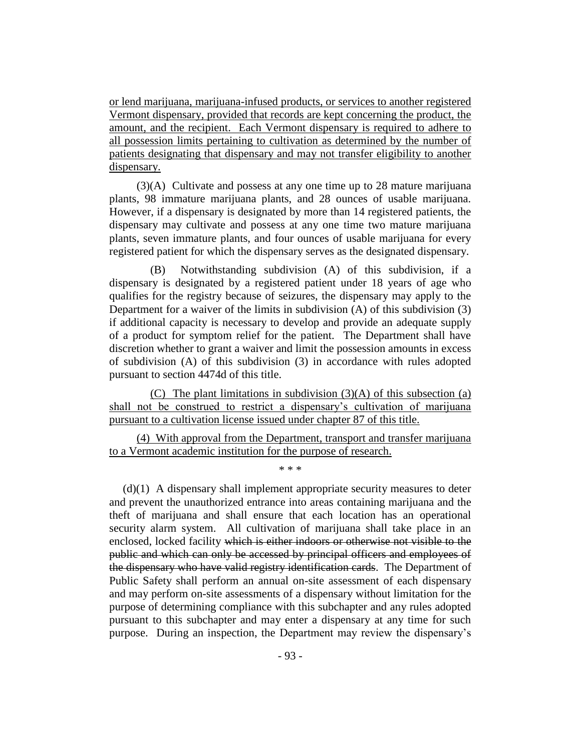or lend marijuana, marijuana-infused products, or services to another registered Vermont dispensary, provided that records are kept concerning the product, the amount, and the recipient. Each Vermont dispensary is required to adhere to all possession limits pertaining to cultivation as determined by the number of patients designating that dispensary and may not transfer eligibility to another dispensary.

(3)(A) Cultivate and possess at any one time up to 28 mature marijuana plants, 98 immature marijuana plants, and 28 ounces of usable marijuana. However, if a dispensary is designated by more than 14 registered patients, the dispensary may cultivate and possess at any one time two mature marijuana plants, seven immature plants, and four ounces of usable marijuana for every registered patient for which the dispensary serves as the designated dispensary.

(B) Notwithstanding subdivision (A) of this subdivision, if a dispensary is designated by a registered patient under 18 years of age who qualifies for the registry because of seizures, the dispensary may apply to the Department for a waiver of the limits in subdivision (A) of this subdivision (3) if additional capacity is necessary to develop and provide an adequate supply of a product for symptom relief for the patient. The Department shall have discretion whether to grant a waiver and limit the possession amounts in excess of subdivision (A) of this subdivision (3) in accordance with rules adopted pursuant to section 4474d of this title.

(C) The plant limitations in subdivision (3)(A) of this subsection (a) shall not be construed to restrict a dispensary's cultivation of marijuana pursuant to a cultivation license issued under chapter 87 of this title.

(4) With approval from the Department, transport and transfer marijuana to a Vermont academic institution for the purpose of research.

\* \* \*

(d)(1) A dispensary shall implement appropriate security measures to deter and prevent the unauthorized entrance into areas containing marijuana and the theft of marijuana and shall ensure that each location has an operational security alarm system. All cultivation of marijuana shall take place in an enclosed, locked facility ~~which is either indoors or otherwise not visible to the public and which can only be accessed by principal officers and employees of the dispensary who have valid registry identification cards~~. The Department of Public Safety shall perform an annual on-site assessment of each dispensary and may perform on-site assessments of a dispensary without limitation for the purpose of determining compliance with this subchapter and any rules adopted pursuant to this subchapter and may enter a dispensary at any time for such purpose. During an inspection, the Department may review the dispensary's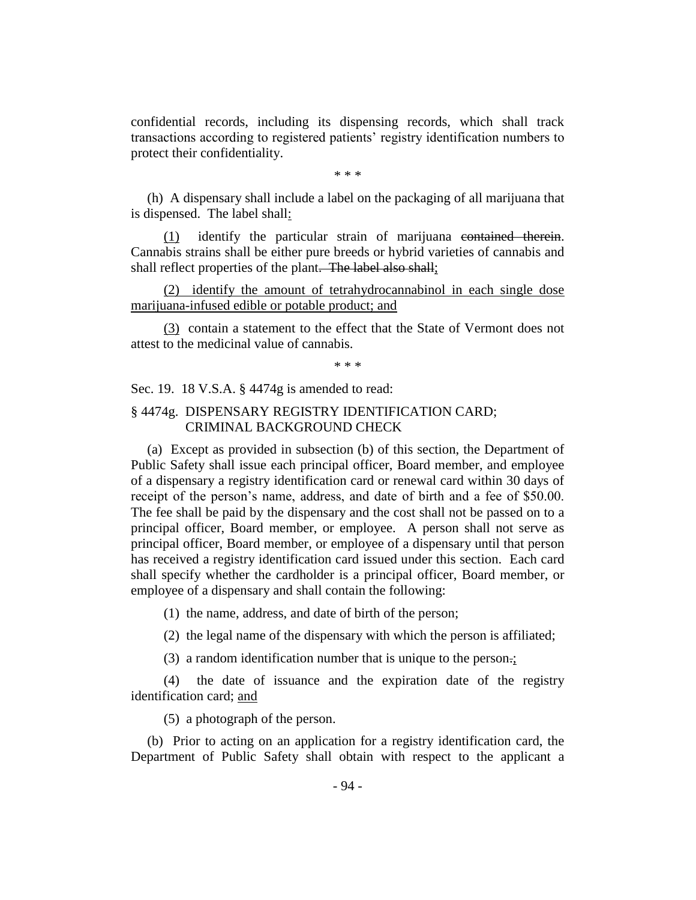confidential records, including its dispensing records, which shall track transactions according to registered patients' registry identification numbers to protect their confidentiality.

\* \* \*

(h) A dispensary shall include a label on the packaging of all marijuana that is dispensed. The label shall<u>:</u>

<u>(1)</u> identify the particular strain of marijuana ~~contained therein~~. Cannabis strains shall be either pure breeds or hybrid varieties of cannabis and shall reflect properties of the plant~~. The label also shall~~<u>;</u>

<u>(2) identify the amount of tetrahydrocannabinol in each single dose marijuana-infused edible or potable product; and</u>

<u>(3)</u> contain a statement to the effect that the State of Vermont does not attest to the medicinal value of cannabis.

\* \* \*

Sec. 19. 18 V.S.A. § 4474g is amended to read:

§ 4474g. DISPENSARY REGISTRY IDENTIFICATION CARD; CRIMINAL BACKGROUND CHECK

(a) Except as provided in subsection (b) of this section, the Department of Public Safety shall issue each principal officer, Board member, and employee of a dispensary a registry identification card or renewal card within 30 days of receipt of the person's name, address, and date of birth and a fee of $50.00. The fee shall be paid by the dispensary and the cost shall not be passed on to a principal officer, Board member, or employee. A person shall not serve as principal officer, Board member, or employee of a dispensary until that person has received a registry identification card issued under this section. Each card shall specify whether the cardholder is a principal officer, Board member, or employee of a dispensary and shall contain the following:

(1) the name, address, and date of birth of the person;

(2) the legal name of the dispensary with which the person is affiliated;

(3) a random identification number that is unique to the person~~.~~<u>;</u>

(4) the date of issuance and the expiration date of the registry identification card; <u>and</u>

(5) a photograph of the person.

(b) Prior to acting on an application for a registry identification card, the Department of Public Safety shall obtain with respect to the applicant a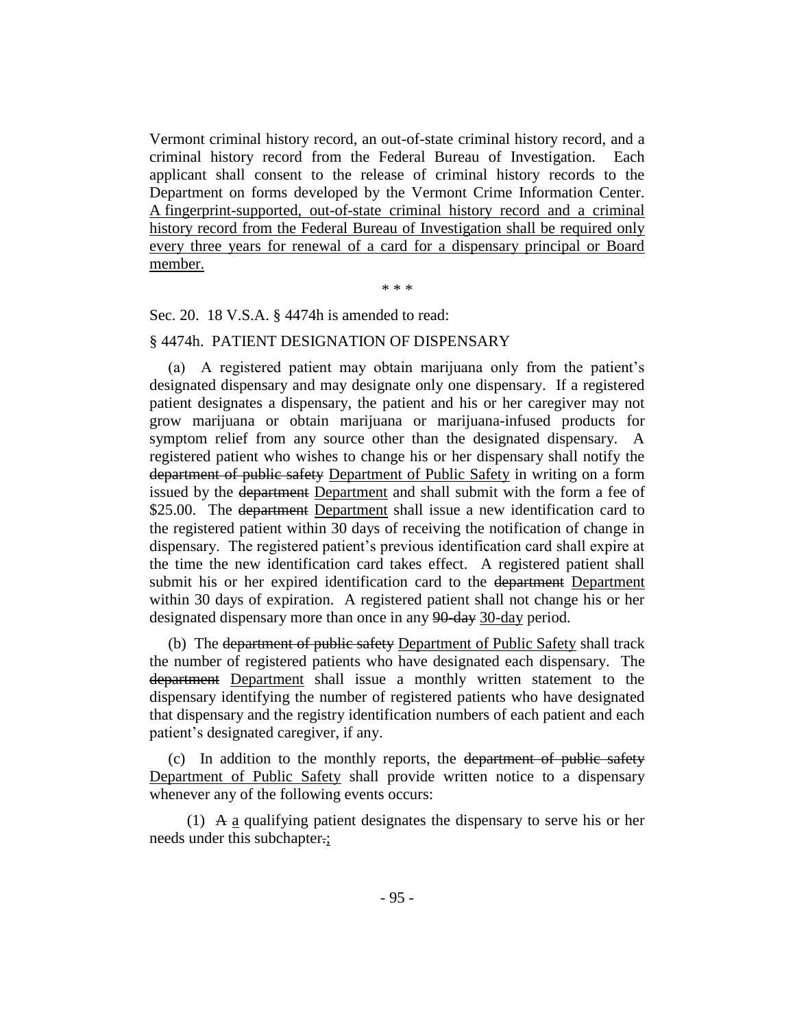Vermont criminal history record, an out-of-state criminal history record, and a criminal history record from the Federal Bureau of Investigation. Each applicant shall consent to the release of criminal history records to the Department on forms developed by the Vermont Crime Information Center. <u>A fingerprint-supported, out-of-state criminal history record and a criminal history record from the Federal Bureau of Investigation shall be required only every three years for renewal of a card for a dispensary principal or Board member.</u>

\* \* \*

Sec. 20. 18 V.S.A. § 4474h is amended to read:

§ 4474h. PATIENT DESIGNATION OF DISPENSARY

(a) A registered patient may obtain marijuana only from the patient's designated dispensary and may designate only one dispensary. If a registered patient designates a dispensary, the patient and his or her caregiver may not grow marijuana or obtain marijuana or marijuana-infused products for symptom relief from any source other than the designated dispensary. A registered patient who wishes to change his or her dispensary shall notify the ~~department of public safety~~ <u>Department of Public Safety</u> in writing on a form issued by the ~~department~~ <u>Department</u> and shall submit with the form a fee of $25.00. The ~~department~~ <u>Department</u> shall issue a new identification card to the registered patient within 30 days of receiving the notification of change in dispensary. The registered patient's previous identification card shall expire at the time the new identification card takes effect. A registered patient shall submit his or her expired identification card to the ~~department~~ <u>Department</u> within 30 days of expiration. A registered patient shall not change his or her designated dispensary more than once in any ~~90-day~~ <u>30-day</u> period.

(b) The ~~department of public safety~~ <u>Department of Public Safety</u> shall track the number of registered patients who have designated each dispensary. The ~~department~~ <u>Department</u> shall issue a monthly written statement to the dispensary identifying the number of registered patients who have designated that dispensary and the registry identification numbers of each patient and each patient's designated caregiver, if any.

(c) In addition to the monthly reports, the ~~department of public safety~~ <u>Department of Public Safety</u> shall provide written notice to a dispensary whenever any of the following events occurs:

(1) ~~A~~ <u>a</u> qualifying patient designates the dispensary to serve his or her needs under this subchapter~~.~~<u>;</u>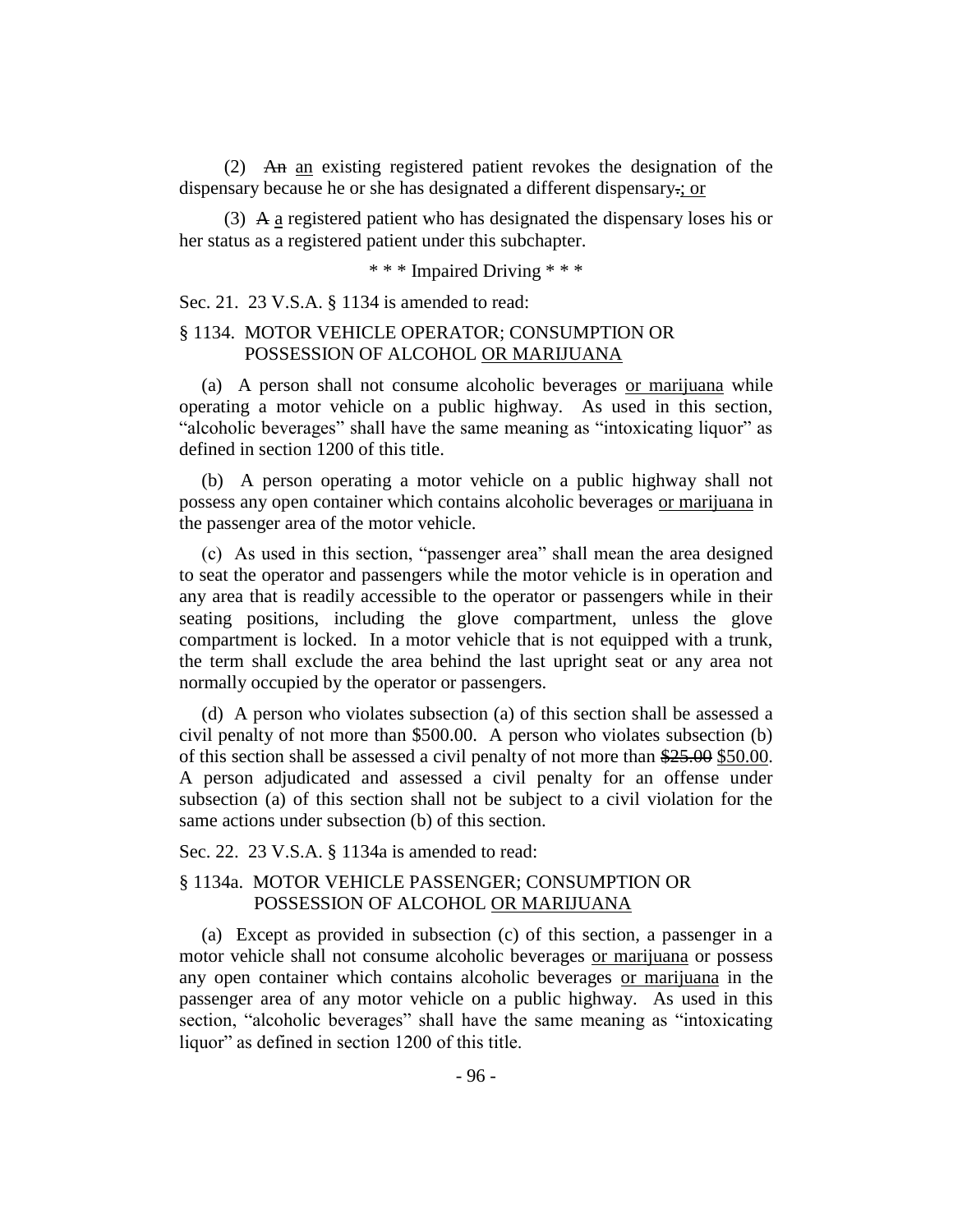(2) ~~An~~ an existing registered patient revokes the designation of the dispensary because he or she has designated a different dispensary~~.~~; or

(3) ~~A~~ a registered patient who has designated the dispensary loses his or her status as a registered patient under this subchapter.

\* \* \* Impaired Driving \* \* \*

Sec. 21. 23 V.S.A. § 1134 is amended to read:

§ 1134. MOTOR VEHICLE OPERATOR; CONSUMPTION OR POSSESSION OF ALCOHOL OR MARIJUANA

(a) A person shall not consume alcoholic beverages or marijuana while operating a motor vehicle on a public highway. As used in this section, "alcoholic beverages" shall have the same meaning as "intoxicating liquor" as defined in section 1200 of this title.

(b) A person operating a motor vehicle on a public highway shall not possess any open container which contains alcoholic beverages or marijuana in the passenger area of the motor vehicle.

(c) As used in this section, "passenger area" shall mean the area designed to seat the operator and passengers while the motor vehicle is in operation and any area that is readily accessible to the operator or passengers while in their seating positions, including the glove compartment, unless the glove compartment is locked. In a motor vehicle that is not equipped with a trunk, the term shall exclude the area behind the last upright seat or any area not normally occupied by the operator or passengers.

(d) A person who violates subsection (a) of this section shall be assessed a civil penalty of not more than $500.00. A person who violates subsection (b) of this section shall be assessed a civil penalty of not more than ~~$25.00~~ $50.00. A person adjudicated and assessed a civil penalty for an offense under subsection (a) of this section shall not be subject to a civil violation for the same actions under subsection (b) of this section.

Sec. 22. 23 V.S.A. § 1134a is amended to read:

§ 1134a. MOTOR VEHICLE PASSENGER; CONSUMPTION OR POSSESSION OF ALCOHOL OR MARIJUANA

(a) Except as provided in subsection (c) of this section, a passenger in a motor vehicle shall not consume alcoholic beverages or marijuana or possess any open container which contains alcoholic beverages or marijuana in the passenger area of any motor vehicle on a public highway. As used in this section, "alcoholic beverages" shall have the same meaning as "intoxicating liquor" as defined in section 1200 of this title.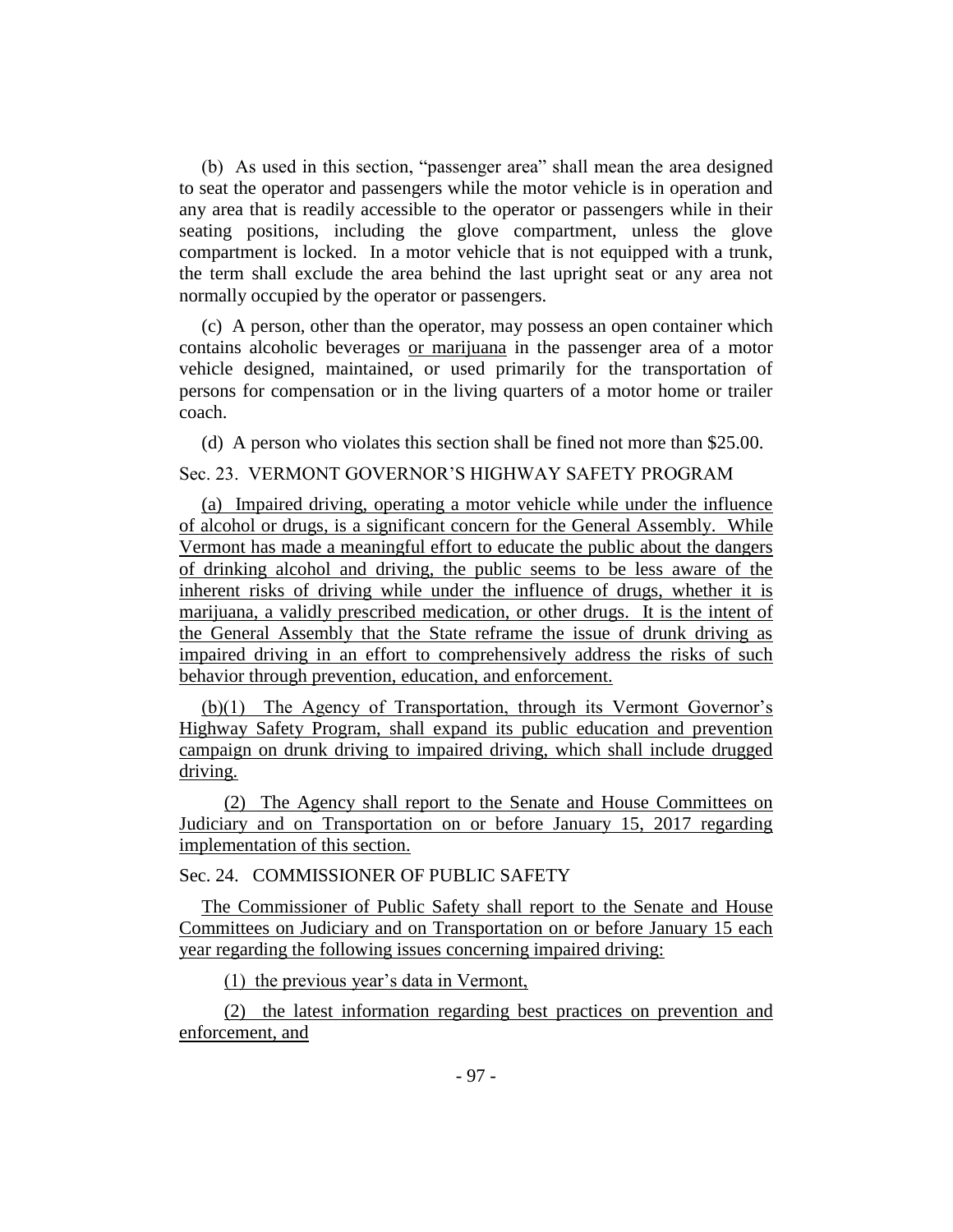(b) As used in this section, "passenger area" shall mean the area designed to seat the operator and passengers while the motor vehicle is in operation and any area that is readily accessible to the operator or passengers while in their seating positions, including the glove compartment, unless the glove compartment is locked. In a motor vehicle that is not equipped with a trunk, the term shall exclude the area behind the last upright seat or any area not normally occupied by the operator or passengers.

(c) A person, other than the operator, may possess an open container which contains alcoholic beverages <u>or marijuana</u> in the passenger area of a motor vehicle designed, maintained, or used primarily for the transportation of persons for compensation or in the living quarters of a motor home or trailer coach.

(d) A person who violates this section shall be fined not more than $25.00.

Sec. 23. VERMONT GOVERNOR'S HIGHWAY SAFETY PROGRAM

<u>(a) Impaired driving, operating a motor vehicle while under the influence of alcohol or drugs, is a significant concern for the General Assembly. While Vermont has made a meaningful effort to educate the public about the dangers of drinking alcohol and driving, the public seems to be less aware of the inherent risks of driving while under the influence of drugs, whether it is marijuana, a validly prescribed medication, or other drugs. It is the intent of the General Assembly that the State reframe the issue of drunk driving as impaired driving in an effort to comprehensively address the risks of such behavior through prevention, education, and enforcement.</u>

<u>(b)(1) The Agency of Transportation, through its Vermont Governor's Highway Safety Program, shall expand its public education and prevention campaign on drunk driving to impaired driving, which shall include drugged driving.</u>

<u>(2) The Agency shall report to the Senate and House Committees on Judiciary and on Transportation on or before January 15, 2017 regarding implementation of this section.</u>

Sec. 24. COMMISSIONER OF PUBLIC SAFETY

<u>The Commissioner of Public Safety shall report to the Senate and House Committees on Judiciary and on Transportation on or before January 15 each year regarding the following issues concerning impaired driving:</u>

<u>(1) the previous year's data in Vermont,</u>

<u>(2) the latest information regarding best practices on prevention and enforcement, and</u>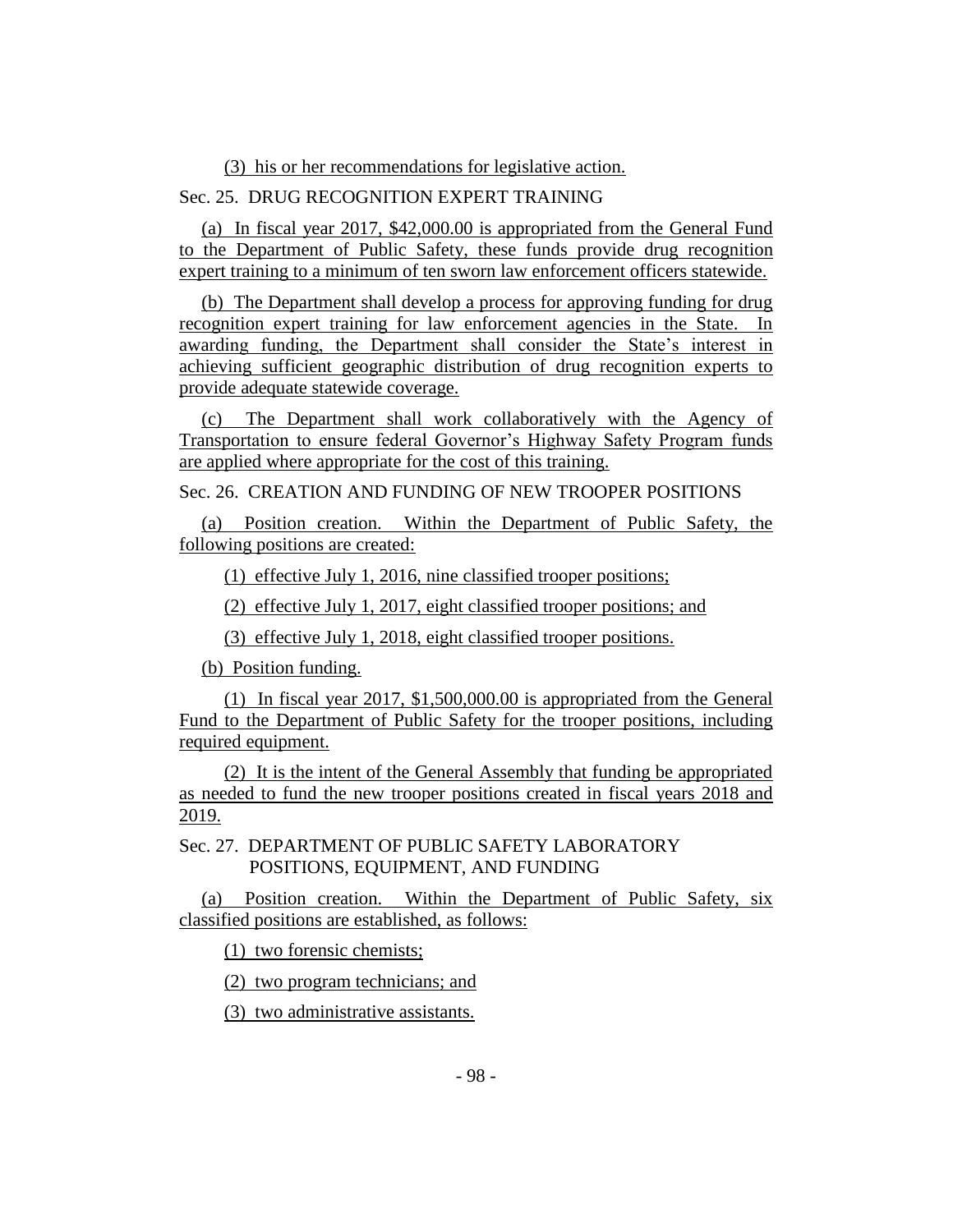(3) his or her recommendations for legislative action.

Sec. 25. DRUG RECOGNITION EXPERT TRAINING

(a) In fiscal year 2017, $42,000.00 is appropriated from the General Fund to the Department of Public Safety, these funds provide drug recognition expert training to a minimum of ten sworn law enforcement officers statewide.

(b) The Department shall develop a process for approving funding for drug recognition expert training for law enforcement agencies in the State. In awarding funding, the Department shall consider the State's interest in achieving sufficient geographic distribution of drug recognition experts to provide adequate statewide coverage.

(c) The Department shall work collaboratively with the Agency of Transportation to ensure federal Governor's Highway Safety Program funds are applied where appropriate for the cost of this training.

Sec. 26. CREATION AND FUNDING OF NEW TROOPER POSITIONS

(a) Position creation. Within the Department of Public Safety, the following positions are created:

(1) effective July 1, 2016, nine classified trooper positions;

(2) effective July 1, 2017, eight classified trooper positions; and

(3) effective July 1, 2018, eight classified trooper positions.

(b) Position funding.

(1) In fiscal year 2017, $1,500,000.00 is appropriated from the General Fund to the Department of Public Safety for the trooper positions, including required equipment.

(2) It is the intent of the General Assembly that funding be appropriated as needed to fund the new trooper positions created in fiscal years 2018 and 2019.

Sec. 27. DEPARTMENT OF PUBLIC SAFETY LABORATORY POSITIONS, EQUIPMENT, AND FUNDING

(a) Position creation. Within the Department of Public Safety, six classified positions are established, as follows:

(1) two forensic chemists;

(2) two program technicians; and

(3) two administrative assistants.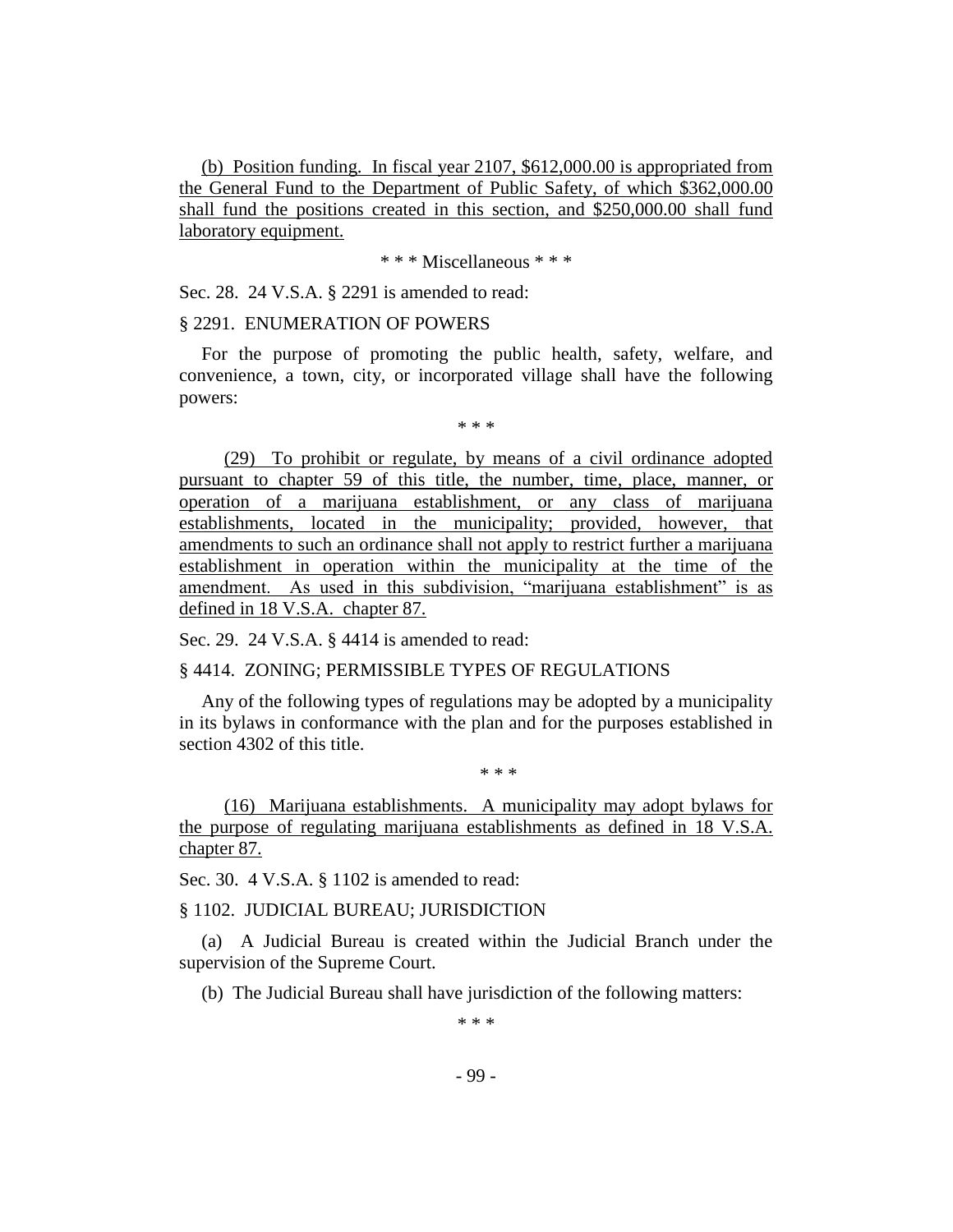(b) Position funding. In fiscal year 2107, $612,000.00 is appropriated from the General Fund to the Department of Public Safety, of which $362,000.00 shall fund the positions created in this section, and $250,000.00 shall fund laboratory equipment.

\* \* \* Miscellaneous \* \* \*

Sec. 28. 24 V.S.A. § 2291 is amended to read:

§ 2291. ENUMERATION OF POWERS

For the purpose of promoting the public health, safety, welfare, and convenience, a town, city, or incorporated village shall have the following powers:

\* \* \*

(29) To prohibit or regulate, by means of a civil ordinance adopted pursuant to chapter 59 of this title, the number, time, place, manner, or operation of a marijuana establishment, or any class of marijuana establishments, located in the municipality; provided, however, that amendments to such an ordinance shall not apply to restrict further a marijuana establishment in operation within the municipality at the time of the amendment. As used in this subdivision, "marijuana establishment" is as defined in 18 V.S.A. chapter 87.

Sec. 29. 24 V.S.A. § 4414 is amended to read:

§ 4414. ZONING; PERMISSIBLE TYPES OF REGULATIONS

Any of the following types of regulations may be adopted by a municipality in its bylaws in conformance with the plan and for the purposes established in section 4302 of this title.

\* \* \*

(16) Marijuana establishments. A municipality may adopt bylaws for the purpose of regulating marijuana establishments as defined in 18 V.S.A. chapter 87.

Sec. 30. 4 V.S.A. § 1102 is amended to read:

§ 1102. JUDICIAL BUREAU; JURISDICTION

(a) A Judicial Bureau is created within the Judicial Branch under the supervision of the Supreme Court.

(b) The Judicial Bureau shall have jurisdiction of the following matters:

\* \* \*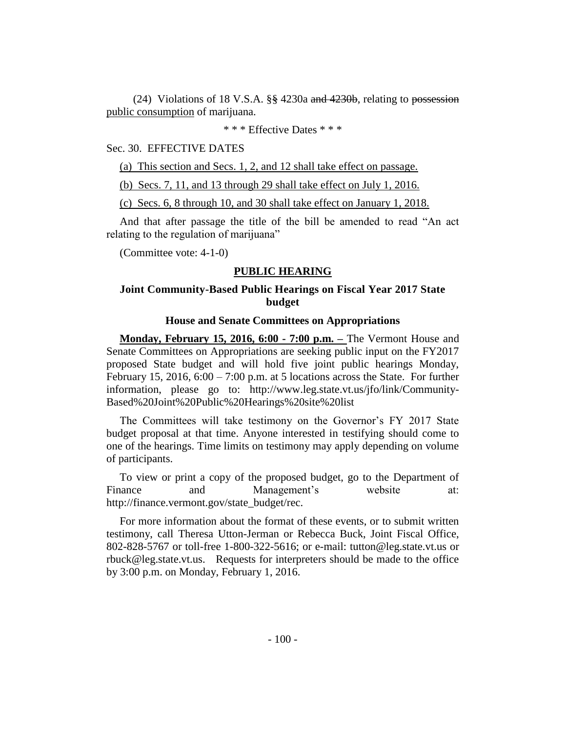(24) Violations of 18 V.S.A. §§ 4230a ~~and 4230b~~, relating to ~~possession~~ <u>public consumption</u> of marijuana.

\* \* \* Effective Dates \* \* \*

Sec. 30. EFFECTIVE DATES

<u>(a) This section and Secs. 1, 2, and 12 shall take effect on passage.</u>

<u>(b) Secs. 7, 11, and 13 through 29 shall take effect on July 1, 2016.</u>

<u>(c) Secs. 6, 8 through 10, and 30 shall take effect on January 1, 2018.</u>

And that after passage the title of the bill be amended to read "An act relating to the regulation of marijuana"

(Committee vote: 4-1-0)

## PUBLIC HEARING

### Joint Community-Based Public Hearings on Fiscal Year 2017 State budget

### House and Senate Committees on Appropriations

**Monday, February 15, 2016, 6:00 - 7:00 p.m. –** The Vermont House and Senate Committees on Appropriations are seeking public input on the FY2017 proposed State budget and will hold five joint public hearings Monday, February 15, 2016, 6:00 – 7:00 p.m. at 5 locations across the State. For further information, please go to: http://www.leg.state.vt.us/jfo/link/Community-Based%20Joint%20Public%20Hearings%20site%20list

The Committees will take testimony on the Governor's FY 2017 State budget proposal at that time. Anyone interested in testifying should come to one of the hearings. Time limits on testimony may apply depending on volume of participants.

To view or print a copy of the proposed budget, go to the Department of Finance and Management's website at: http://finance.vermont.gov/state_budget/rec.

For more information about the format of these events, or to submit written testimony, call Theresa Utton-Jerman or Rebecca Buck, Joint Fiscal Office, 802-828-5767 or toll-free 1-800-322-5616; or e-mail: tutton@leg.state.vt.us or rbuck@leg.state.vt.us. Requests for interpreters should be made to the office by 3:00 p.m. on Monday, February 1, 2016.